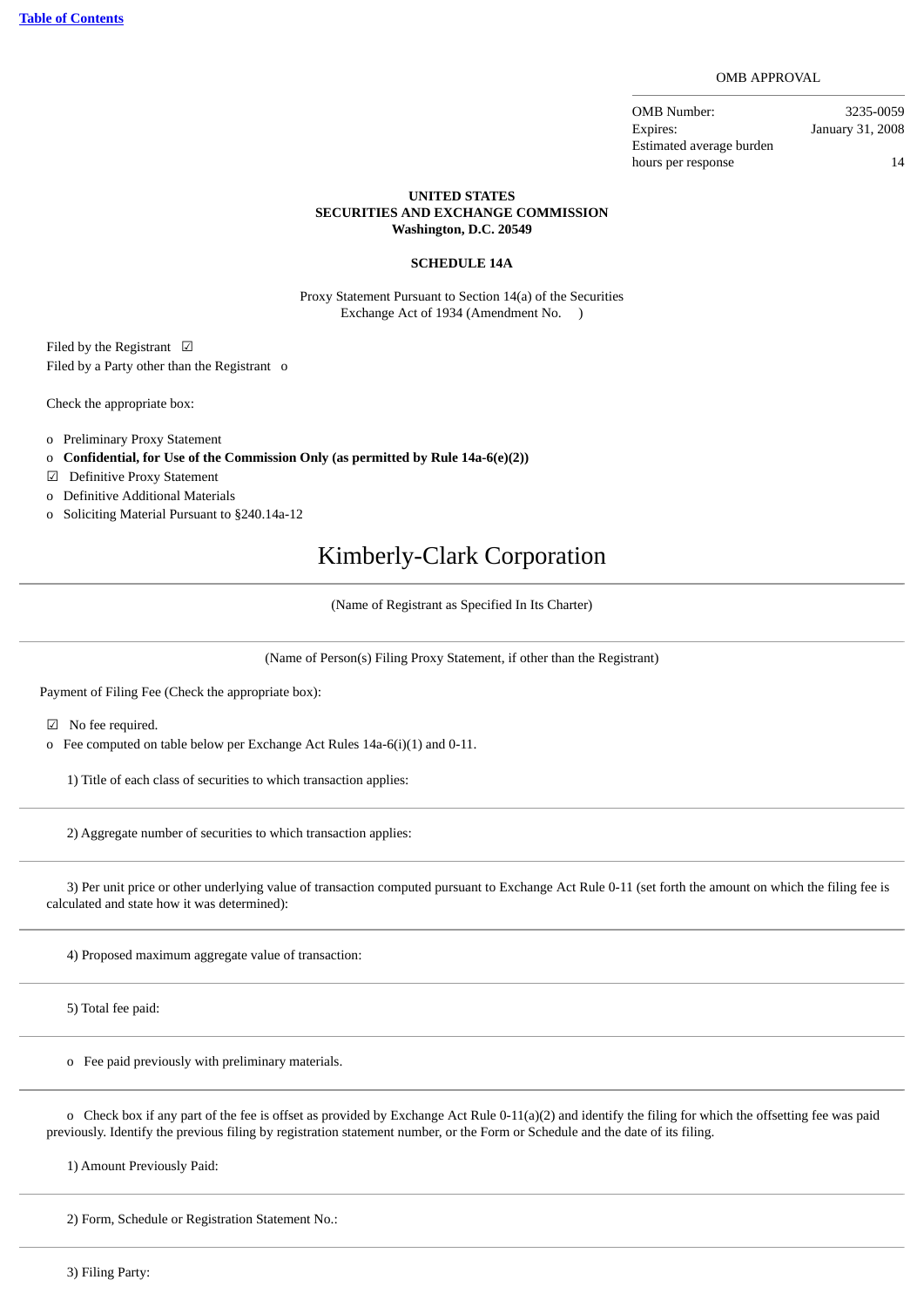Table of Contents

OMB APPROVAL

| | |
|---|---|
| OMB Number: | 3235-0059 |
| Expires: | January 31, 2008 |
| Estimated average burden hours per response | 14 |

**UNITED STATES**
**SECURITIES AND EXCHANGE COMMISSION**
**Washington, D.C. 20549**

**SCHEDULE 14A**

Proxy Statement Pursuant to Section 14(a) of the Securities Exchange Act of 1934 (Amendment No. )

Filed by the Registrant ☑
Filed by a Party other than the Registrant o

Check the appropriate box:

o Preliminary Proxy Statement
o **Confidential, for Use of the Commission Only (as permitted by Rule 14a-6(e)(2))**
☑ Definitive Proxy Statement
o Definitive Additional Materials
o Soliciting Material Pursuant to §240.14a-12

# Kimberly-Clark Corporation

(Name of Registrant as Specified In Its Charter)

(Name of Person(s) Filing Proxy Statement, if other than the Registrant)

Payment of Filing Fee (Check the appropriate box):

☑ No fee required.
o Fee computed on table below per Exchange Act Rules 14a-6(i)(1) and 0-11.

1) Title of each class of securities to which transaction applies:

2) Aggregate number of securities to which transaction applies:

3) Per unit price or other underlying value of transaction computed pursuant to Exchange Act Rule 0-11 (set forth the amount on which the filing fee is calculated and state how it was determined):

4) Proposed maximum aggregate value of transaction:

5) Total fee paid:

o Fee paid previously with preliminary materials.

o Check box if any part of the fee is offset as provided by Exchange Act Rule 0-11(a)(2) and identify the filing for which the offsetting fee was paid previously. Identify the previous filing by registration statement number, or the Form or Schedule and the date of its filing.

1) Amount Previously Paid:

2) Form, Schedule or Registration Statement No.:

3) Filing Party: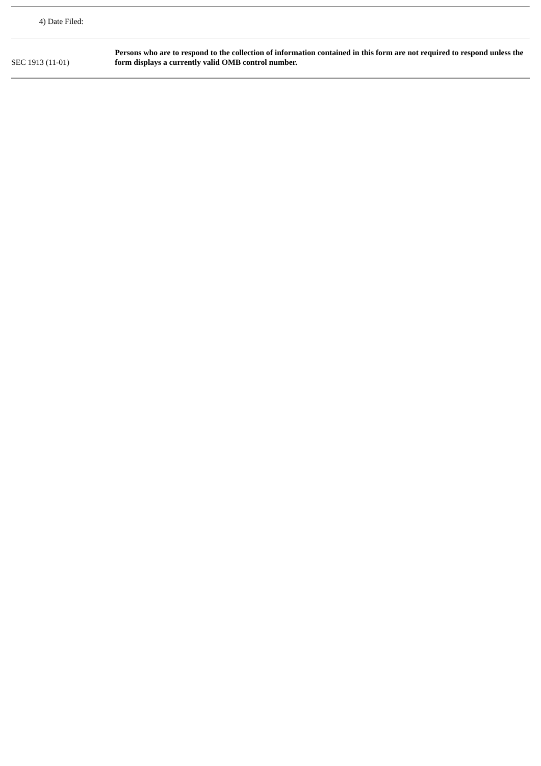4) Date Filed:

| | |
|---|---|
| SEC 1913 (11-01) | **Persons who are to respond to the collection of information contained in this form are not required to respond unless the form displays a currently valid OMB control number.** |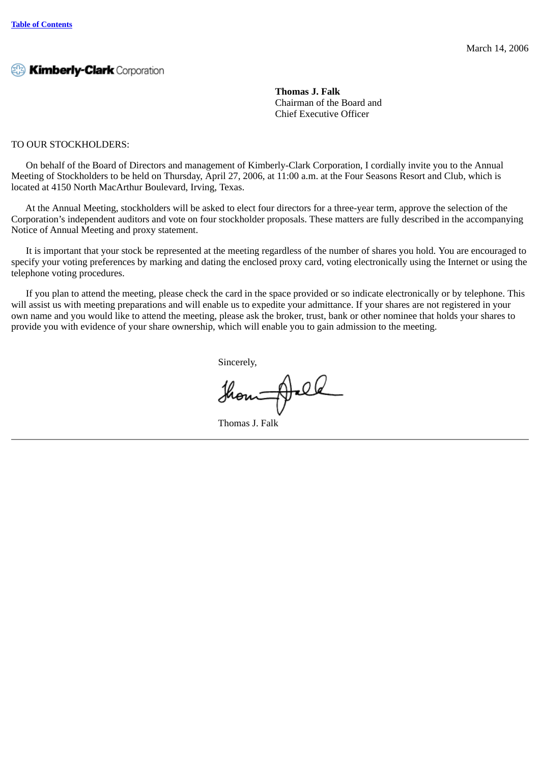March 14, 2006

Kimberly-Clark Corporation

**Thomas J. Falk**
Chairman of the Board and
Chief Executive Officer

TO OUR STOCKHOLDERS:

On behalf of the Board of Directors and management of Kimberly-Clark Corporation, I cordially invite you to the Annual Meeting of Stockholders to be held on Thursday, April 27, 2006, at 11:00 a.m. at the Four Seasons Resort and Club, which is located at 4150 North MacArthur Boulevard, Irving, Texas.

At the Annual Meeting, stockholders will be asked to elect four directors for a three-year term, approve the selection of the Corporation's independent auditors and vote on four stockholder proposals. These matters are fully described in the accompanying Notice of Annual Meeting and proxy statement.

It is important that your stock be represented at the meeting regardless of the number of shares you hold. You are encouraged to specify your voting preferences by marking and dating the enclosed proxy card, voting electronically using the Internet or using the telephone voting procedures.

If you plan to attend the meeting, please check the card in the space provided or so indicate electronically or by telephone. This will assist us with meeting preparations and will enable us to expedite your admittance. If your shares are not registered in your own name and you would like to attend the meeting, please ask the broker, trust, bank or other nominee that holds your shares to provide you with evidence of your share ownership, which will enable you to gain admission to the meeting.

Sincerely,

Thomas J. Falk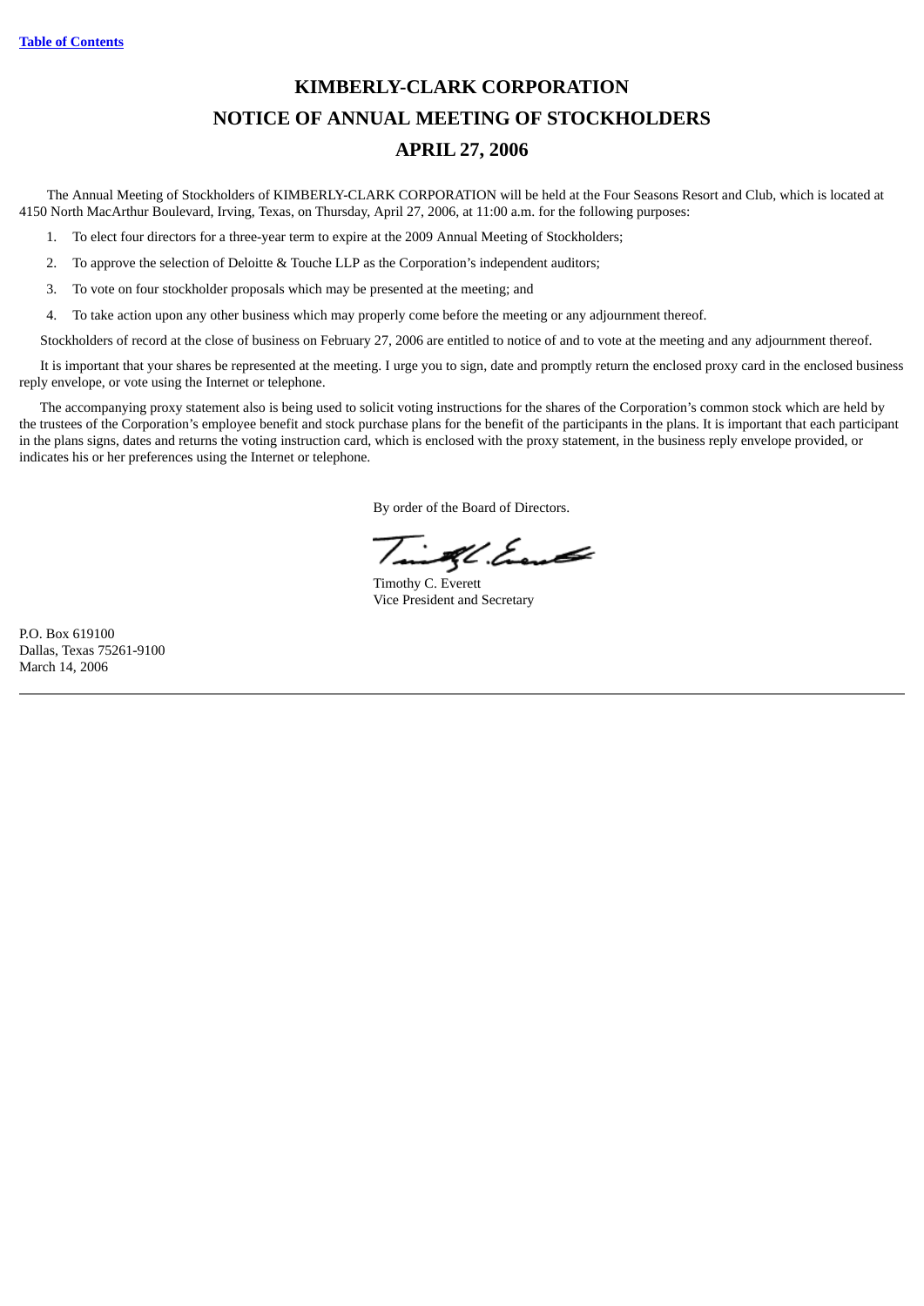[Table of Contents](#)

# KIMBERLY-CLARK CORPORATION
# NOTICE OF ANNUAL MEETING OF STOCKHOLDERS
# APRIL 27, 2006

The Annual Meeting of Stockholders of KIMBERLY-CLARK CORPORATION will be held at the Four Seasons Resort and Club, which is located at 4150 North MacArthur Boulevard, Irving, Texas, on Thursday, April 27, 2006, at 11:00 a.m. for the following purposes:

1. To elect four directors for a three-year term to expire at the 2009 Annual Meeting of Stockholders;
2. To approve the selection of Deloitte & Touche LLP as the Corporation's independent auditors;
3. To vote on four stockholder proposals which may be presented at the meeting; and
4. To take action upon any other business which may properly come before the meeting or any adjournment thereof.

Stockholders of record at the close of business on February 27, 2006 are entitled to notice of and to vote at the meeting and any adjournment thereof.

It is important that your shares be represented at the meeting. I urge you to sign, date and promptly return the enclosed proxy card in the enclosed business reply envelope, or vote using the Internet or telephone.

The accompanying proxy statement also is being used to solicit voting instructions for the shares of the Corporation's common stock which are held by the trustees of the Corporation's employee benefit and stock purchase plans for the benefit of the participants in the plans. It is important that each participant in the plans signs, dates and returns the voting instruction card, which is enclosed with the proxy statement, in the business reply envelope provided, or indicates his or her preferences using the Internet or telephone.

By order of the Board of Directors.

Timothy C. Everett
Vice President and Secretary

P.O. Box 619100
Dallas, Texas 75261-9100
March 14, 2006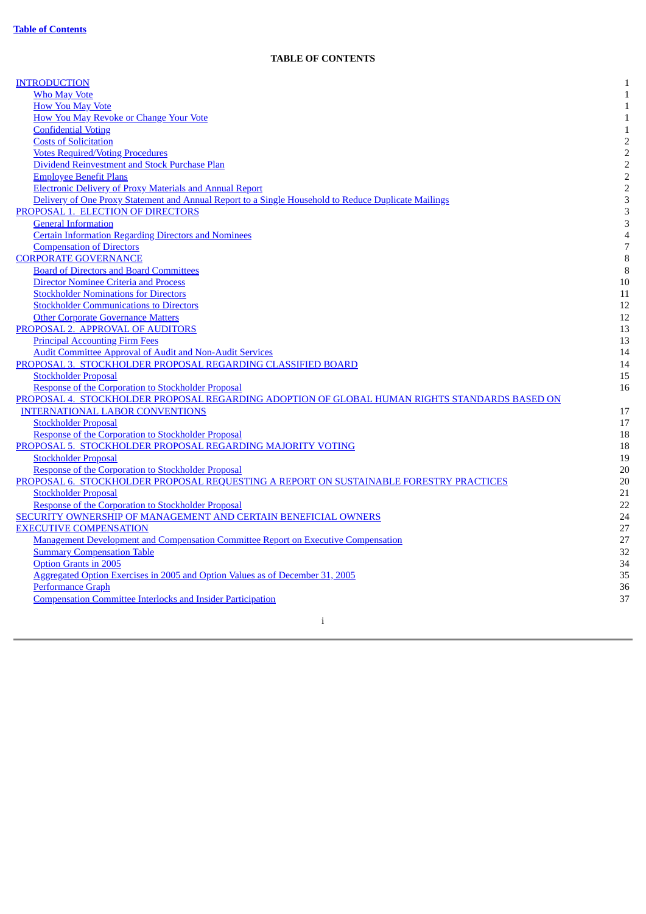**Table of Contents**

# TABLE OF CONTENTS

| | |
|---|---|
| INTRODUCTION | 1 |
| Who May Vote | 1 |
| How You May Vote | 1 |
| How You May Revoke or Change Your Vote | 1 |
| Confidential Voting | 1 |
| Costs of Solicitation | 2 |
| Votes Required/Voting Procedures | 2 |
| Dividend Reinvestment and Stock Purchase Plan | 2 |
| Employee Benefit Plans | 2 |
| Electronic Delivery of Proxy Materials and Annual Report | 2 |
| Delivery of One Proxy Statement and Annual Report to a Single Household to Reduce Duplicate Mailings | 3 |
| PROPOSAL 1. ELECTION OF DIRECTORS | 3 |
| General Information | 3 |
| Certain Information Regarding Directors and Nominees | 4 |
| Compensation of Directors | 7 |
| CORPORATE GOVERNANCE | 8 |
| Board of Directors and Board Committees | 8 |
| Director Nominee Criteria and Process | 10 |
| Stockholder Nominations for Directors | 11 |
| Stockholder Communications to Directors | 12 |
| Other Corporate Governance Matters | 12 |
| PROPOSAL 2. APPROVAL OF AUDITORS | 13 |
| Principal Accounting Firm Fees | 13 |
| Audit Committee Approval of Audit and Non-Audit Services | 14 |
| PROPOSAL 3. STOCKHOLDER PROPOSAL REGARDING CLASSIFIED BOARD | 14 |
| Stockholder Proposal | 15 |
| Response of the Corporation to Stockholder Proposal | 16 |
| PROPOSAL 4. STOCKHOLDER PROPOSAL REGARDING ADOPTION OF GLOBAL HUMAN RIGHTS STANDARDS BASED ON INTERNATIONAL LABOR CONVENTIONS | 17 |
| Stockholder Proposal | 17 |
| Response of the Corporation to Stockholder Proposal | 18 |
| PROPOSAL 5. STOCKHOLDER PROPOSAL REGARDING MAJORITY VOTING | 18 |
| Stockholder Proposal | 19 |
| Response of the Corporation to Stockholder Proposal | 20 |
| PROPOSAL 6. STOCKHOLDER PROPOSAL REQUESTING A REPORT ON SUSTAINABLE FORESTRY PRACTICES | 20 |
| Stockholder Proposal | 21 |
| Response of the Corporation to Stockholder Proposal | 22 |
| SECURITY OWNERSHIP OF MANAGEMENT AND CERTAIN BENEFICIAL OWNERS | 24 |
| EXECUTIVE COMPENSATION | 27 |
| Management Development and Compensation Committee Report on Executive Compensation | 27 |
| Summary Compensation Table | 32 |
| Option Grants in 2005 | 34 |
| Aggregated Option Exercises in 2005 and Option Values as of December 31, 2005 | 35 |
| Performance Graph | 36 |
| Compensation Committee Interlocks and Insider Participation | 37 |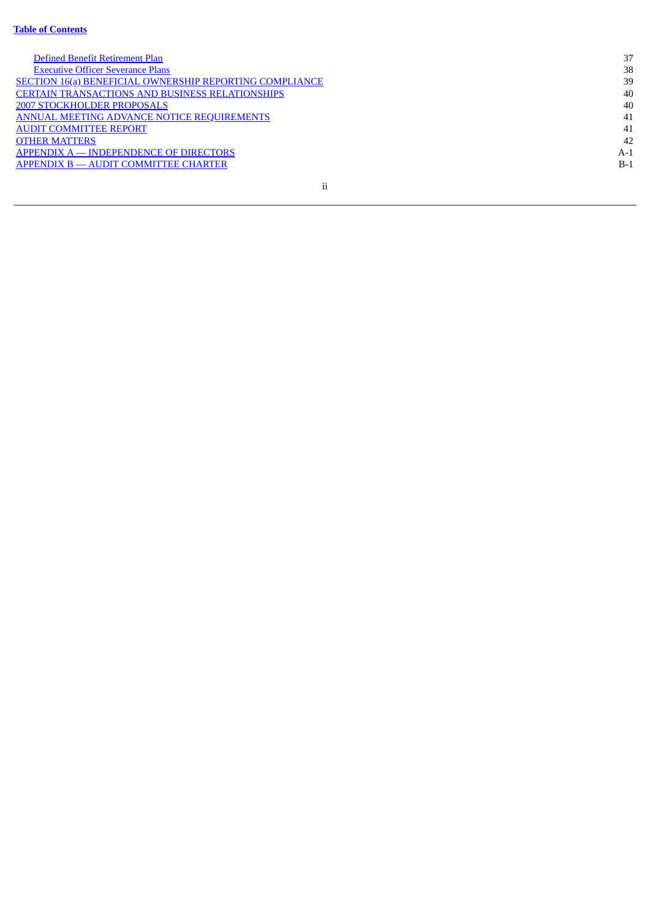**Table of Contents**

| | |
|---|---|
| Defined Benefit Retirement Plan | 37 |
| Executive Officer Severance Plans | 38 |
| SECTION 16(a) BENEFICIAL OWNERSHIP REPORTING COMPLIANCE | 39 |
| CERTAIN TRANSACTIONS AND BUSINESS RELATIONSHIPS | 40 |
| 2007 STOCKHOLDER PROPOSALS | 40 |
| ANNUAL MEETING ADVANCE NOTICE REQUIREMENTS | 41 |
| AUDIT COMMITTEE REPORT | 41 |
| OTHER MATTERS | 42 |
| APPENDIX A — INDEPENDENCE OF DIRECTORS | A-1 |
| APPENDIX B — AUDIT COMMITTEE CHARTER | B-1 |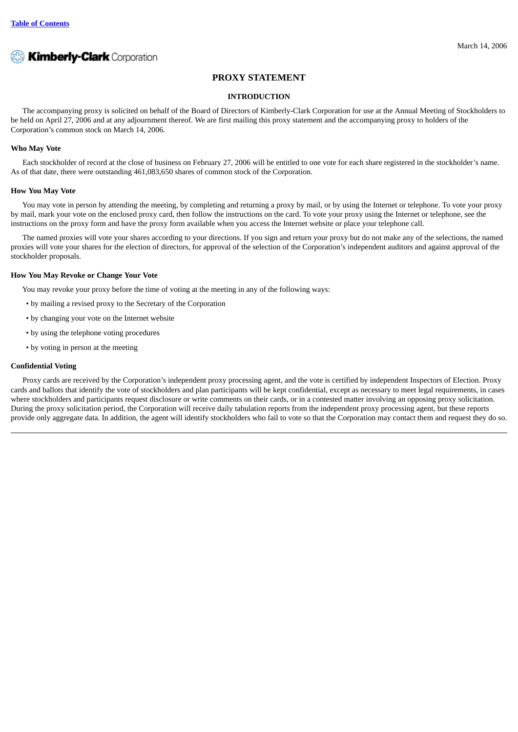March 14, 2006

Kimberly-Clark Corporation

# PROXY STATEMENT

## INTRODUCTION

The accompanying proxy is solicited on behalf of the Board of Directors of Kimberly-Clark Corporation for use at the Annual Meeting of Stockholders to be held on April 27, 2006 and at any adjournment thereof. We are first mailing this proxy statement and the accompanying proxy to holders of the Corporation's common stock on March 14, 2006.

### Who May Vote

Each stockholder of record at the close of business on February 27, 2006 will be entitled to one vote for each share registered in the stockholder's name. As of that date, there were outstanding 461,083,650 shares of common stock of the Corporation.

### How You May Vote

You may vote in person by attending the meeting, by completing and returning a proxy by mail, or by using the Internet or telephone. To vote your proxy by mail, mark your vote on the enclosed proxy card, then follow the instructions on the card. To vote your proxy using the Internet or telephone, see the instructions on the proxy form and have the proxy form available when you access the Internet website or place your telephone call.

The named proxies will vote your shares according to your directions. If you sign and return your proxy but do not make any of the selections, the named proxies will vote your shares for the election of directors, for approval of the selection of the Corporation's independent auditors and against approval of the stockholder proposals.

### How You May Revoke or Change Your Vote

You may revoke your proxy before the time of voting at the meeting in any of the following ways:

- by mailing a revised proxy to the Secretary of the Corporation
- by changing your vote on the Internet website
- by using the telephone voting procedures
- by voting in person at the meeting

### Confidential Voting

Proxy cards are received by the Corporation's independent proxy processing agent, and the vote is certified by independent Inspectors of Election. Proxy cards and ballots that identify the vote of stockholders and plan participants will be kept confidential, except as necessary to meet legal requirements, in cases where stockholders and participants request disclosure or write comments on their cards, or in a contested matter involving an opposing proxy solicitation. During the proxy solicitation period, the Corporation will receive daily tabulation reports from the independent proxy processing agent, but these reports provide only aggregate data. In addition, the agent will identify stockholders who fail to vote so that the Corporation may contact them and request they do so.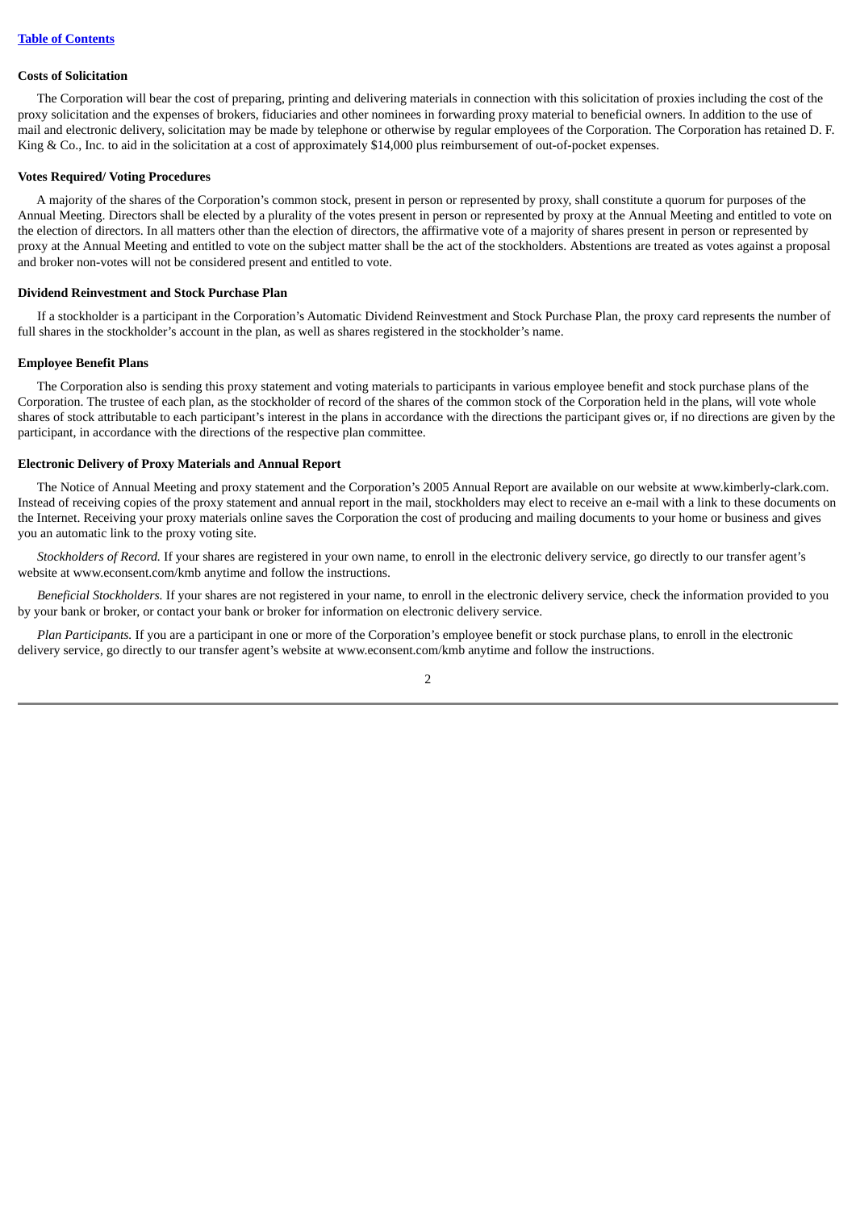### Costs of Solicitation

The Corporation will bear the cost of preparing, printing and delivering materials in connection with this solicitation of proxies including the cost of the proxy solicitation and the expenses of brokers, fiduciaries and other nominees in forwarding proxy material to beneficial owners. In addition to the use of mail and electronic delivery, solicitation may be made by telephone or otherwise by regular employees of the Corporation. The Corporation has retained D. F. King & Co., Inc. to aid in the solicitation at a cost of approximately $14,000 plus reimbursement of out-of-pocket expenses.

### Votes Required/ Voting Procedures

A majority of the shares of the Corporation's common stock, present in person or represented by proxy, shall constitute a quorum for purposes of the Annual Meeting. Directors shall be elected by a plurality of the votes present in person or represented by proxy at the Annual Meeting and entitled to vote on the election of directors. In all matters other than the election of directors, the affirmative vote of a majority of shares present in person or represented by proxy at the Annual Meeting and entitled to vote on the subject matter shall be the act of the stockholders. Abstentions are treated as votes against a proposal and broker non-votes will not be considered present and entitled to vote.

### Dividend Reinvestment and Stock Purchase Plan

If a stockholder is a participant in the Corporation's Automatic Dividend Reinvestment and Stock Purchase Plan, the proxy card represents the number of full shares in the stockholder's account in the plan, as well as shares registered in the stockholder's name.

### Employee Benefit Plans

The Corporation also is sending this proxy statement and voting materials to participants in various employee benefit and stock purchase plans of the Corporation. The trustee of each plan, as the stockholder of record of the shares of the common stock of the Corporation held in the plans, will vote whole shares of stock attributable to each participant's interest in the plans in accordance with the directions the participant gives or, if no directions are given by the participant, in accordance with the directions of the respective plan committee.

### Electronic Delivery of Proxy Materials and Annual Report

The Notice of Annual Meeting and proxy statement and the Corporation's 2005 Annual Report are available on our website at www.kimberly-clark.com. Instead of receiving copies of the proxy statement and annual report in the mail, stockholders may elect to receive an e-mail with a link to these documents on the Internet. Receiving your proxy materials online saves the Corporation the cost of producing and mailing documents to your home or business and gives you an automatic link to the proxy voting site.

*Stockholders of Record.* If your shares are registered in your own name, to enroll in the electronic delivery service, go directly to our transfer agent's website at www.econsent.com/kmb anytime and follow the instructions.

*Beneficial Stockholders.* If your shares are not registered in your name, to enroll in the electronic delivery service, check the information provided to you by your bank or broker, or contact your bank or broker for information on electronic delivery service.

*Plan Participants.* If you are a participant in one or more of the Corporation's employee benefit or stock purchase plans, to enroll in the electronic delivery service, go directly to our transfer agent's website at www.econsent.com/kmb anytime and follow the instructions.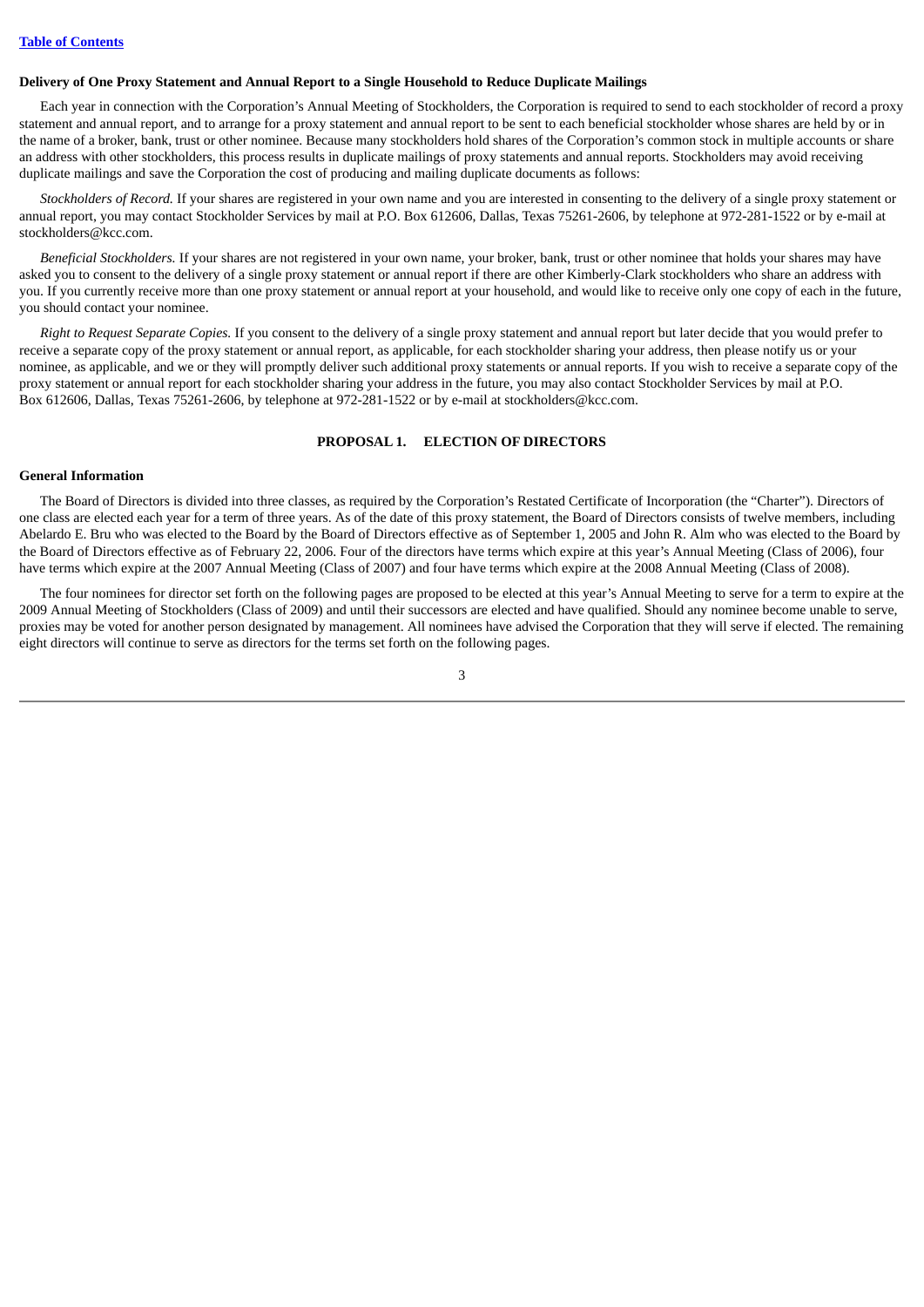### Delivery of One Proxy Statement and Annual Report to a Single Household to Reduce Duplicate Mailings

Each year in connection with the Corporation's Annual Meeting of Stockholders, the Corporation is required to send to each stockholder of record a proxy statement and annual report, and to arrange for a proxy statement and annual report to be sent to each beneficial stockholder whose shares are held by or in the name of a broker, bank, trust or other nominee. Because many stockholders hold shares of the Corporation's common stock in multiple accounts or share an address with other stockholders, this process results in duplicate mailings of proxy statements and annual reports. Stockholders may avoid receiving duplicate mailings and save the Corporation the cost of producing and mailing duplicate documents as follows:

*Stockholders of Record.* If your shares are registered in your own name and you are interested in consenting to the delivery of a single proxy statement or annual report, you may contact Stockholder Services by mail at P.O. Box 612606, Dallas, Texas 75261-2606, by telephone at 972-281-1522 or by e-mail at stockholders@kcc.com.

*Beneficial Stockholders.* If your shares are not registered in your own name, your broker, bank, trust or other nominee that holds your shares may have asked you to consent to the delivery of a single proxy statement or annual report if there are other Kimberly-Clark stockholders who share an address with you. If you currently receive more than one proxy statement or annual report at your household, and would like to receive only one copy of each in the future, you should contact your nominee.

*Right to Request Separate Copies.* If you consent to the delivery of a single proxy statement and annual report but later decide that you would prefer to receive a separate copy of the proxy statement or annual report, as applicable, for each stockholder sharing your address, then please notify us or your nominee, as applicable, and we or they will promptly deliver such additional proxy statements or annual reports. If you wish to receive a separate copy of the proxy statement or annual report for each stockholder sharing your address in the future, you may also contact Stockholder Services by mail at P.O. Box 612606, Dallas, Texas 75261-2606, by telephone at 972-281-1522 or by e-mail at stockholders@kcc.com.

## PROPOSAL 1. ELECTION OF DIRECTORS

### General Information

The Board of Directors is divided into three classes, as required by the Corporation's Restated Certificate of Incorporation (the "Charter"). Directors of one class are elected each year for a term of three years. As of the date of this proxy statement, the Board of Directors consists of twelve members, including Abelardo E. Bru who was elected to the Board by the Board of Directors effective as of September 1, 2005 and John R. Alm who was elected to the Board by the Board of Directors effective as of February 22, 2006. Four of the directors have terms which expire at this year's Annual Meeting (Class of 2006), four have terms which expire at the 2007 Annual Meeting (Class of 2007) and four have terms which expire at the 2008 Annual Meeting (Class of 2008).

The four nominees for director set forth on the following pages are proposed to be elected at this year's Annual Meeting to serve for a term to expire at the 2009 Annual Meeting of Stockholders (Class of 2009) and until their successors are elected and have qualified. Should any nominee become unable to serve, proxies may be voted for another person designated by management. All nominees have advised the Corporation that they will serve if elected. The remaining eight directors will continue to serve as directors for the terms set forth on the following pages.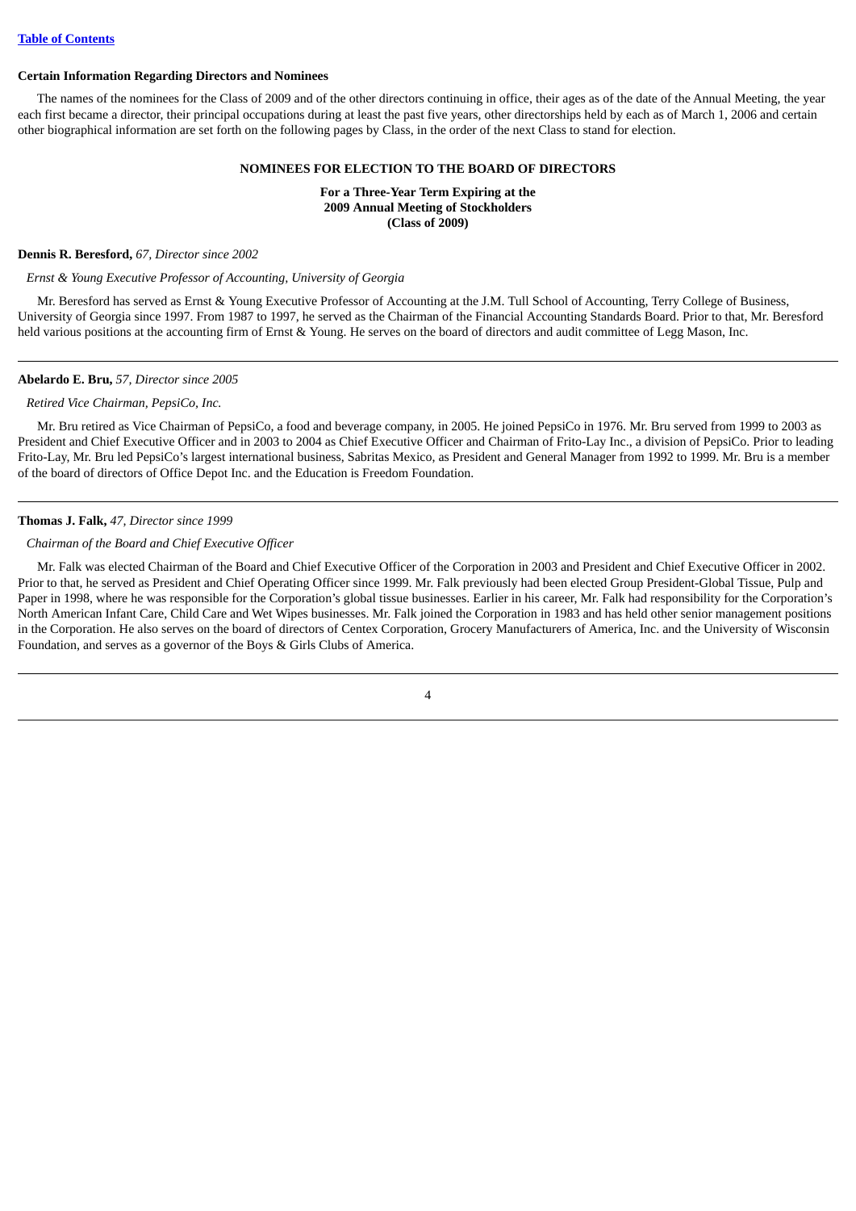**Certain Information Regarding Directors and Nominees**

The names of the nominees for the Class of 2009 and of the other directors continuing in office, their ages as of the date of the Annual Meeting, the year each first became a director, their principal occupations during at least the past five years, other directorships held by each as of March 1, 2006 and certain other biographical information are set forth on the following pages by Class, in the order of the next Class to stand for election.

**NOMINEES FOR ELECTION TO THE BOARD OF DIRECTORS**

**For a Three-Year Term Expiring at the 2009 Annual Meeting of Stockholders (Class of 2009)**

**Dennis R. Beresford,** *67, Director since 2002*

*Ernst & Young Executive Professor of Accounting, University of Georgia*

Mr. Beresford has served as Ernst & Young Executive Professor of Accounting at the J.M. Tull School of Accounting, Terry College of Business, University of Georgia since 1997. From 1987 to 1997, he served as the Chairman of the Financial Accounting Standards Board. Prior to that, Mr. Beresford held various positions at the accounting firm of Ernst & Young. He serves on the board of directors and audit committee of Legg Mason, Inc.

---

**Abelardo E. Bru,** *57, Director since 2005*

*Retired Vice Chairman, PepsiCo, Inc.*

Mr. Bru retired as Vice Chairman of PepsiCo, a food and beverage company, in 2005. He joined PepsiCo in 1976. Mr. Bru served from 1999 to 2003 as President and Chief Executive Officer and in 2003 to 2004 as Chief Executive Officer and Chairman of Frito-Lay Inc., a division of PepsiCo. Prior to leading Frito-Lay, Mr. Bru led PepsiCo's largest international business, Sabritas Mexico, as President and General Manager from 1992 to 1999. Mr. Bru is a member of the board of directors of Office Depot Inc. and the Education is Freedom Foundation.

---

**Thomas J. Falk,** *47, Director since 1999*

*Chairman of the Board and Chief Executive Officer*

Mr. Falk was elected Chairman of the Board and Chief Executive Officer of the Corporation in 2003 and President and Chief Executive Officer in 2002. Prior to that, he served as President and Chief Operating Officer since 1999. Mr. Falk previously had been elected Group President-Global Tissue, Pulp and Paper in 1998, where he was responsible for the Corporation's global tissue businesses. Earlier in his career, Mr. Falk had responsibility for the Corporation's North American Infant Care, Child Care and Wet Wipes businesses. Mr. Falk joined the Corporation in 1983 and has held other senior management positions in the Corporation. He also serves on the board of directors of Centex Corporation, Grocery Manufacturers of America, Inc. and the University of Wisconsin Foundation, and serves as a governor of the Boys & Girls Clubs of America.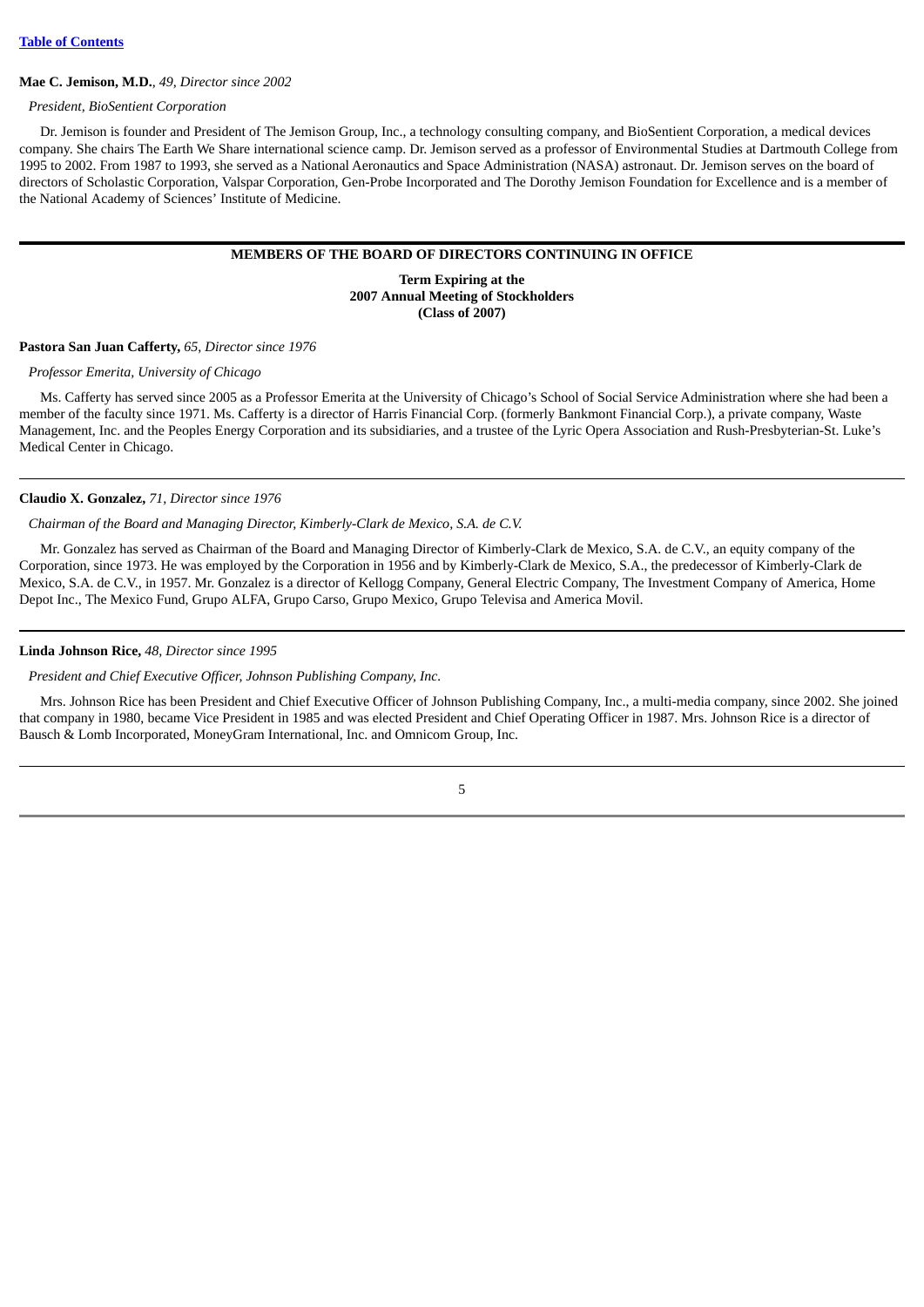**Mae C. Jemison, M.D.**, *49, Director since 2002*

*President, BioSentient Corporation*

Dr. Jemison is founder and President of The Jemison Group, Inc., a technology consulting company, and BioSentient Corporation, a medical devices company. She chairs The Earth We Share international science camp. Dr. Jemison served as a professor of Environmental Studies at Dartmouth College from 1995 to 2002. From 1987 to 1993, she served as a National Aeronautics and Space Administration (NASA) astronaut. Dr. Jemison serves on the board of directors of Scholastic Corporation, Valspar Corporation, Gen-Probe Incorporated and The Dorothy Jemison Foundation for Excellence and is a member of the National Academy of Sciences' Institute of Medicine.

## MEMBERS OF THE BOARD OF DIRECTORS CONTINUING IN OFFICE

**Term Expiring at the 2007 Annual Meeting of Stockholders (Class of 2007)**

**Pastora San Juan Cafferty,** *65, Director since 1976*

*Professor Emerita, University of Chicago*

Ms. Cafferty has served since 2005 as a Professor Emerita at the University of Chicago's School of Social Service Administration where she had been a member of the faculty since 1971. Ms. Cafferty is a director of Harris Financial Corp. (formerly Bankmont Financial Corp.), a private company, Waste Management, Inc. and the Peoples Energy Corporation and its subsidiaries, and a trustee of the Lyric Opera Association and Rush-Presbyterian-St. Luke's Medical Center in Chicago.

**Claudio X. Gonzalez,** *71, Director since 1976*

*Chairman of the Board and Managing Director, Kimberly-Clark de Mexico, S.A. de C.V.*

Mr. Gonzalez has served as Chairman of the Board and Managing Director of Kimberly-Clark de Mexico, S.A. de C.V., an equity company of the Corporation, since 1973. He was employed by the Corporation in 1956 and by Kimberly-Clark de Mexico, S.A., the predecessor of Kimberly-Clark de Mexico, S.A. de C.V., in 1957. Mr. Gonzalez is a director of Kellogg Company, General Electric Company, The Investment Company of America, Home Depot Inc., The Mexico Fund, Grupo ALFA, Grupo Carso, Grupo Mexico, Grupo Televisa and America Movil.

**Linda Johnson Rice,** *48, Director since 1995*

*President and Chief Executive Officer, Johnson Publishing Company, Inc.*

Mrs. Johnson Rice has been President and Chief Executive Officer of Johnson Publishing Company, Inc., a multi-media company, since 2002. She joined that company in 1980, became Vice President in 1985 and was elected President and Chief Operating Officer in 1987. Mrs. Johnson Rice is a director of Bausch & Lomb Incorporated, MoneyGram International, Inc. and Omnicom Group, Inc.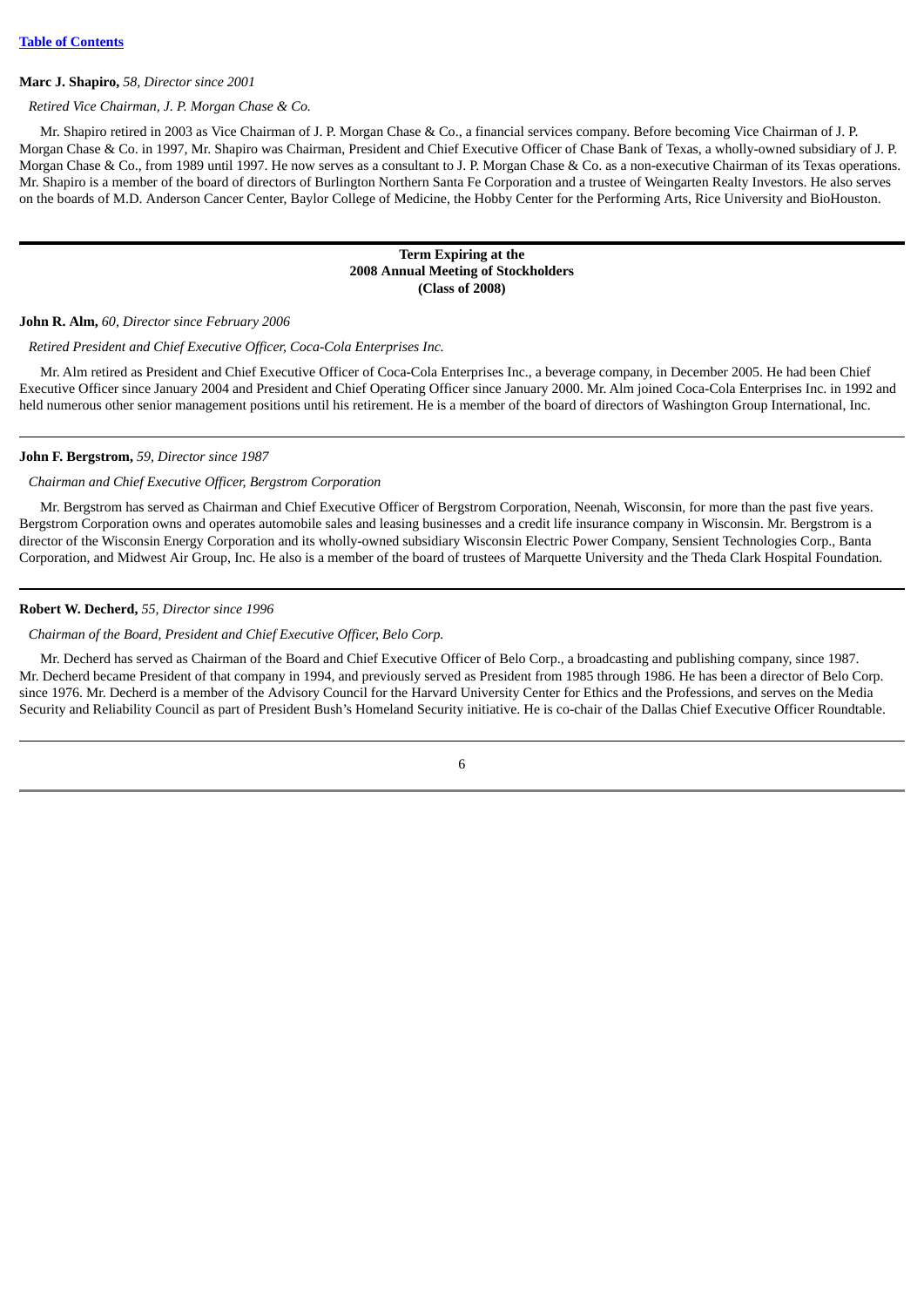**Marc J. Shapiro,** *58, Director since 2001*

*Retired Vice Chairman, J. P. Morgan Chase & Co.*

Mr. Shapiro retired in 2003 as Vice Chairman of J. P. Morgan Chase & Co., a financial services company. Before becoming Vice Chairman of J. P. Morgan Chase & Co. in 1997, Mr. Shapiro was Chairman, President and Chief Executive Officer of Chase Bank of Texas, a wholly-owned subsidiary of J. P. Morgan Chase & Co., from 1989 until 1997. He now serves as a consultant to J. P. Morgan Chase & Co. as a non-executive Chairman of its Texas operations. Mr. Shapiro is a member of the board of directors of Burlington Northern Santa Fe Corporation and a trustee of Weingarten Realty Investors. He also serves on the boards of M.D. Anderson Cancer Center, Baylor College of Medicine, the Hobby Center for the Performing Arts, Rice University and BioHouston.

**Term Expiring at the 2008 Annual Meeting of Stockholders (Class of 2008)**

**John R. Alm,** *60, Director since February 2006*

*Retired President and Chief Executive Officer, Coca-Cola Enterprises Inc.*

Mr. Alm retired as President and Chief Executive Officer of Coca-Cola Enterprises Inc., a beverage company, in December 2005. He had been Chief Executive Officer since January 2004 and President and Chief Operating Officer since January 2000. Mr. Alm joined Coca-Cola Enterprises Inc. in 1992 and held numerous other senior management positions until his retirement. He is a member of the board of directors of Washington Group International, Inc.

**John F. Bergstrom,** *59, Director since 1987*

*Chairman and Chief Executive Officer, Bergstrom Corporation*

Mr. Bergstrom has served as Chairman and Chief Executive Officer of Bergstrom Corporation, Neenah, Wisconsin, for more than the past five years. Bergstrom Corporation owns and operates automobile sales and leasing businesses and a credit life insurance company in Wisconsin. Mr. Bergstrom is a director of the Wisconsin Energy Corporation and its wholly-owned subsidiary Wisconsin Electric Power Company, Sensient Technologies Corp., Banta Corporation, and Midwest Air Group, Inc. He also is a member of the board of trustees of Marquette University and the Theda Clark Hospital Foundation.

**Robert W. Decherd,** *55, Director since 1996*

*Chairman of the Board, President and Chief Executive Officer, Belo Corp.*

Mr. Decherd has served as Chairman of the Board and Chief Executive Officer of Belo Corp., a broadcasting and publishing company, since 1987. Mr. Decherd became President of that company in 1994, and previously served as President from 1985 through 1986. He has been a director of Belo Corp. since 1976. Mr. Decherd is a member of the Advisory Council for the Harvard University Center for Ethics and the Professions, and serves on the Media Security and Reliability Council as part of President Bush's Homeland Security initiative. He is co-chair of the Dallas Chief Executive Officer Roundtable.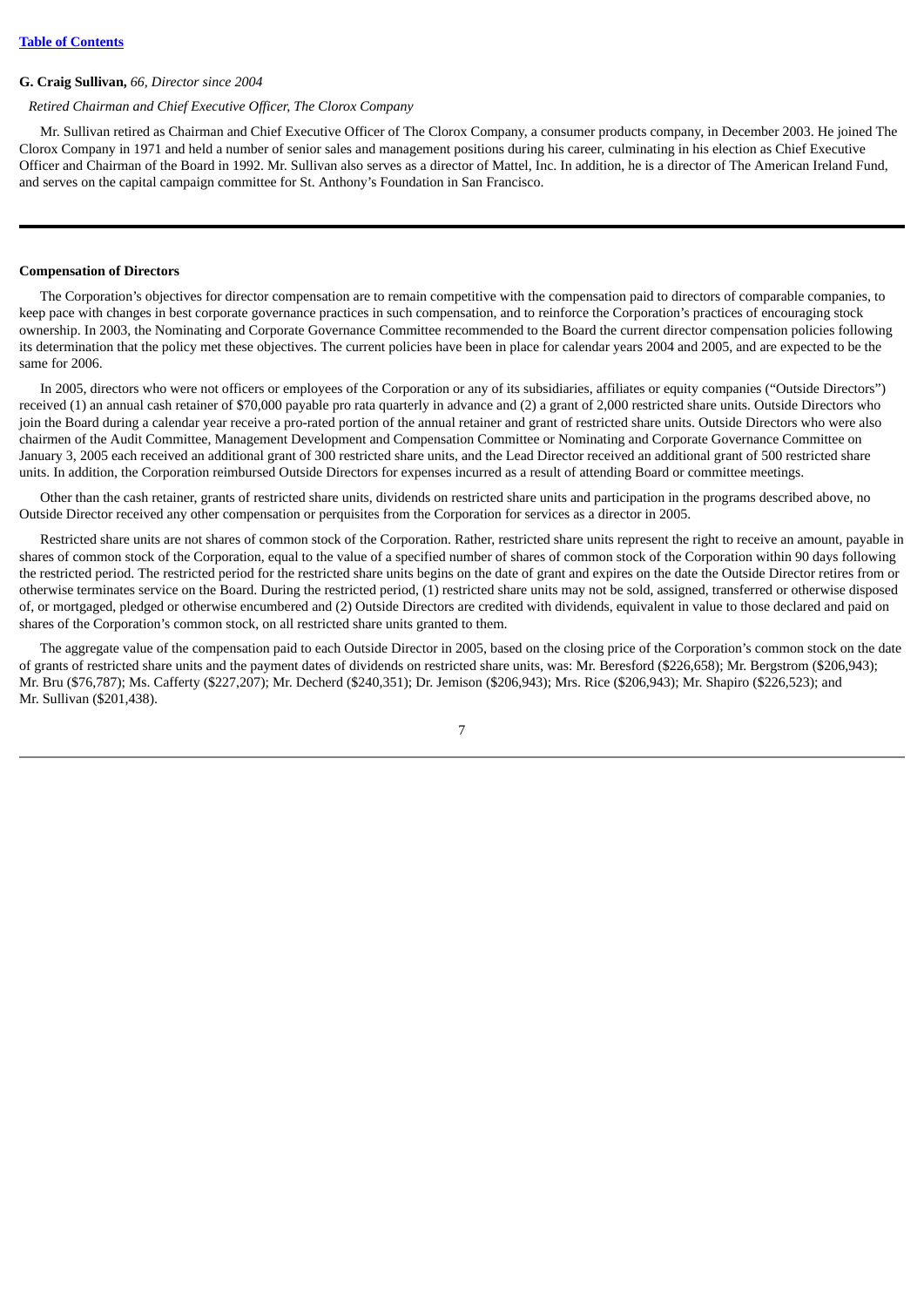**G. Craig Sullivan,** *66, Director since 2004*

*Retired Chairman and Chief Executive Officer, The Clorox Company*

Mr. Sullivan retired as Chairman and Chief Executive Officer of The Clorox Company, a consumer products company, in December 2003. He joined The Clorox Company in 1971 and held a number of senior sales and management positions during his career, culminating in his election as Chief Executive Officer and Chairman of the Board in 1992. Mr. Sullivan also serves as a director of Mattel, Inc. In addition, he is a director of The American Ireland Fund, and serves on the capital campaign committee for St. Anthony's Foundation in San Francisco.

---

**Compensation of Directors**

The Corporation's objectives for director compensation are to remain competitive with the compensation paid to directors of comparable companies, to keep pace with changes in best corporate governance practices in such compensation, and to reinforce the Corporation's practices of encouraging stock ownership. In 2003, the Nominating and Corporate Governance Committee recommended to the Board the current director compensation policies following its determination that the policy met these objectives. The current policies have been in place for calendar years 2004 and 2005, and are expected to be the same for 2006.

In 2005, directors who were not officers or employees of the Corporation or any of its subsidiaries, affiliates or equity companies ("Outside Directors") received (1) an annual cash retainer of $70,000 payable pro rata quarterly in advance and (2) a grant of 2,000 restricted share units. Outside Directors who join the Board during a calendar year receive a pro-rated portion of the annual retainer and grant of restricted share units. Outside Directors who were also chairmen of the Audit Committee, Management Development and Compensation Committee or Nominating and Corporate Governance Committee on January 3, 2005 each received an additional grant of 300 restricted share units, and the Lead Director received an additional grant of 500 restricted share units. In addition, the Corporation reimbursed Outside Directors for expenses incurred as a result of attending Board or committee meetings.

Other than the cash retainer, grants of restricted share units, dividends on restricted share units and participation in the programs described above, no Outside Director received any other compensation or perquisites from the Corporation for services as a director in 2005.

Restricted share units are not shares of common stock of the Corporation. Rather, restricted share units represent the right to receive an amount, payable in shares of common stock of the Corporation, equal to the value of a specified number of shares of common stock of the Corporation within 90 days following the restricted period. The restricted period for the restricted share units begins on the date of grant and expires on the date the Outside Director retires from or otherwise terminates service on the Board. During the restricted period, (1) restricted share units may not be sold, assigned, transferred or otherwise disposed of, or mortgaged, pledged or otherwise encumbered and (2) Outside Directors are credited with dividends, equivalent in value to those declared and paid on shares of the Corporation's common stock, on all restricted share units granted to them.

The aggregate value of the compensation paid to each Outside Director in 2005, based on the closing price of the Corporation's common stock on the date of grants of restricted share units and the payment dates of dividends on restricted share units, was: Mr. Beresford ($226,658); Mr. Bergstrom ($206,943); Mr. Bru ($76,787); Ms. Cafferty ($227,207); Mr. Decherd ($240,351); Dr. Jemison ($206,943); Mrs. Rice ($206,943); Mr. Shapiro ($226,523); and Mr. Sullivan ($201,438).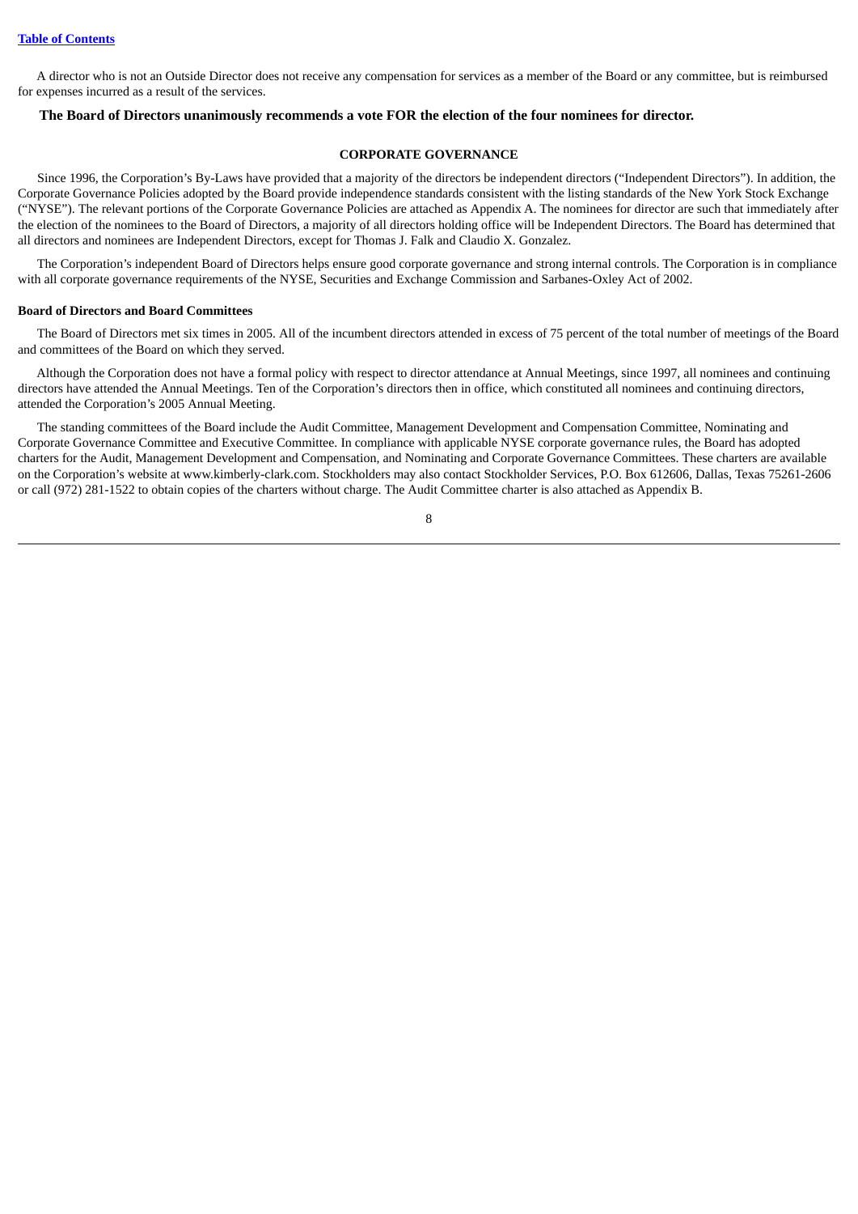A director who is not an Outside Director does not receive any compensation for services as a member of the Board or any committee, but is reimbursed for expenses incurred as a result of the services.

**The Board of Directors unanimously recommends a vote FOR the election of the four nominees for director.**

## CORPORATE GOVERNANCE

Since 1996, the Corporation's By-Laws have provided that a majority of the directors be independent directors ("Independent Directors"). In addition, the Corporate Governance Policies adopted by the Board provide independence standards consistent with the listing standards of the New York Stock Exchange ("NYSE"). The relevant portions of the Corporate Governance Policies are attached as Appendix A. The nominees for director are such that immediately after the election of the nominees to the Board of Directors, a majority of all directors holding office will be Independent Directors. The Board has determined that all directors and nominees are Independent Directors, except for Thomas J. Falk and Claudio X. Gonzalez.

The Corporation's independent Board of Directors helps ensure good corporate governance and strong internal controls. The Corporation is in compliance with all corporate governance requirements of the NYSE, Securities and Exchange Commission and Sarbanes-Oxley Act of 2002.

### Board of Directors and Board Committees

The Board of Directors met six times in 2005. All of the incumbent directors attended in excess of 75 percent of the total number of meetings of the Board and committees of the Board on which they served.

Although the Corporation does not have a formal policy with respect to director attendance at Annual Meetings, since 1997, all nominees and continuing directors have attended the Annual Meetings. Ten of the Corporation's directors then in office, which constituted all nominees and continuing directors, attended the Corporation's 2005 Annual Meeting.

The standing committees of the Board include the Audit Committee, Management Development and Compensation Committee, Nominating and Corporate Governance Committee and Executive Committee. In compliance with applicable NYSE corporate governance rules, the Board has adopted charters for the Audit, Management Development and Compensation, and Nominating and Corporate Governance Committees. These charters are available on the Corporation's website at www.kimberly-clark.com. Stockholders may also contact Stockholder Services, P.O. Box 612606, Dallas, Texas 75261-2606 or call (972) 281-1522 to obtain copies of the charters without charge. The Audit Committee charter is also attached as Appendix B.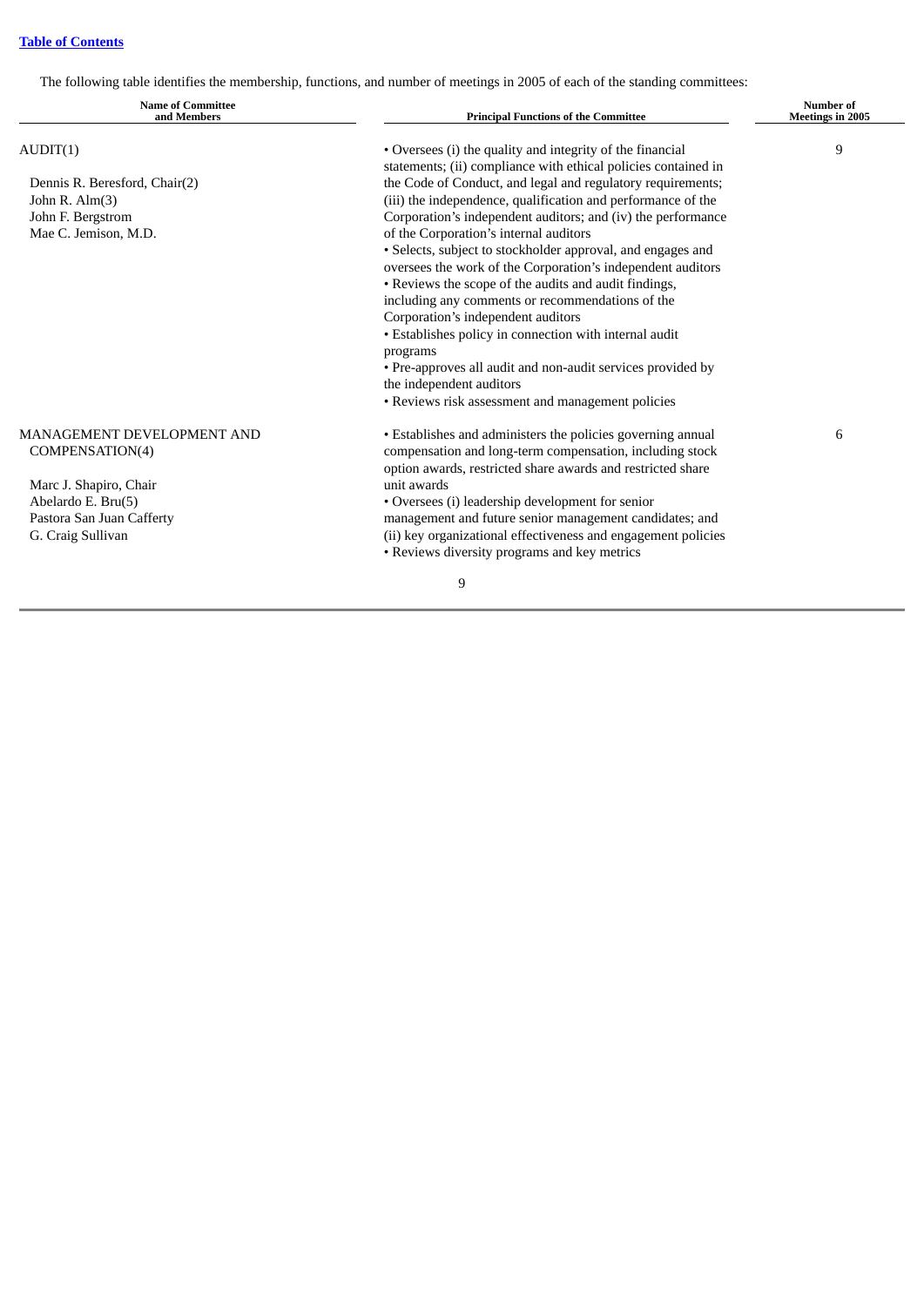The following table identifies the membership, functions, and number of meetings in 2005 of each of the standing committees:

| Name of Committee and Members | Principal Functions of the Committee | Number of Meetings in 2005 |
| --- | --- | --- |
| AUDIT(1)<br><br>Dennis R. Beresford, Chair(2)<br>John R. Alm(3)<br>John F. Bergstrom<br>Mae C. Jemison, M.D. | • Oversees (i) the quality and integrity of the financial statements; (ii) compliance with ethical policies contained in the Code of Conduct, and legal and regulatory requirements; (iii) the independence, qualification and performance of the Corporation's independent auditors; and (iv) the performance of the Corporation's internal auditors<br>• Selects, subject to stockholder approval, and engages and oversees the work of the Corporation's independent auditors<br>• Reviews the scope of the audits and audit findings, including any comments or recommendations of the Corporation's independent auditors<br>• Establishes policy in connection with internal audit programs<br>• Pre-approves all audit and non-audit services provided by the independent auditors<br>• Reviews risk assessment and management policies | 9 |
| MANAGEMENT DEVELOPMENT AND COMPENSATION(4)<br><br>Marc J. Shapiro, Chair<br>Abelardo E. Bru(5)<br>Pastora San Juan Cafferty<br>G. Craig Sullivan | • Establishes and administers the policies governing annual compensation and long-term compensation, including stock option awards, restricted share awards and restricted share unit awards<br>• Oversees (i) leadership development for senior management and future senior management candidates; and (ii) key organizational effectiveness and engagement policies<br>• Reviews diversity programs and key metrics | 6 |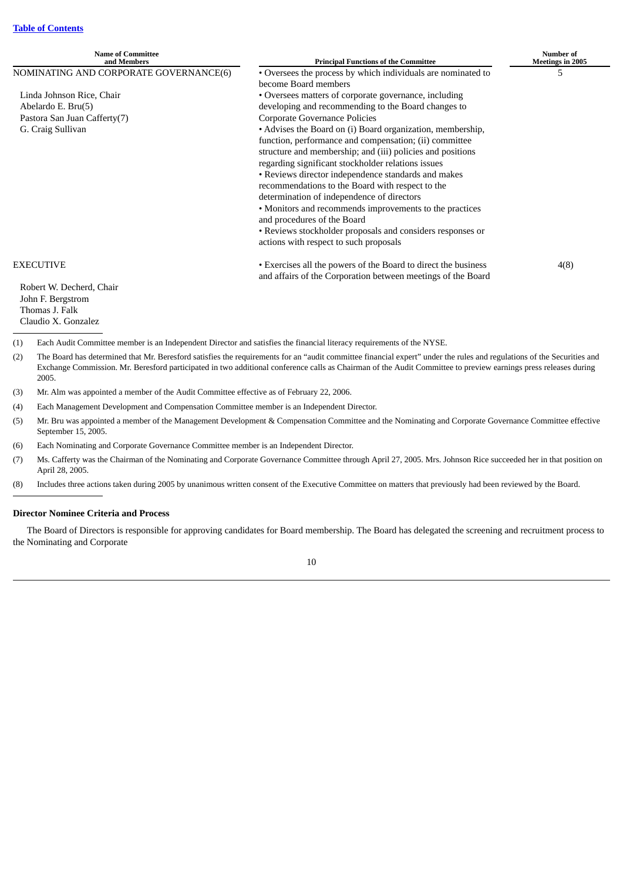| Name of Committee and Members | Principal Functions of the Committee | Number of Meetings in 2005 |
|---|---|---|
| NOMINATING AND CORPORATE GOVERNANCE(6)<br><br>Linda Johnson Rice, Chair<br>Abelardo E. Bru(5)<br>Pastora San Juan Cafferty(7)<br>G. Craig Sullivan | • Oversees the process by which individuals are nominated to become Board members<br>• Oversees matters of corporate governance, including developing and recommending to the Board changes to Corporate Governance Policies<br>• Advises the Board on (i) Board organization, membership, function, performance and compensation; (ii) committee structure and membership; and (iii) policies and positions regarding significant stockholder relations issues<br>• Reviews director independence standards and makes recommendations to the Board with respect to the determination of independence of directors<br>• Monitors and recommends improvements to the practices and procedures of the Board<br>• Reviews stockholder proposals and considers responses or actions with respect to such proposals | 5 |
| EXECUTIVE<br><br>Robert W. Decherd, Chair<br>John F. Bergstrom<br>Thomas J. Falk<br>Claudio X. Gonzalez | • Exercises all the powers of the Board to direct the business and affairs of the Corporation between meetings of the Board | 4(8) |

(1) Each Audit Committee member is an Independent Director and satisfies the financial literacy requirements of the NYSE.

(2) The Board has determined that Mr. Beresford satisfies the requirements for an "audit committee financial expert" under the rules and regulations of the Securities and Exchange Commission. Mr. Beresford participated in two additional conference calls as Chairman of the Audit Committee to preview earnings press releases during 2005.

(3) Mr. Alm was appointed a member of the Audit Committee effective as of February 22, 2006.

(4) Each Management Development and Compensation Committee member is an Independent Director.

(5) Mr. Bru was appointed a member of the Management Development & Compensation Committee and the Nominating and Corporate Governance Committee effective September 15, 2005.

(6) Each Nominating and Corporate Governance Committee member is an Independent Director.

(7) Ms. Cafferty was the Chairman of the Nominating and Corporate Governance Committee through April 27, 2005. Mrs. Johnson Rice succeeded her in that position on April 28, 2005.

(8) Includes three actions taken during 2005 by unanimous written consent of the Executive Committee on matters that previously had been reviewed by the Board.

**Director Nominee Criteria and Process**

The Board of Directors is responsible for approving candidates for Board membership. The Board has delegated the screening and recruitment process to the Nominating and Corporate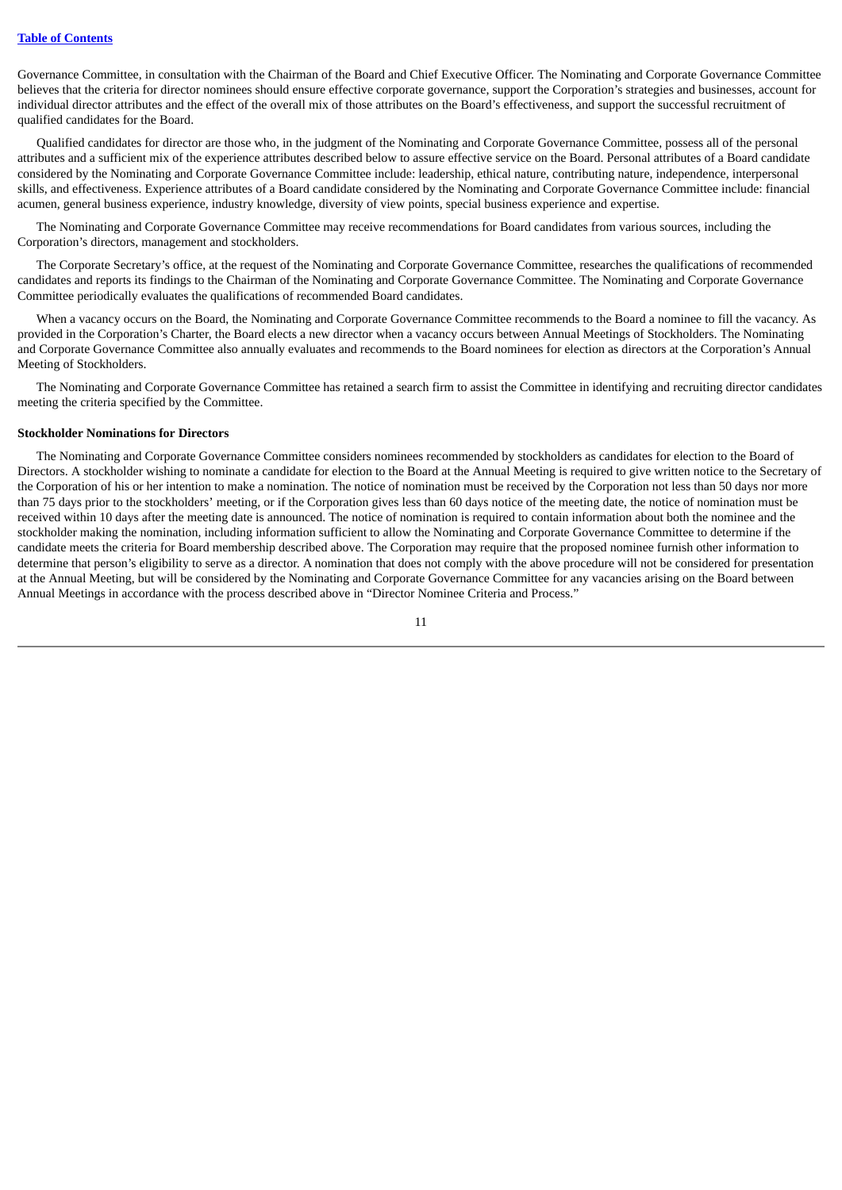Governance Committee, in consultation with the Chairman of the Board and Chief Executive Officer. The Nominating and Corporate Governance Committee believes that the criteria for director nominees should ensure effective corporate governance, support the Corporation's strategies and businesses, account for individual director attributes and the effect of the overall mix of those attributes on the Board's effectiveness, and support the successful recruitment of qualified candidates for the Board.

Qualified candidates for director are those who, in the judgment of the Nominating and Corporate Governance Committee, possess all of the personal attributes and a sufficient mix of the experience attributes described below to assure effective service on the Board. Personal attributes of a Board candidate considered by the Nominating and Corporate Governance Committee include: leadership, ethical nature, contributing nature, independence, interpersonal skills, and effectiveness. Experience attributes of a Board candidate considered by the Nominating and Corporate Governance Committee include: financial acumen, general business experience, industry knowledge, diversity of view points, special business experience and expertise.

The Nominating and Corporate Governance Committee may receive recommendations for Board candidates from various sources, including the Corporation's directors, management and stockholders.

The Corporate Secretary's office, at the request of the Nominating and Corporate Governance Committee, researches the qualifications of recommended candidates and reports its findings to the Chairman of the Nominating and Corporate Governance Committee. The Nominating and Corporate Governance Committee periodically evaluates the qualifications of recommended Board candidates.

When a vacancy occurs on the Board, the Nominating and Corporate Governance Committee recommends to the Board a nominee to fill the vacancy. As provided in the Corporation's Charter, the Board elects a new director when a vacancy occurs between Annual Meetings of Stockholders. The Nominating and Corporate Governance Committee also annually evaluates and recommends to the Board nominees for election as directors at the Corporation's Annual Meeting of Stockholders.

The Nominating and Corporate Governance Committee has retained a search firm to assist the Committee in identifying and recruiting director candidates meeting the criteria specified by the Committee.

**Stockholder Nominations for Directors**

The Nominating and Corporate Governance Committee considers nominees recommended by stockholders as candidates for election to the Board of Directors. A stockholder wishing to nominate a candidate for election to the Board at the Annual Meeting is required to give written notice to the Secretary of the Corporation of his or her intention to make a nomination. The notice of nomination must be received by the Corporation not less than 50 days nor more than 75 days prior to the stockholders' meeting, or if the Corporation gives less than 60 days notice of the meeting date, the notice of nomination must be received within 10 days after the meeting date is announced. The notice of nomination is required to contain information about both the nominee and the stockholder making the nomination, including information sufficient to allow the Nominating and Corporate Governance Committee to determine if the candidate meets the criteria for Board membership described above. The Corporation may require that the proposed nominee furnish other information to determine that person's eligibility to serve as a director. A nomination that does not comply with the above procedure will not be considered for presentation at the Annual Meeting, but will be considered by the Nominating and Corporate Governance Committee for any vacancies arising on the Board between Annual Meetings in accordance with the process described above in "Director Nominee Criteria and Process."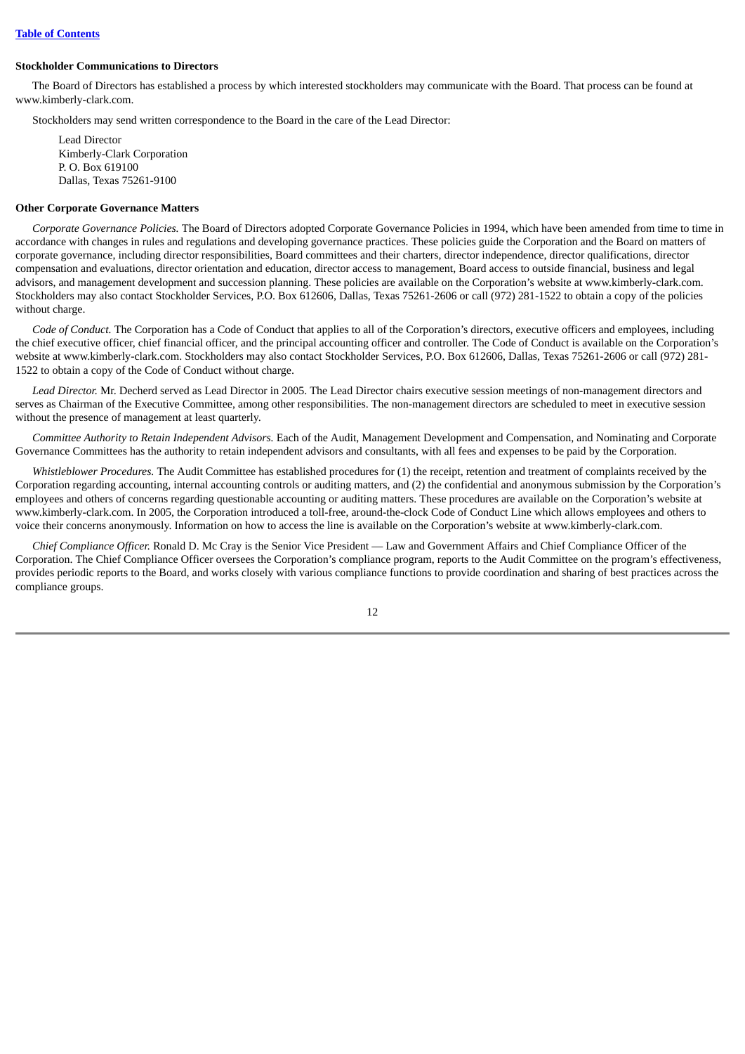[Table of Contents](#)

**Stockholder Communications to Directors**

The Board of Directors has established a process by which interested stockholders may communicate with the Board. That process can be found at www.kimberly-clark.com.

Stockholders may send written correspondence to the Board in the care of the Lead Director:

Lead Director
Kimberly-Clark Corporation
P. O. Box 619100
Dallas, Texas 75261-9100

**Other Corporate Governance Matters**

*Corporate Governance Policies.* The Board of Directors adopted Corporate Governance Policies in 1994, which have been amended from time to time in accordance with changes in rules and regulations and developing governance practices. These policies guide the Corporation and the Board on matters of corporate governance, including director responsibilities, Board committees and their charters, director independence, director qualifications, director compensation and evaluations, director orientation and education, director access to management, Board access to outside financial, business and legal advisors, and management development and succession planning. These policies are available on the Corporation's website at www.kimberly-clark.com. Stockholders may also contact Stockholder Services, P.O. Box 612606, Dallas, Texas 75261-2606 or call (972) 281-1522 to obtain a copy of the policies without charge.

*Code of Conduct.* The Corporation has a Code of Conduct that applies to all of the Corporation's directors, executive officers and employees, including the chief executive officer, chief financial officer, and the principal accounting officer and controller. The Code of Conduct is available on the Corporation's website at www.kimberly-clark.com. Stockholders may also contact Stockholder Services, P.O. Box 612606, Dallas, Texas 75261-2606 or call (972) 281-1522 to obtain a copy of the Code of Conduct without charge.

*Lead Director.* Mr. Decherd served as Lead Director in 2005. The Lead Director chairs executive session meetings of non-management directors and serves as Chairman of the Executive Committee, among other responsibilities. The non-management directors are scheduled to meet in executive session without the presence of management at least quarterly.

*Committee Authority to Retain Independent Advisors.* Each of the Audit, Management Development and Compensation, and Nominating and Corporate Governance Committees has the authority to retain independent advisors and consultants, with all fees and expenses to be paid by the Corporation.

*Whistleblower Procedures.* The Audit Committee has established procedures for (1) the receipt, retention and treatment of complaints received by the Corporation regarding accounting, internal accounting controls or auditing matters, and (2) the confidential and anonymous submission by the Corporation's employees and others of concerns regarding questionable accounting or auditing matters. These procedures are available on the Corporation's website at www.kimberly-clark.com. In 2005, the Corporation introduced a toll-free, around-the-clock Code of Conduct Line which allows employees and others to voice their concerns anonymously. Information on how to access the line is available on the Corporation's website at www.kimberly-clark.com.

*Chief Compliance Officer.* Ronald D. Mc Cray is the Senior Vice President — Law and Government Affairs and Chief Compliance Officer of the Corporation. The Chief Compliance Officer oversees the Corporation's compliance program, reports to the Audit Committee on the program's effectiveness, provides periodic reports to the Board, and works closely with various compliance functions to provide coordination and sharing of best practices across the compliance groups.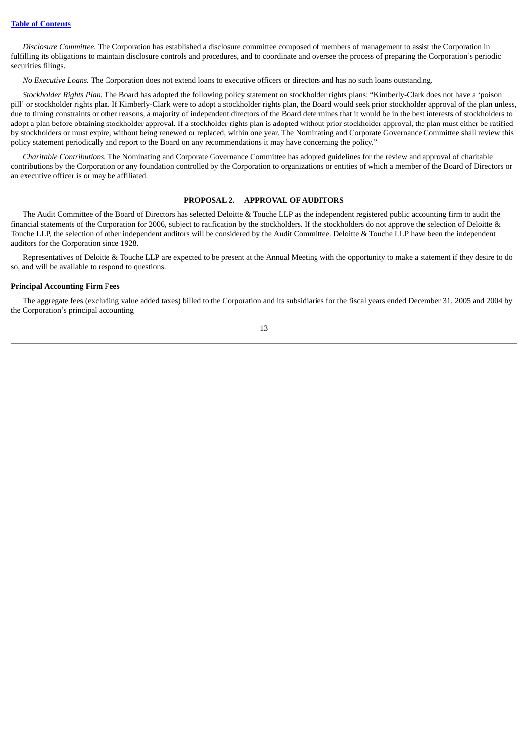*Disclosure Committee.* The Corporation has established a disclosure committee composed of members of management to assist the Corporation in fulfilling its obligations to maintain disclosure controls and procedures, and to coordinate and oversee the process of preparing the Corporation's periodic securities filings.

*No Executive Loans.* The Corporation does not extend loans to executive officers or directors and has no such loans outstanding.

*Stockholder Rights Plan.* The Board has adopted the following policy statement on stockholder rights plans: "Kimberly-Clark does not have a 'poison pill' or stockholder rights plan. If Kimberly-Clark were to adopt a stockholder rights plan, the Board would seek prior stockholder approval of the plan unless, due to timing constraints or other reasons, a majority of independent directors of the Board determines that it would be in the best interests of stockholders to adopt a plan before obtaining stockholder approval. If a stockholder rights plan is adopted without prior stockholder approval, the plan must either be ratified by stockholders or must expire, without being renewed or replaced, within one year. The Nominating and Corporate Governance Committee shall review this policy statement periodically and report to the Board on any recommendations it may have concerning the policy."

*Charitable Contributions.* The Nominating and Corporate Governance Committee has adopted guidelines for the review and approval of charitable contributions by the Corporation or any foundation controlled by the Corporation to organizations or entities of which a member of the Board of Directors or an executive officer is or may be affiliated.

## PROPOSAL 2. APPROVAL OF AUDITORS

The Audit Committee of the Board of Directors has selected Deloitte & Touche LLP as the independent registered public accounting firm to audit the financial statements of the Corporation for 2006, subject to ratification by the stockholders. If the stockholders do not approve the selection of Deloitte & Touche LLP, the selection of other independent auditors will be considered by the Audit Committee. Deloitte & Touche LLP have been the independent auditors for the Corporation since 1928.

Representatives of Deloitte & Touche LLP are expected to be present at the Annual Meeting with the opportunity to make a statement if they desire to do so, and will be available to respond to questions.

### Principal Accounting Firm Fees

The aggregate fees (excluding value added taxes) billed to the Corporation and its subsidiaries for the fiscal years ended December 31, 2005 and 2004 by the Corporation's principal accounting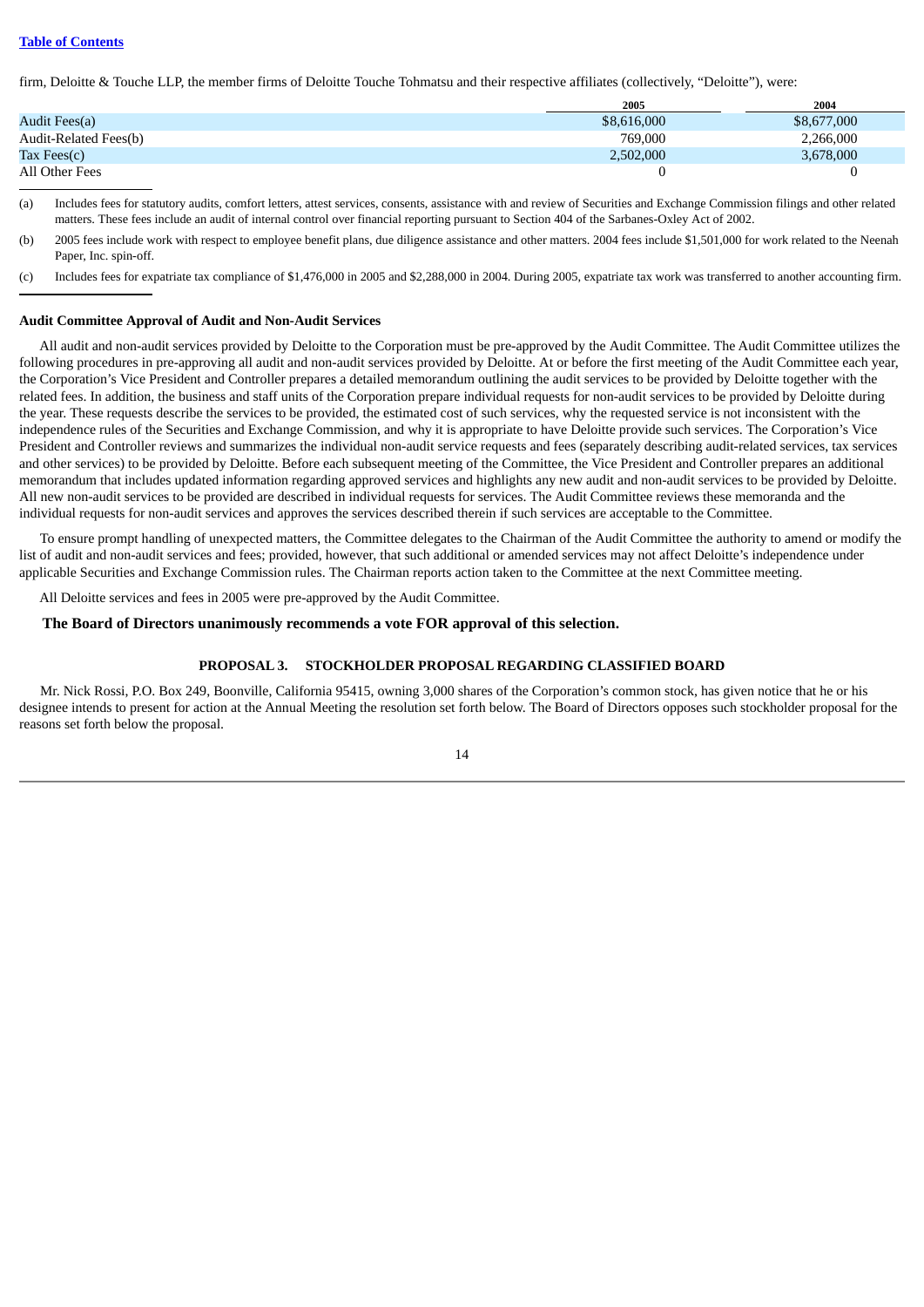firm, Deloitte & Touche LLP, the member firms of Deloitte Touche Tohmatsu and their respective affiliates (collectively, "Deloitte"), were:

| | 2005 | 2004 |
|---|---|---|
| Audit Fees(a) | $8,616,000 | $8,677,000 |
| Audit-Related Fees(b) | 769,000 | 2,266,000 |
| Tax Fees(c) | 2,502,000 | 3,678,000 |
| All Other Fees | 0 | 0 |

(a) Includes fees for statutory audits, comfort letters, attest services, consents, assistance with and review of Securities and Exchange Commission filings and other related matters. These fees include an audit of internal control over financial reporting pursuant to Section 404 of the Sarbanes-Oxley Act of 2002.

(b) 2005 fees include work with respect to employee benefit plans, due diligence assistance and other matters. 2004 fees include $1,501,000 for work related to the Neenah Paper, Inc. spin-off.

(c) Includes fees for expatriate tax compliance of $1,476,000 in 2005 and $2,288,000 in 2004. During 2005, expatriate tax work was transferred to another accounting firm.

**Audit Committee Approval of Audit and Non-Audit Services**

All audit and non-audit services provided by Deloitte to the Corporation must be pre-approved by the Audit Committee. The Audit Committee utilizes the following procedures in pre-approving all audit and non-audit services provided by Deloitte. At or before the first meeting of the Audit Committee each year, the Corporation's Vice President and Controller prepares a detailed memorandum outlining the audit services to be provided by Deloitte together with the related fees. In addition, the business and staff units of the Corporation prepare individual requests for non-audit services to be provided by Deloitte during the year. These requests describe the services to be provided, the estimated cost of such services, why the requested service is not inconsistent with the independence rules of the Securities and Exchange Commission, and why it is appropriate to have Deloitte provide such services. The Corporation's Vice President and Controller reviews and summarizes the individual non-audit service requests and fees (separately describing audit-related services, tax services and other services) to be provided by Deloitte. Before each subsequent meeting of the Committee, the Vice President and Controller prepares an additional memorandum that includes updated information regarding approved services and highlights any new audit and non-audit services to be provided by Deloitte. All new non-audit services to be provided are described in individual requests for services. The Audit Committee reviews these memoranda and the individual requests for non-audit services and approves the services described therein if such services are acceptable to the Committee.

To ensure prompt handling of unexpected matters, the Committee delegates to the Chairman of the Audit Committee the authority to amend or modify the list of audit and non-audit services and fees; provided, however, that such additional or amended services may not affect Deloitte's independence under applicable Securities and Exchange Commission rules. The Chairman reports action taken to the Committee at the next Committee meeting.

All Deloitte services and fees in 2005 were pre-approved by the Audit Committee.

**The Board of Directors unanimously recommends a vote FOR approval of this selection.**

## PROPOSAL 3. STOCKHOLDER PROPOSAL REGARDING CLASSIFIED BOARD

Mr. Nick Rossi, P.O. Box 249, Boonville, California 95415, owning 3,000 shares of the Corporation's common stock, has given notice that he or his designee intends to present for action at the Annual Meeting the resolution set forth below. The Board of Directors opposes such stockholder proposal for the reasons set forth below the proposal.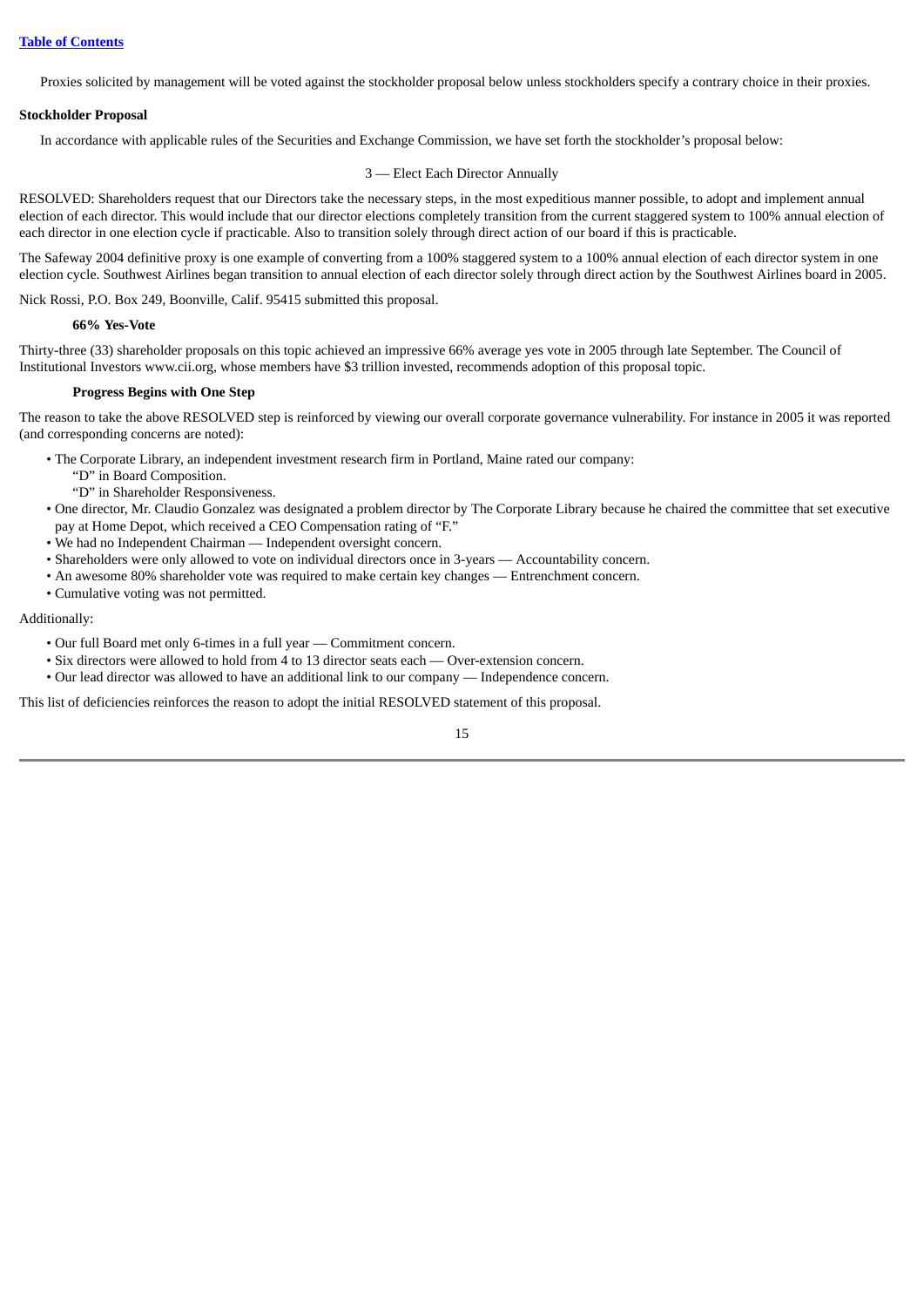Proxies solicited by management will be voted against the stockholder proposal below unless stockholders specify a contrary choice in their proxies.

**Stockholder Proposal**

In accordance with applicable rules of the Securities and Exchange Commission, we have set forth the stockholder's proposal below:

3 — Elect Each Director Annually

RESOLVED: Shareholders request that our Directors take the necessary steps, in the most expeditious manner possible, to adopt and implement annual election of each director. This would include that our director elections completely transition from the current staggered system to 100% annual election of each director in one election cycle if practicable. Also to transition solely through direct action of our board if this is practicable.

The Safeway 2004 definitive proxy is one example of converting from a 100% staggered system to a 100% annual election of each director system in one election cycle. Southwest Airlines began transition to annual election of each director solely through direct action by the Southwest Airlines board in 2005.

Nick Rossi, P.O. Box 249, Boonville, Calif. 95415 submitted this proposal.

**66% Yes-Vote**

Thirty-three (33) shareholder proposals on this topic achieved an impressive 66% average yes vote in 2005 through late September. The Council of Institutional Investors www.cii.org, whose members have $3 trillion invested, recommends adoption of this proposal topic.

**Progress Begins with One Step**

The reason to take the above RESOLVED step is reinforced by viewing our overall corporate governance vulnerability. For instance in 2005 it was reported (and corresponding concerns are noted):

- The Corporate Library, an independent investment research firm in Portland, Maine rated our company:
  "D" in Board Composition.
  "D" in Shareholder Responsiveness.
- One director, Mr. Claudio Gonzalez was designated a problem director by The Corporate Library because he chaired the committee that set executive pay at Home Depot, which received a CEO Compensation rating of "F."
- We had no Independent Chairman — Independent oversight concern.
- Shareholders were only allowed to vote on individual directors once in 3-years — Accountability concern.
- An awesome 80% shareholder vote was required to make certain key changes — Entrenchment concern.
- Cumulative voting was not permitted.

Additionally:

- Our full Board met only 6-times in a full year — Commitment concern.
- Six directors were allowed to hold from 4 to 13 director seats each — Over-extension concern.
- Our lead director was allowed to have an additional link to our company — Independence concern.

This list of deficiencies reinforces the reason to adopt the initial RESOLVED statement of this proposal.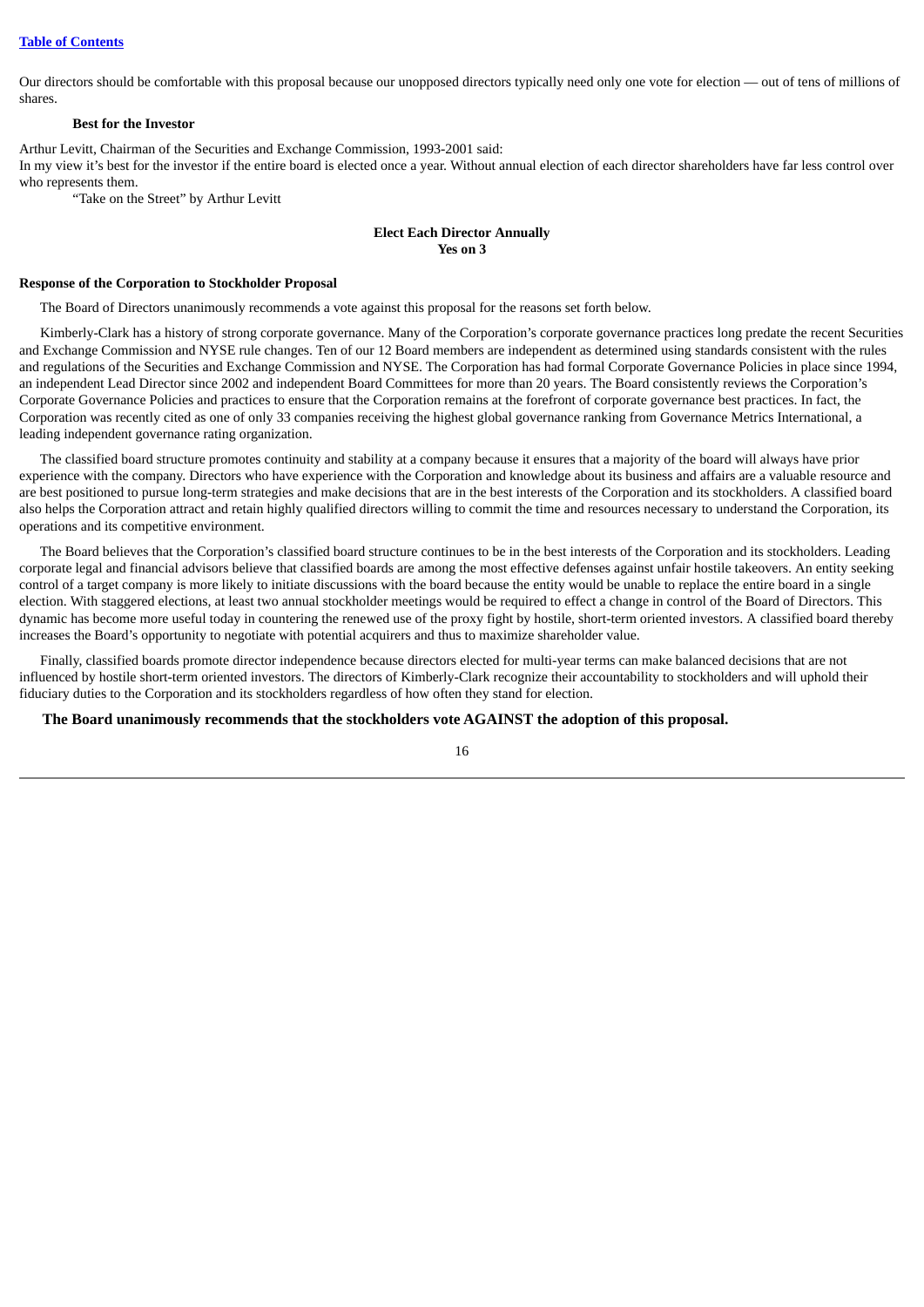Our directors should be comfortable with this proposal because our unopposed directors typically need only one vote for election — out of tens of millions of shares.

**Best for the Investor**

Arthur Levitt, Chairman of the Securities and Exchange Commission, 1993-2001 said:
In my view it's best for the investor if the entire board is elected once a year. Without annual election of each director shareholders have far less control over who represents them.

"Take on the Street" by Arthur Levitt

**Elect Each Director Annually**
**Yes on 3**

**Response of the Corporation to Stockholder Proposal**

The Board of Directors unanimously recommends a vote against this proposal for the reasons set forth below.

Kimberly-Clark has a history of strong corporate governance. Many of the Corporation's corporate governance practices long predate the recent Securities and Exchange Commission and NYSE rule changes. Ten of our 12 Board members are independent as determined using standards consistent with the rules and regulations of the Securities and Exchange Commission and NYSE. The Corporation has had formal Corporate Governance Policies in place since 1994, an independent Lead Director since 2002 and independent Board Committees for more than 20 years. The Board consistently reviews the Corporation's Corporate Governance Policies and practices to ensure that the Corporation remains at the forefront of corporate governance best practices. In fact, the Corporation was recently cited as one of only 33 companies receiving the highest global governance ranking from Governance Metrics International, a leading independent governance rating organization.

The classified board structure promotes continuity and stability at a company because it ensures that a majority of the board will always have prior experience with the company. Directors who have experience with the Corporation and knowledge about its business and affairs are a valuable resource and are best positioned to pursue long-term strategies and make decisions that are in the best interests of the Corporation and its stockholders. A classified board also helps the Corporation attract and retain highly qualified directors willing to commit the time and resources necessary to understand the Corporation, its operations and its competitive environment.

The Board believes that the Corporation's classified board structure continues to be in the best interests of the Corporation and its stockholders. Leading corporate legal and financial advisors believe that classified boards are among the most effective defenses against unfair hostile takeovers. An entity seeking control of a target company is more likely to initiate discussions with the board because the entity would be unable to replace the entire board in a single election. With staggered elections, at least two annual stockholder meetings would be required to effect a change in control of the Board of Directors. This dynamic has become more useful today in countering the renewed use of the proxy fight by hostile, short-term oriented investors. A classified board thereby increases the Board's opportunity to negotiate with potential acquirers and thus to maximize shareholder value.

Finally, classified boards promote director independence because directors elected for multi-year terms can make balanced decisions that are not influenced by hostile short-term oriented investors. The directors of Kimberly-Clark recognize their accountability to stockholders and will uphold their fiduciary duties to the Corporation and its stockholders regardless of how often they stand for election.

**The Board unanimously recommends that the stockholders vote AGAINST the adoption of this proposal.**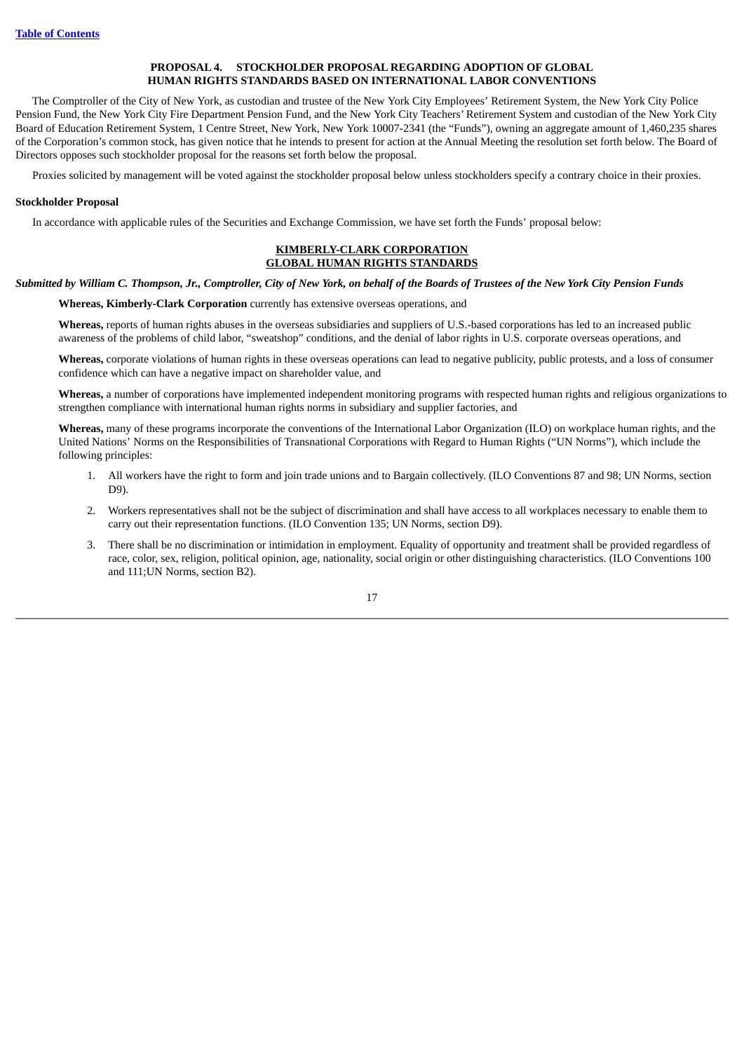[Table of Contents]

## PROPOSAL 4. STOCKHOLDER PROPOSAL REGARDING ADOPTION OF GLOBAL HUMAN RIGHTS STANDARDS BASED ON INTERNATIONAL LABOR CONVENTIONS

The Comptroller of the City of New York, as custodian and trustee of the New York City Employees' Retirement System, the New York City Police Pension Fund, the New York City Fire Department Pension Fund, and the New York City Teachers' Retirement System and custodian of the New York City Board of Education Retirement System, 1 Centre Street, New York, New York 10007-2341 (the "Funds"), owning an aggregate amount of 1,460,235 shares of the Corporation's common stock, has given notice that he intends to present for action at the Annual Meeting the resolution set forth below. The Board of Directors opposes such stockholder proposal for the reasons set forth below the proposal.

Proxies solicited by management will be voted against the stockholder proposal below unless stockholders specify a contrary choice in their proxies.

### Stockholder Proposal

In accordance with applicable rules of the Securities and Exchange Commission, we have set forth the Funds' proposal below:

**KIMBERLY-CLARK CORPORATION**
**GLOBAL HUMAN RIGHTS STANDARDS**

***Submitted by William C. Thompson, Jr., Comptroller, City of New York, on behalf of the Boards of Trustees of the New York City Pension Funds***

**Whereas, Kimberly-Clark Corporation** currently has extensive overseas operations, and

**Whereas,** reports of human rights abuses in the overseas subsidiaries and suppliers of U.S.-based corporations has led to an increased public awareness of the problems of child labor, "sweatshop" conditions, and the denial of labor rights in U.S. corporate overseas operations, and

**Whereas,** corporate violations of human rights in these overseas operations can lead to negative publicity, public protests, and a loss of consumer confidence which can have a negative impact on shareholder value, and

**Whereas,** a number of corporations have implemented independent monitoring programs with respected human rights and religious organizations to strengthen compliance with international human rights norms in subsidiary and supplier factories, and

**Whereas,** many of these programs incorporate the conventions of the International Labor Organization (ILO) on workplace human rights, and the United Nations' Norms on the Responsibilities of Transnational Corporations with Regard to Human Rights ("UN Norms"), which include the following principles:

1. All workers have the right to form and join trade unions and to Bargain collectively. (ILO Conventions 87 and 98; UN Norms, section D9).
2. Workers representatives shall not be the subject of discrimination and shall have access to all workplaces necessary to enable them to carry out their representation functions. (ILO Convention 135; UN Norms, section D9).
3. There shall be no discrimination or intimidation in employment. Equality of opportunity and treatment shall be provided regardless of race, color, sex, religion, political opinion, age, nationality, social origin or other distinguishing characteristics. (ILO Conventions 100 and 111;UN Norms, section B2).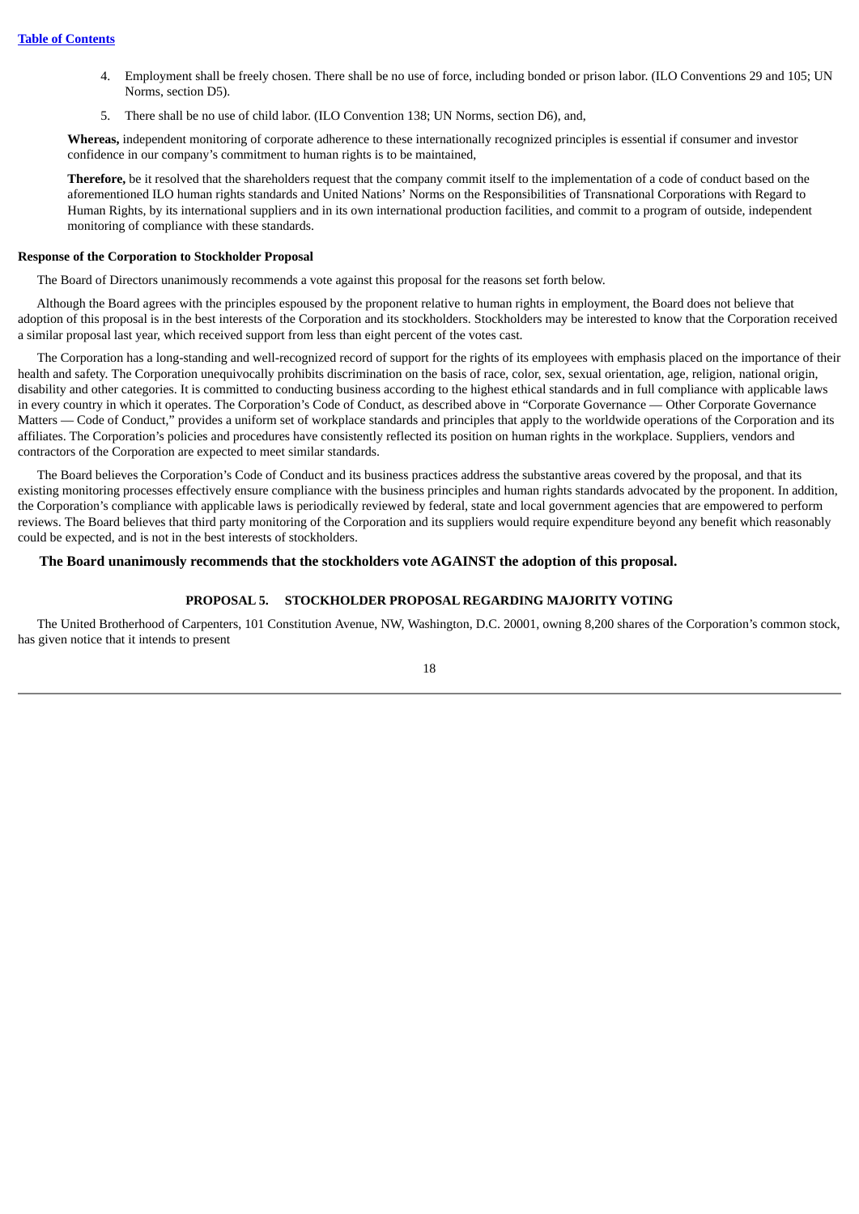4. Employment shall be freely chosen. There shall be no use of force, including bonded or prison labor. (ILO Conventions 29 and 105; UN Norms, section D5).
5. There shall be no use of child labor. (ILO Convention 138; UN Norms, section D6), and,

**Whereas,** independent monitoring of corporate adherence to these internationally recognized principles is essential if consumer and investor confidence in our company's commitment to human rights is to be maintained,

**Therefore,** be it resolved that the shareholders request that the company commit itself to the implementation of a code of conduct based on the aforementioned ILO human rights standards and United Nations' Norms on the Responsibilities of Transnational Corporations with Regard to Human Rights, by its international suppliers and in its own international production facilities, and commit to a program of outside, independent monitoring of compliance with these standards.

**Response of the Corporation to Stockholder Proposal**

The Board of Directors unanimously recommends a vote against this proposal for the reasons set forth below.

Although the Board agrees with the principles espoused by the proponent relative to human rights in employment, the Board does not believe that adoption of this proposal is in the best interests of the Corporation and its stockholders. Stockholders may be interested to know that the Corporation received a similar proposal last year, which received support from less than eight percent of the votes cast.

The Corporation has a long-standing and well-recognized record of support for the rights of its employees with emphasis placed on the importance of their health and safety. The Corporation unequivocally prohibits discrimination on the basis of race, color, sex, sexual orientation, age, religion, national origin, disability and other categories. It is committed to conducting business according to the highest ethical standards and in full compliance with applicable laws in every country in which it operates. The Corporation's Code of Conduct, as described above in "Corporate Governance — Other Corporate Governance Matters — Code of Conduct," provides a uniform set of workplace standards and principles that apply to the worldwide operations of the Corporation and its affiliates. The Corporation's policies and procedures have consistently reflected its position on human rights in the workplace. Suppliers, vendors and contractors of the Corporation are expected to meet similar standards.

The Board believes the Corporation's Code of Conduct and its business practices address the substantive areas covered by the proposal, and that its existing monitoring processes effectively ensure compliance with the business principles and human rights standards advocated by the proponent. In addition, the Corporation's compliance with applicable laws is periodically reviewed by federal, state and local government agencies that are empowered to perform reviews. The Board believes that third party monitoring of the Corporation and its suppliers would require expenditure beyond any benefit which reasonably could be expected, and is not in the best interests of stockholders.

**The Board unanimously recommends that the stockholders vote AGAINST the adoption of this proposal.**

## PROPOSAL 5. STOCKHOLDER PROPOSAL REGARDING MAJORITY VOTING

The United Brotherhood of Carpenters, 101 Constitution Avenue, NW, Washington, D.C. 20001, owning 8,200 shares of the Corporation's common stock, has given notice that it intends to present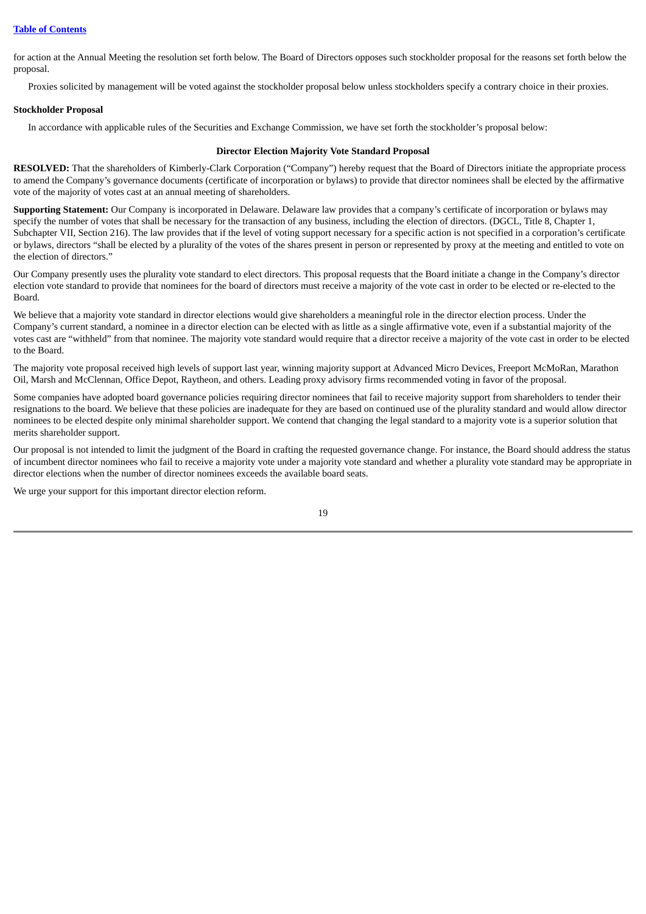for action at the Annual Meeting the resolution set forth below. The Board of Directors opposes such stockholder proposal for the reasons set forth below the proposal.

Proxies solicited by management will be voted against the stockholder proposal below unless stockholders specify a contrary choice in their proxies.

**Stockholder Proposal**

In accordance with applicable rules of the Securities and Exchange Commission, we have set forth the stockholder's proposal below:

**Director Election Majority Vote Standard Proposal**

**RESOLVED:** That the shareholders of Kimberly-Clark Corporation ("Company") hereby request that the Board of Directors initiate the appropriate process to amend the Company's governance documents (certificate of incorporation or bylaws) to provide that director nominees shall be elected by the affirmative vote of the majority of votes cast at an annual meeting of shareholders.

**Supporting Statement:** Our Company is incorporated in Delaware. Delaware law provides that a company's certificate of incorporation or bylaws may specify the number of votes that shall be necessary for the transaction of any business, including the election of directors. (DGCL, Title 8, Chapter 1, Subchapter VII, Section 216). The law provides that if the level of voting support necessary for a specific action is not specified in a corporation's certificate or bylaws, directors "shall be elected by a plurality of the votes of the shares present in person or represented by proxy at the meeting and entitled to vote on the election of directors."

Our Company presently uses the plurality vote standard to elect directors. This proposal requests that the Board initiate a change in the Company's director election vote standard to provide that nominees for the board of directors must receive a majority of the vote cast in order to be elected or re-elected to the Board.

We believe that a majority vote standard in director elections would give shareholders a meaningful role in the director election process. Under the Company's current standard, a nominee in a director election can be elected with as little as a single affirmative vote, even if a substantial majority of the votes cast are "withheld" from that nominee. The majority vote standard would require that a director receive a majority of the vote cast in order to be elected to the Board.

The majority vote proposal received high levels of support last year, winning majority support at Advanced Micro Devices, Freeport McMoRan, Marathon Oil, Marsh and McClennan, Office Depot, Raytheon, and others. Leading proxy advisory firms recommended voting in favor of the proposal.

Some companies have adopted board governance policies requiring director nominees that fail to receive majority support from shareholders to tender their resignations to the board. We believe that these policies are inadequate for they are based on continued use of the plurality standard and would allow director nominees to be elected despite only minimal shareholder support. We contend that changing the legal standard to a majority vote is a superior solution that merits shareholder support.

Our proposal is not intended to limit the judgment of the Board in crafting the requested governance change. For instance, the Board should address the status of incumbent director nominees who fail to receive a majority vote under a majority vote standard and whether a plurality vote standard may be appropriate in director elections when the number of director nominees exceeds the available board seats.

We urge your support for this important director election reform.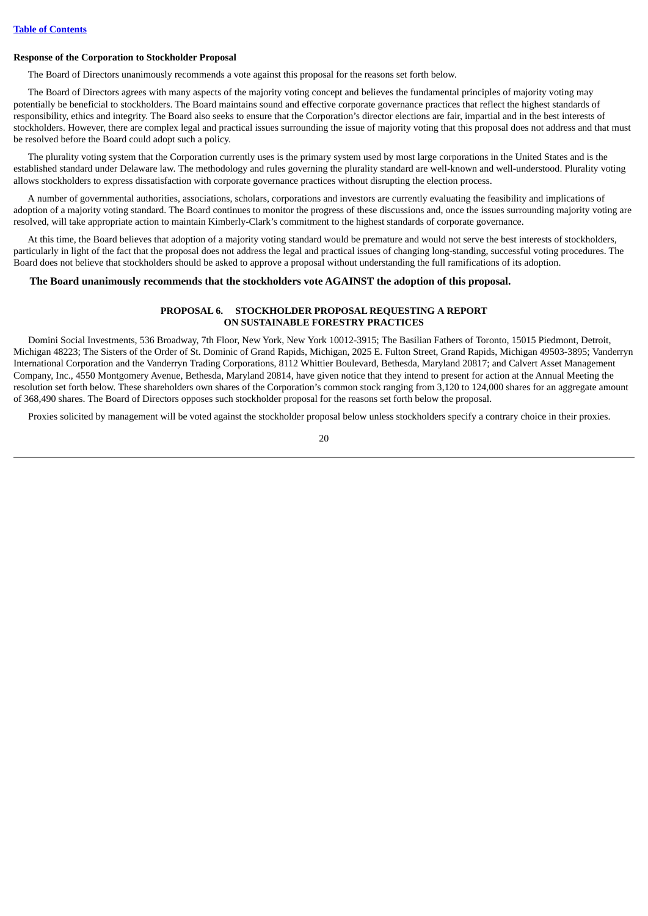**Response of the Corporation to Stockholder Proposal**

The Board of Directors unanimously recommends a vote against this proposal for the reasons set forth below.

The Board of Directors agrees with many aspects of the majority voting concept and believes the fundamental principles of majority voting may potentially be beneficial to stockholders. The Board maintains sound and effective corporate governance practices that reflect the highest standards of responsibility, ethics and integrity. The Board also seeks to ensure that the Corporation's director elections are fair, impartial and in the best interests of stockholders. However, there are complex legal and practical issues surrounding the issue of majority voting that this proposal does not address and that must be resolved before the Board could adopt such a policy.

The plurality voting system that the Corporation currently uses is the primary system used by most large corporations in the United States and is the established standard under Delaware law. The methodology and rules governing the plurality standard are well-known and well-understood. Plurality voting allows stockholders to express dissatisfaction with corporate governance practices without disrupting the election process.

A number of governmental authorities, associations, scholars, corporations and investors are currently evaluating the feasibility and implications of adoption of a majority voting standard. The Board continues to monitor the progress of these discussions and, once the issues surrounding majority voting are resolved, will take appropriate action to maintain Kimberly-Clark's commitment to the highest standards of corporate governance.

At this time, the Board believes that adoption of a majority voting standard would be premature and would not serve the best interests of stockholders, particularly in light of the fact that the proposal does not address the legal and practical issues of changing long-standing, successful voting procedures. The Board does not believe that stockholders should be asked to approve a proposal without understanding the full ramifications of its adoption.

**The Board unanimously recommends that the stockholders vote AGAINST the adoption of this proposal.**

## PROPOSAL 6. STOCKHOLDER PROPOSAL REQUESTING A REPORT ON SUSTAINABLE FORESTRY PRACTICES

Domini Social Investments, 536 Broadway, 7th Floor, New York, New York 10012-3915; The Basilian Fathers of Toronto, 15015 Piedmont, Detroit, Michigan 48223; The Sisters of the Order of St. Dominic of Grand Rapids, Michigan, 2025 E. Fulton Street, Grand Rapids, Michigan 49503-3895; Vanderryn International Corporation and the Vanderryn Trading Corporations, 8112 Whittier Boulevard, Bethesda, Maryland 20817; and Calvert Asset Management Company, Inc., 4550 Montgomery Avenue, Bethesda, Maryland 20814, have given notice that they intend to present for action at the Annual Meeting the resolution set forth below. These shareholders own shares of the Corporation's common stock ranging from 3,120 to 124,000 shares for an aggregate amount of 368,490 shares. The Board of Directors opposes such stockholder proposal for the reasons set forth below the proposal.

Proxies solicited by management will be voted against the stockholder proposal below unless stockholders specify a contrary choice in their proxies.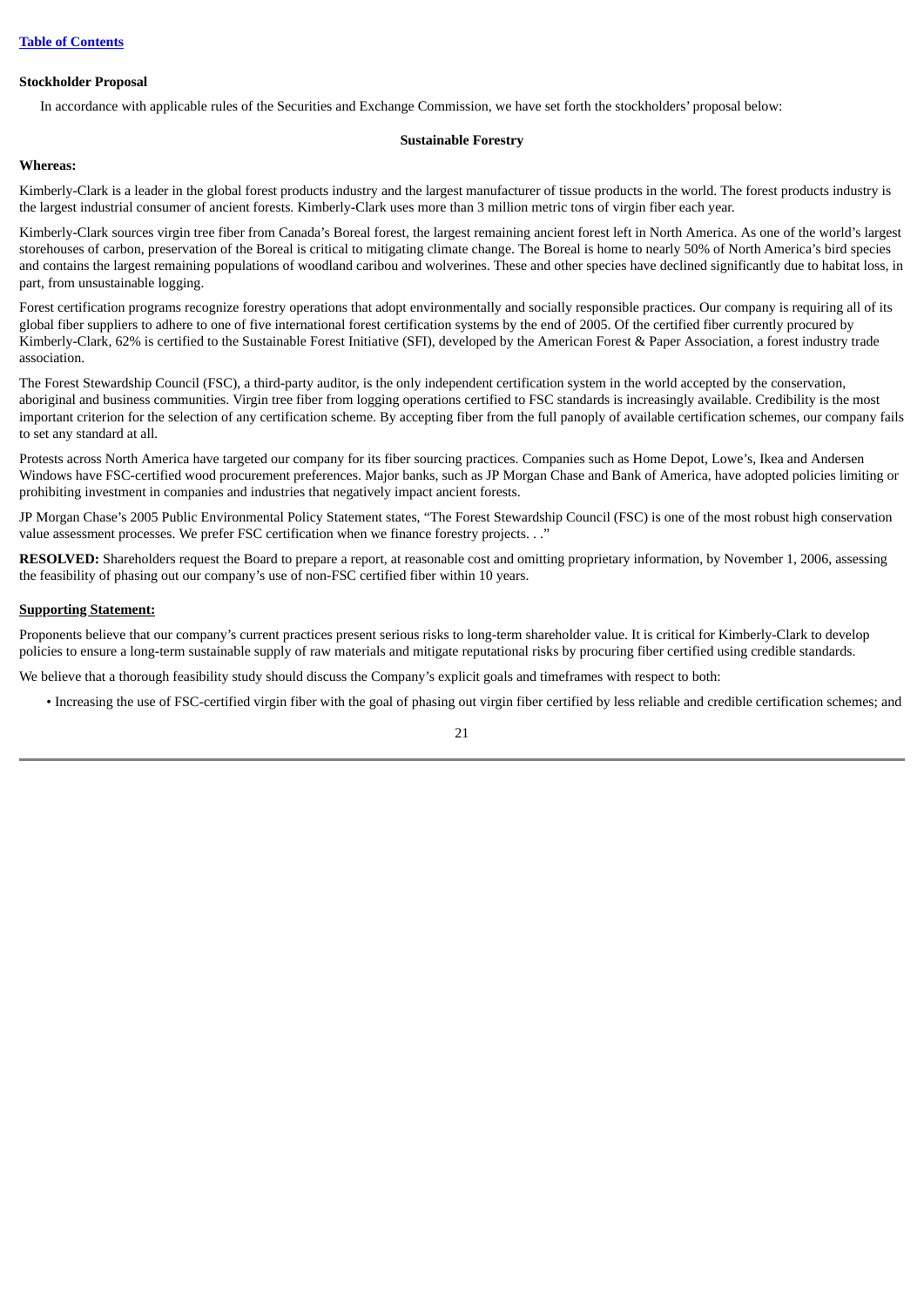**Stockholder Proposal**

In accordance with applicable rules of the Securities and Exchange Commission, we have set forth the stockholders' proposal below:

**Sustainable Forestry**

**Whereas:**

Kimberly-Clark is a leader in the global forest products industry and the largest manufacturer of tissue products in the world. The forest products industry is the largest industrial consumer of ancient forests. Kimberly-Clark uses more than 3 million metric tons of virgin fiber each year.

Kimberly-Clark sources virgin tree fiber from Canada's Boreal forest, the largest remaining ancient forest left in North America. As one of the world's largest storehouses of carbon, preservation of the Boreal is critical to mitigating climate change. The Boreal is home to nearly 50% of North America's bird species and contains the largest remaining populations of woodland caribou and wolverines. These and other species have declined significantly due to habitat loss, in part, from unsustainable logging.

Forest certification programs recognize forestry operations that adopt environmentally and socially responsible practices. Our company is requiring all of its global fiber suppliers to adhere to one of five international forest certification systems by the end of 2005. Of the certified fiber currently procured by Kimberly-Clark, 62% is certified to the Sustainable Forest Initiative (SFI), developed by the American Forest & Paper Association, a forest industry trade association.

The Forest Stewardship Council (FSC), a third-party auditor, is the only independent certification system in the world accepted by the conservation, aboriginal and business communities. Virgin tree fiber from logging operations certified to FSC standards is increasingly available. Credibility is the most important criterion for the selection of any certification scheme. By accepting fiber from the full panoply of available certification schemes, our company fails to set any standard at all.

Protests across North America have targeted our company for its fiber sourcing practices. Companies such as Home Depot, Lowe's, Ikea and Andersen Windows have FSC-certified wood procurement preferences. Major banks, such as JP Morgan Chase and Bank of America, have adopted policies limiting or prohibiting investment in companies and industries that negatively impact ancient forests.

JP Morgan Chase's 2005 Public Environmental Policy Statement states, "The Forest Stewardship Council (FSC) is one of the most robust high conservation value assessment processes. We prefer FSC certification when we finance forestry projects. . ."

**RESOLVED:** Shareholders request the Board to prepare a report, at reasonable cost and omitting proprietary information, by November 1, 2006, assessing the feasibility of phasing out our company's use of non-FSC certified fiber within 10 years.

**Supporting Statement:**

Proponents believe that our company's current practices present serious risks to long-term shareholder value. It is critical for Kimberly-Clark to develop policies to ensure a long-term sustainable supply of raw materials and mitigate reputational risks by procuring fiber certified using credible standards.

We believe that a thorough feasibility study should discuss the Company's explicit goals and timeframes with respect to both:

- Increasing the use of FSC-certified virgin fiber with the goal of phasing out virgin fiber certified by less reliable and credible certification schemes; and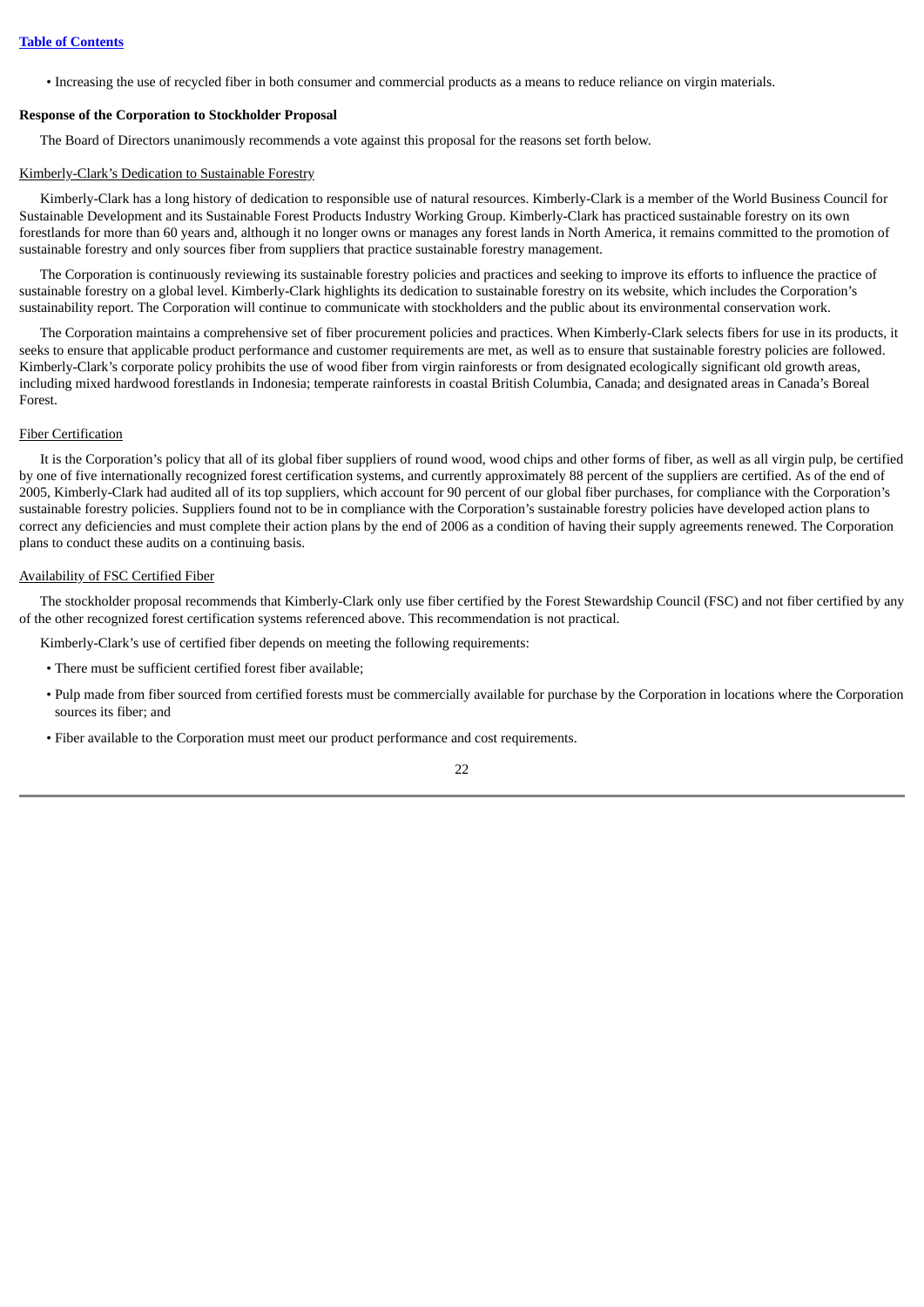- Increasing the use of recycled fiber in both consumer and commercial products as a means to reduce reliance on virgin materials.

**Response of the Corporation to Stockholder Proposal**

The Board of Directors unanimously recommends a vote against this proposal for the reasons set forth below.

Kimberly-Clark's Dedication to Sustainable Forestry

Kimberly-Clark has a long history of dedication to responsible use of natural resources. Kimberly-Clark is a member of the World Business Council for Sustainable Development and its Sustainable Forest Products Industry Working Group. Kimberly-Clark has practiced sustainable forestry on its own forestlands for more than 60 years and, although it no longer owns or manages any forest lands in North America, it remains committed to the promotion of sustainable forestry and only sources fiber from suppliers that practice sustainable forestry management.

The Corporation is continuously reviewing its sustainable forestry policies and practices and seeking to improve its efforts to influence the practice of sustainable forestry on a global level. Kimberly-Clark highlights its dedication to sustainable forestry on its website, which includes the Corporation's sustainability report. The Corporation will continue to communicate with stockholders and the public about its environmental conservation work.

The Corporation maintains a comprehensive set of fiber procurement policies and practices. When Kimberly-Clark selects fibers for use in its products, it seeks to ensure that applicable product performance and customer requirements are met, as well as to ensure that sustainable forestry policies are followed. Kimberly-Clark's corporate policy prohibits the use of wood fiber from virgin rainforests or from designated ecologically significant old growth areas, including mixed hardwood forestlands in Indonesia; temperate rainforests in coastal British Columbia, Canada; and designated areas in Canada's Boreal Forest.

Fiber Certification

It is the Corporation's policy that all of its global fiber suppliers of round wood, wood chips and other forms of fiber, as well as all virgin pulp, be certified by one of five internationally recognized forest certification systems, and currently approximately 88 percent of the suppliers are certified. As of the end of 2005, Kimberly-Clark had audited all of its top suppliers, which account for 90 percent of our global fiber purchases, for compliance with the Corporation's sustainable forestry policies. Suppliers found not to be in compliance with the Corporation's sustainable forestry policies have developed action plans to correct any deficiencies and must complete their action plans by the end of 2006 as a condition of having their supply agreements renewed. The Corporation plans to conduct these audits on a continuing basis.

Availability of FSC Certified Fiber

The stockholder proposal recommends that Kimberly-Clark only use fiber certified by the Forest Stewardship Council (FSC) and not fiber certified by any of the other recognized forest certification systems referenced above. This recommendation is not practical.

Kimberly-Clark's use of certified fiber depends on meeting the following requirements:

- There must be sufficient certified forest fiber available;
- Pulp made from fiber sourced from certified forests must be commercially available for purchase by the Corporation in locations where the Corporation sources its fiber; and
- Fiber available to the Corporation must meet our product performance and cost requirements.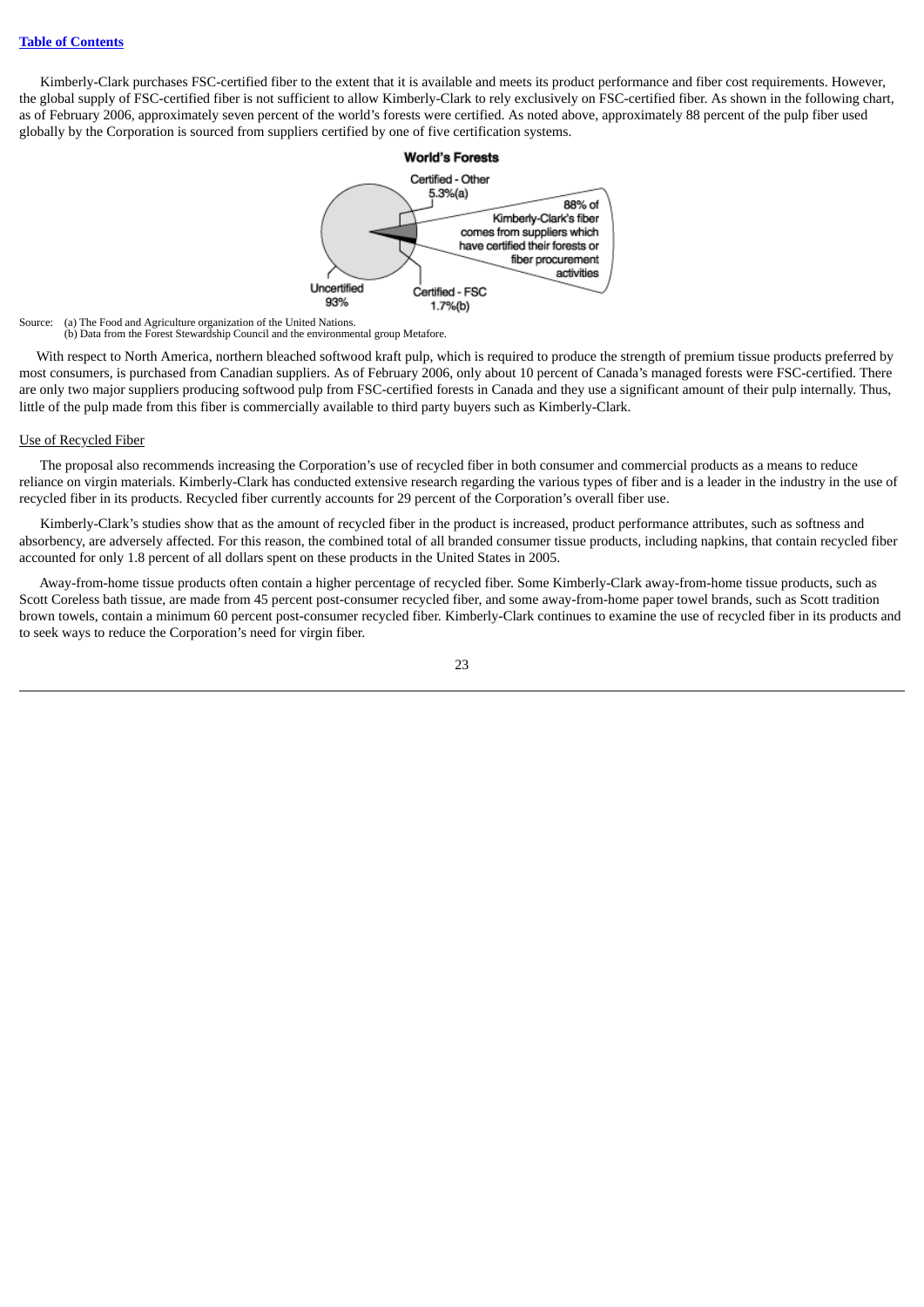[Table of Contents]

Kimberly-Clark purchases FSC-certified fiber to the extent that it is available and meets its product performance and fiber cost requirements. However, the global supply of FSC-certified fiber is not sufficient to allow Kimberly-Clark to rely exclusively on FSC-certified fiber. As shown in the following chart, as of February 2006, approximately seven percent of the world's forests were certified. As noted above, approximately 88 percent of the pulp fiber used globally by the Corporation is sourced from suppliers certified by one of five certification systems.

**World's Forests**

Certified - Other 5.3%(a)

88% of Kimberly-Clark's fiber comes from suppliers which have certified their forests or fiber procurement activities

Uncertified 93%

Certified - FSC 1.7%(b)

Source: (a) The Food and Agriculture organization of the United Nations.
(b) Data from the Forest Stewardship Council and the environmental group Metafore.

With respect to North America, northern bleached softwood kraft pulp, which is required to produce the strength of premium tissue products preferred by most consumers, is purchased from Canadian suppliers. As of February 2006, only about 10 percent of Canada's managed forests were FSC-certified. There are only two major suppliers producing softwood pulp from FSC-certified forests in Canada and they use a significant amount of their pulp internally. Thus, little of the pulp made from this fiber is commercially available to third party buyers such as Kimberly-Clark.

Use of Recycled Fiber

The proposal also recommends increasing the Corporation's use of recycled fiber in both consumer and commercial products as a means to reduce reliance on virgin materials. Kimberly-Clark has conducted extensive research regarding the various types of fiber and is a leader in the industry in the use of recycled fiber in its products. Recycled fiber currently accounts for 29 percent of the Corporation's overall fiber use.

Kimberly-Clark's studies show that as the amount of recycled fiber in the product is increased, product performance attributes, such as softness and absorbency, are adversely affected. For this reason, the combined total of all branded consumer tissue products, including napkins, that contain recycled fiber accounted for only 1.8 percent of all dollars spent on these products in the United States in 2005.

Away-from-home tissue products often contain a higher percentage of recycled fiber. Some Kimberly-Clark away-from-home tissue products, such as Scott Coreless bath tissue, are made from 45 percent post-consumer recycled fiber, and some away-from-home paper towel brands, such as Scott tradition brown towels, contain a minimum 60 percent post-consumer recycled fiber. Kimberly-Clark continues to examine the use of recycled fiber in its products and to seek ways to reduce the Corporation's need for virgin fiber.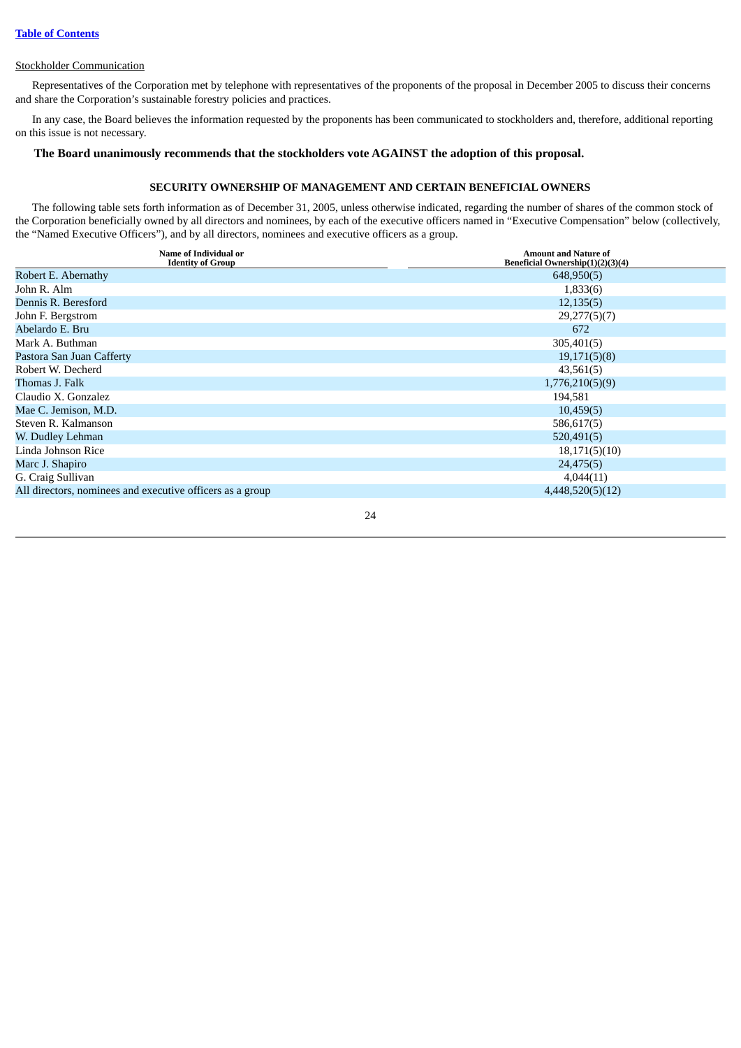Stockholder Communication

Representatives of the Corporation met by telephone with representatives of the proponents of the proposal in December 2005 to discuss their concerns and share the Corporation's sustainable forestry policies and practices.

In any case, the Board believes the information requested by the proponents has been communicated to stockholders and, therefore, additional reporting on this issue is not necessary.

**The Board unanimously recommends that the stockholders vote AGAINST the adoption of this proposal.**

## SECURITY OWNERSHIP OF MANAGEMENT AND CERTAIN BENEFICIAL OWNERS

The following table sets forth information as of December 31, 2005, unless otherwise indicated, regarding the number of shares of the common stock of the Corporation beneficially owned by all directors and nominees, by each of the executive officers named in "Executive Compensation" below (collectively, the "Named Executive Officers"), and by all directors, nominees and executive officers as a group.

| Name of Individual or Identity of Group | Amount and Nature of Beneficial Ownership(1)(2)(3)(4) |
|---|---|
| Robert E. Abernathy | 648,950(5) |
| John R. Alm | 1,833(6) |
| Dennis R. Beresford | 12,135(5) |
| John F. Bergstrom | 29,277(5)(7) |
| Abelardo E. Bru | 672 |
| Mark A. Buthman | 305,401(5) |
| Pastora San Juan Cafferty | 19,171(5)(8) |
| Robert W. Decherd | 43,561(5) |
| Thomas J. Falk | 1,776,210(5)(9) |
| Claudio X. Gonzalez | 194,581 |
| Mae C. Jemison, M.D. | 10,459(5) |
| Steven R. Kalmanson | 586,617(5) |
| W. Dudley Lehman | 520,491(5) |
| Linda Johnson Rice | 18,171(5)(10) |
| Marc J. Shapiro | 24,475(5) |
| G. Craig Sullivan | 4,044(11) |
| All directors, nominees and executive officers as a group | 4,448,520(5)(12) |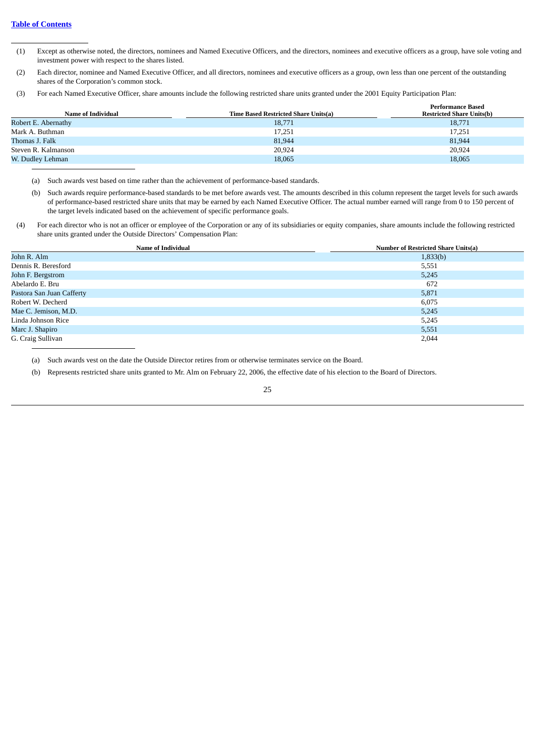[Table of Contents](#)

(1) Except as otherwise noted, the directors, nominees and Named Executive Officers, and the directors, nominees and executive officers as a group, have sole voting and investment power with respect to the shares listed.

(2) Each director, nominee and Named Executive Officer, and all directors, nominees and executive officers as a group, own less than one percent of the outstanding shares of the Corporation's common stock.

(3) For each Named Executive Officer, share amounts include the following restricted share units granted under the 2001 Equity Participation Plan:

| Name of Individual | Time Based Restricted Share Units(a) | Performance Based Restricted Share Units(b) |
|---|---|---|
| Robert E. Abernathy | 18,771 | 18,771 |
| Mark A. Buthman | 17,251 | 17,251 |
| Thomas J. Falk | 81,944 | 81,944 |
| Steven R. Kalmanson | 20,924 | 20,924 |
| W. Dudley Lehman | 18,065 | 18,065 |

(a) Such awards vest based on time rather than the achievement of performance-based standards.

(b) Such awards require performance-based standards to be met before awards vest. The amounts described in this column represent the target levels for such awards of performance-based restricted share units that may be earned by each Named Executive Officer. The actual number earned will range from 0 to 150 percent of the target levels indicated based on the achievement of specific performance goals.

(4) For each director who is not an officer or employee of the Corporation or any of its subsidiaries or equity companies, share amounts include the following restricted share units granted under the Outside Directors' Compensation Plan:

| Name of Individual | Number of Restricted Share Units(a) |
|---|---|
| John R. Alm | 1,833(b) |
| Dennis R. Beresford | 5,551 |
| John F. Bergstrom | 5,245 |
| Abelardo E. Bru | 672 |
| Pastora San Juan Cafferty | 5,871 |
| Robert W. Decherd | 6,075 |
| Mae C. Jemison, M.D. | 5,245 |
| Linda Johnson Rice | 5,245 |
| Marc J. Shapiro | 5,551 |
| G. Craig Sullivan | 2,044 |

(a) Such awards vest on the date the Outside Director retires from or otherwise terminates service on the Board.

(b) Represents restricted share units granted to Mr. Alm on February 22, 2006, the effective date of his election to the Board of Directors.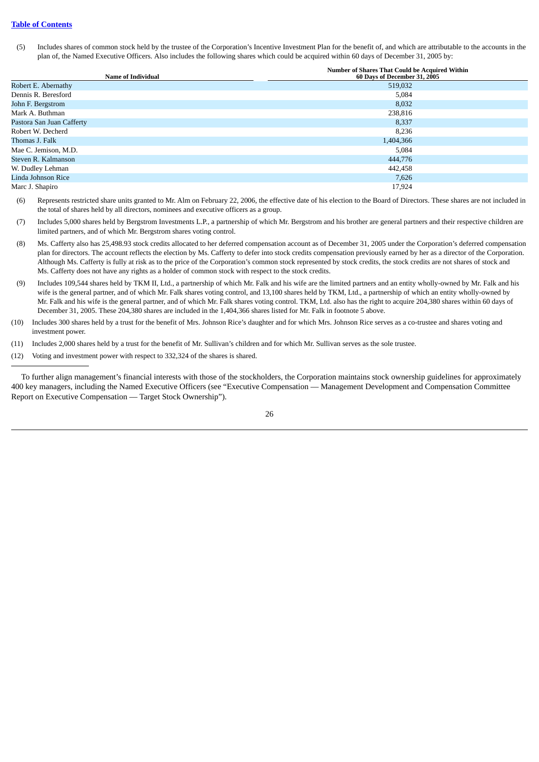(5) Includes shares of common stock held by the trustee of the Corporation's Incentive Investment Plan for the benefit of, and which are attributable to the accounts in the plan of, the Named Executive Officers. Also includes the following shares which could be acquired within 60 days of December 31, 2005 by:

| Name of Individual | Number of Shares That Could be Acquired Within 60 Days of December 31, 2005 |
|---|---|
| Robert E. Abernathy | 519,032 |
| Dennis R. Beresford | 5,084 |
| John F. Bergstrom | 8,032 |
| Mark A. Buthman | 238,816 |
| Pastora San Juan Cafferty | 8,337 |
| Robert W. Decherd | 8,236 |
| Thomas J. Falk | 1,404,366 |
| Mae C. Jemison, M.D. | 5,084 |
| Steven R. Kalmanson | 444,776 |
| W. Dudley Lehman | 442,458 |
| Linda Johnson Rice | 7,626 |
| Marc J. Shapiro | 17,924 |

(6) Represents restricted share units granted to Mr. Alm on February 22, 2006, the effective date of his election to the Board of Directors. These shares are not included in the total of shares held by all directors, nominees and executive officers as a group.

(7) Includes 5,000 shares held by Bergstrom Investments L.P., a partnership of which Mr. Bergstrom and his brother are general partners and their respective children are limited partners, and of which Mr. Bergstrom shares voting control.

(8) Ms. Cafferty also has 25,498.93 stock credits allocated to her deferred compensation account as of December 31, 2005 under the Corporation's deferred compensation plan for directors. The account reflects the election by Ms. Cafferty to defer into stock credits compensation previously earned by her as a director of the Corporation. Although Ms. Cafferty is fully at risk as to the price of the Corporation's common stock represented by stock credits, the stock credits are not shares of stock and Ms. Cafferty does not have any rights as a holder of common stock with respect to the stock credits.

(9) Includes 109,544 shares held by TKM II, Ltd., a partnership of which Mr. Falk and his wife are the limited partners and an entity wholly-owned by Mr. Falk and his wife is the general partner, and of which Mr. Falk shares voting control, and 13,100 shares held by TKM, Ltd., a partnership of which an entity wholly-owned by Mr. Falk and his wife is the general partner, and of which Mr. Falk shares voting control. TKM, Ltd. also has the right to acquire 204,380 shares within 60 days of December 31, 2005. These 204,380 shares are included in the 1,404,366 shares listed for Mr. Falk in footnote 5 above.

(10) Includes 300 shares held by a trust for the benefit of Mrs. Johnson Rice's daughter and for which Mrs. Johnson Rice serves as a co-trustee and shares voting and investment power.

(11) Includes 2,000 shares held by a trust for the benefit of Mr. Sullivan's children and for which Mr. Sullivan serves as the sole trustee.

(12) Voting and investment power with respect to 332,324 of the shares is shared.

---

To further align management's financial interests with those of the stockholders, the Corporation maintains stock ownership guidelines for approximately 400 key managers, including the Named Executive Officers (see "Executive Compensation — Management Development and Compensation Committee Report on Executive Compensation — Target Stock Ownership").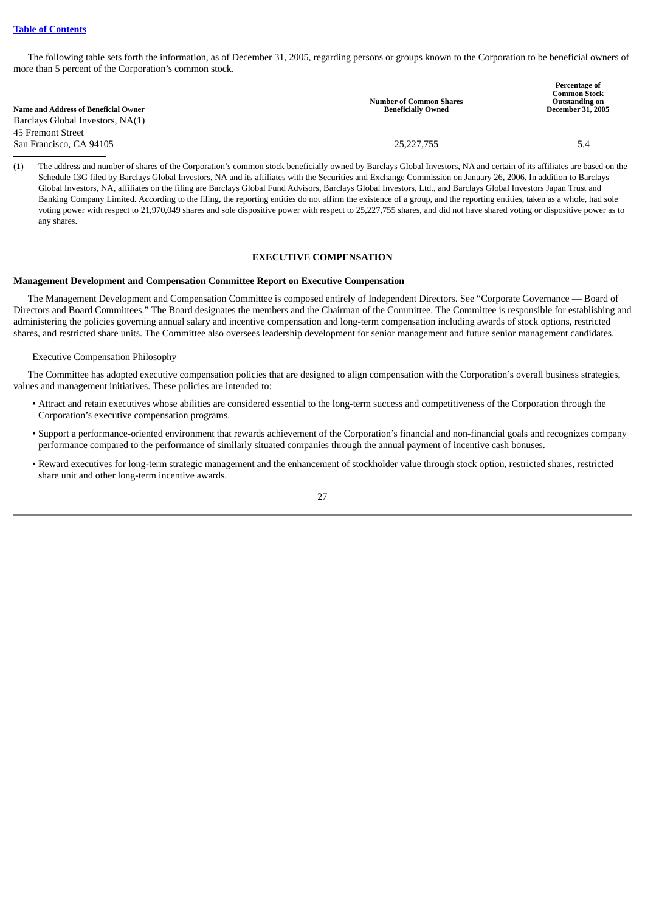[Table of Contents](#)

The following table sets forth the information, as of December 31, 2005, regarding persons or groups known to the Corporation to be beneficial owners of more than 5 percent of the Corporation's common stock.

| Name and Address of Beneficial Owner | Number of Common Shares Beneficially Owned | Percentage of Common Stock Outstanding on December 31, 2005 |
|---|---|---|
| Barclays Global Investors, NA(1)<br>45 Fremont Street<br>San Francisco, CA 94105 | 25,227,755 | 5.4 |

(1) The address and number of shares of the Corporation's common stock beneficially owned by Barclays Global Investors, NA and certain of its affiliates are based on the Schedule 13G filed by Barclays Global Investors, NA and its affiliates with the Securities and Exchange Commission on January 26, 2006. In addition to Barclays Global Investors, NA, affiliates on the filing are Barclays Global Fund Advisors, Barclays Global Investors, Ltd., and Barclays Global Investors Japan Trust and Banking Company Limited. According to the filing, the reporting entities do not affirm the existence of a group, and the reporting entities, taken as a whole, had sole voting power with respect to 21,970,049 shares and sole dispositive power with respect to 25,227,755 shares, and did not have shared voting or dispositive power as to any shares.

## EXECUTIVE COMPENSATION

### Management Development and Compensation Committee Report on Executive Compensation

The Management Development and Compensation Committee is composed entirely of Independent Directors. See "Corporate Governance — Board of Directors and Board Committees." The Board designates the members and the Chairman of the Committee. The Committee is responsible for establishing and administering the policies governing annual salary and incentive compensation and long-term compensation including awards of stock options, restricted shares, and restricted share units. The Committee also oversees leadership development for senior management and future senior management candidates.

Executive Compensation Philosophy

The Committee has adopted executive compensation policies that are designed to align compensation with the Corporation's overall business strategies, values and management initiatives. These policies are intended to:

- Attract and retain executives whose abilities are considered essential to the long-term success and competitiveness of the Corporation through the Corporation's executive compensation programs.
- Support a performance-oriented environment that rewards achievement of the Corporation's financial and non-financial goals and recognizes company performance compared to the performance of similarly situated companies through the annual payment of incentive cash bonuses.
- Reward executives for long-term strategic management and the enhancement of stockholder value through stock option, restricted shares, restricted share unit and other long-term incentive awards.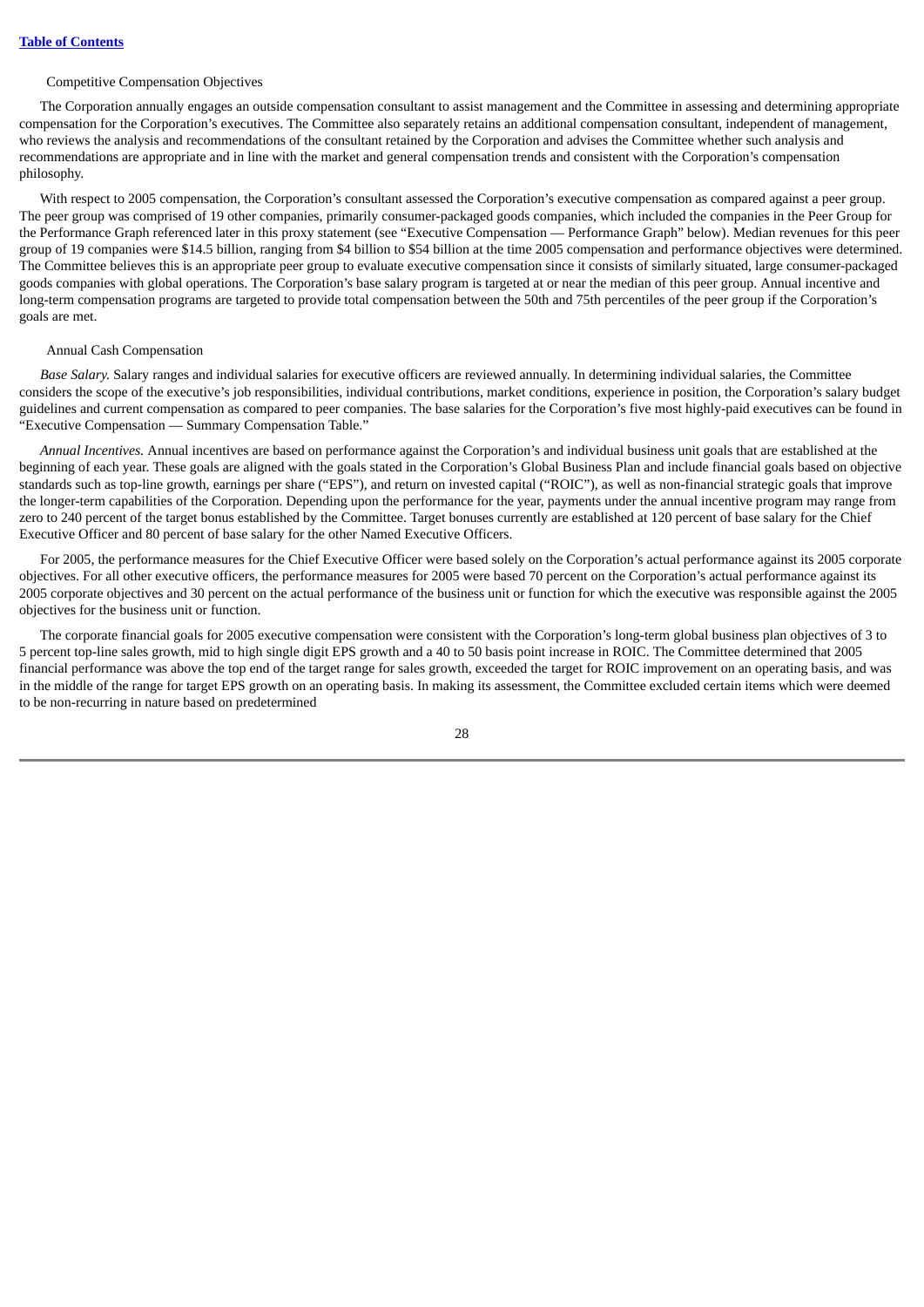Competitive Compensation Objectives

The Corporation annually engages an outside compensation consultant to assist management and the Committee in assessing and determining appropriate compensation for the Corporation's executives. The Committee also separately retains an additional compensation consultant, independent of management, who reviews the analysis and recommendations of the consultant retained by the Corporation and advises the Committee whether such analysis and recommendations are appropriate and in line with the market and general compensation trends and consistent with the Corporation's compensation philosophy.

With respect to 2005 compensation, the Corporation's consultant assessed the Corporation's executive compensation as compared against a peer group. The peer group was comprised of 19 other companies, primarily consumer-packaged goods companies, which included the companies in the Peer Group for the Performance Graph referenced later in this proxy statement (see "Executive Compensation — Performance Graph" below). Median revenues for this peer group of 19 companies were \$14.5 billion, ranging from \$4 billion to \$54 billion at the time 2005 compensation and performance objectives were determined. The Committee believes this is an appropriate peer group to evaluate executive compensation since it consists of similarly situated, large consumer-packaged goods companies with global operations. The Corporation's base salary program is targeted at or near the median of this peer group. Annual incentive and long-term compensation programs are targeted to provide total compensation between the 50th and 75th percentiles of the peer group if the Corporation's goals are met.

Annual Cash Compensation

*Base Salary.* Salary ranges and individual salaries for executive officers are reviewed annually. In determining individual salaries, the Committee considers the scope of the executive's job responsibilities, individual contributions, market conditions, experience in position, the Corporation's salary budget guidelines and current compensation as compared to peer companies. The base salaries for the Corporation's five most highly-paid executives can be found in "Executive Compensation — Summary Compensation Table."

*Annual Incentives.* Annual incentives are based on performance against the Corporation's and individual business unit goals that are established at the beginning of each year. These goals are aligned with the goals stated in the Corporation's Global Business Plan and include financial goals based on objective standards such as top-line growth, earnings per share ("EPS"), and return on invested capital ("ROIC"), as well as non-financial strategic goals that improve the longer-term capabilities of the Corporation. Depending upon the performance for the year, payments under the annual incentive program may range from zero to 240 percent of the target bonus established by the Committee. Target bonuses currently are established at 120 percent of base salary for the Chief Executive Officer and 80 percent of base salary for the other Named Executive Officers.

For 2005, the performance measures for the Chief Executive Officer were based solely on the Corporation's actual performance against its 2005 corporate objectives. For all other executive officers, the performance measures for 2005 were based 70 percent on the Corporation's actual performance against its 2005 corporate objectives and 30 percent on the actual performance of the business unit or function for which the executive was responsible against the 2005 objectives for the business unit or function.

The corporate financial goals for 2005 executive compensation were consistent with the Corporation's long-term global business plan objectives of 3 to 5 percent top-line sales growth, mid to high single digit EPS growth and a 40 to 50 basis point increase in ROIC. The Committee determined that 2005 financial performance was above the top end of the target range for sales growth, exceeded the target for ROIC improvement on an operating basis, and was in the middle of the range for target EPS growth on an operating basis. In making its assessment, the Committee excluded certain items which were deemed to be non-recurring in nature based on predetermined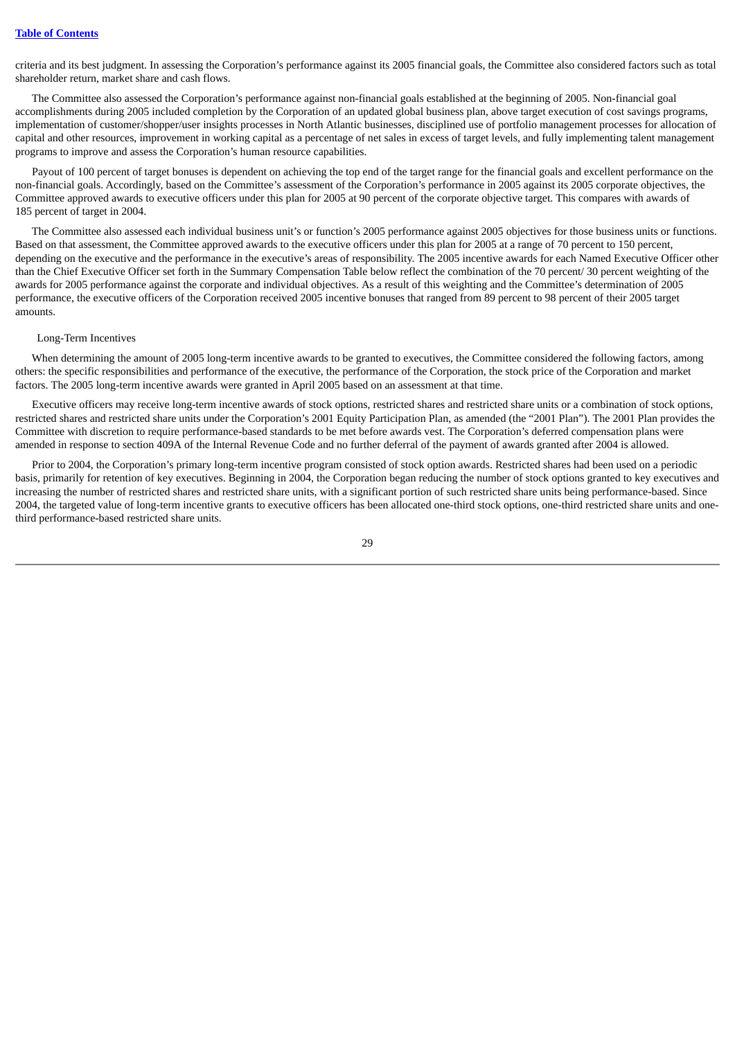criteria and its best judgment. In assessing the Corporation's performance against its 2005 financial goals, the Committee also considered factors such as total shareholder return, market share and cash flows.

The Committee also assessed the Corporation's performance against non-financial goals established at the beginning of 2005. Non-financial goal accomplishments during 2005 included completion by the Corporation of an updated global business plan, above target execution of cost savings programs, implementation of customer/shopper/user insights processes in North Atlantic businesses, disciplined use of portfolio management processes for allocation of capital and other resources, improvement in working capital as a percentage of net sales in excess of target levels, and fully implementing talent management programs to improve and assess the Corporation's human resource capabilities.

Payout of 100 percent of target bonuses is dependent on achieving the top end of the target range for the financial goals and excellent performance on the non-financial goals. Accordingly, based on the Committee's assessment of the Corporation's performance in 2005 against its 2005 corporate objectives, the Committee approved awards to executive officers under this plan for 2005 at 90 percent of the corporate objective target. This compares with awards of 185 percent of target in 2004.

The Committee also assessed each individual business unit's or function's 2005 performance against 2005 objectives for those business units or functions. Based on that assessment, the Committee approved awards to the executive officers under this plan for 2005 at a range of 70 percent to 150 percent, depending on the executive and the performance in the executive's areas of responsibility. The 2005 incentive awards for each Named Executive Officer other than the Chief Executive Officer set forth in the Summary Compensation Table below reflect the combination of the 70 percent/ 30 percent weighting of the awards for 2005 performance against the corporate and individual objectives. As a result of this weighting and the Committee's determination of 2005 performance, the executive officers of the Corporation received 2005 incentive bonuses that ranged from 89 percent to 98 percent of their 2005 target amounts.

### Long-Term Incentives

When determining the amount of 2005 long-term incentive awards to be granted to executives, the Committee considered the following factors, among others: the specific responsibilities and performance of the executive, the performance of the Corporation, the stock price of the Corporation and market factors. The 2005 long-term incentive awards were granted in April 2005 based on an assessment at that time.

Executive officers may receive long-term incentive awards of stock options, restricted shares and restricted share units or a combination of stock options, restricted shares and restricted share units under the Corporation's 2001 Equity Participation Plan, as amended (the "2001 Plan"). The 2001 Plan provides the Committee with discretion to require performance-based standards to be met before awards vest. The Corporation's deferred compensation plans were amended in response to section 409A of the Internal Revenue Code and no further deferral of the payment of awards granted after 2004 is allowed.

Prior to 2004, the Corporation's primary long-term incentive program consisted of stock option awards. Restricted shares had been used on a periodic basis, primarily for retention of key executives. Beginning in 2004, the Corporation began reducing the number of stock options granted to key executives and increasing the number of restricted shares and restricted share units, with a significant portion of such restricted share units being performance-based. Since 2004, the targeted value of long-term incentive grants to executive officers has been allocated one-third stock options, one-third restricted share units and one-third performance-based restricted share units.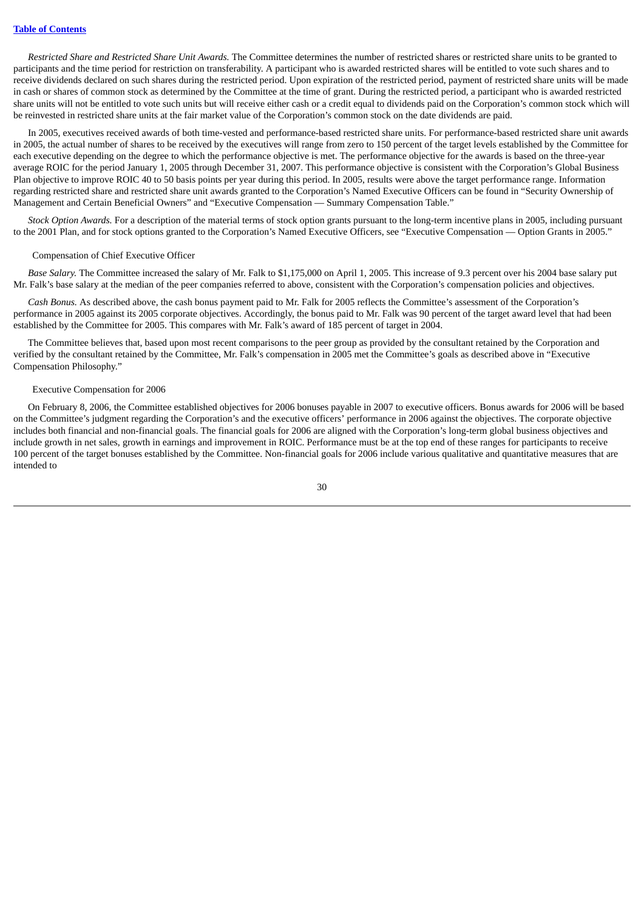*Restricted Share and Restricted Share Unit Awards.* The Committee determines the number of restricted shares or restricted share units to be granted to participants and the time period for restriction on transferability. A participant who is awarded restricted shares will be entitled to vote such shares and to receive dividends declared on such shares during the restricted period. Upon expiration of the restricted period, payment of restricted share units will be made in cash or shares of common stock as determined by the Committee at the time of grant. During the restricted period, a participant who is awarded restricted share units will not be entitled to vote such units but will receive either cash or a credit equal to dividends paid on the Corporation's common stock which will be reinvested in restricted share units at the fair market value of the Corporation's common stock on the date dividends are paid.

In 2005, executives received awards of both time-vested and performance-based restricted share units. For performance-based restricted share unit awards in 2005, the actual number of shares to be received by the executives will range from zero to 150 percent of the target levels established by the Committee for each executive depending on the degree to which the performance objective is met. The performance objective for the awards is based on the three-year average ROIC for the period January 1, 2005 through December 31, 2007. This performance objective is consistent with the Corporation's Global Business Plan objective to improve ROIC 40 to 50 basis points per year during this period. In 2005, results were above the target performance range. Information regarding restricted share and restricted share unit awards granted to the Corporation's Named Executive Officers can be found in "Security Ownership of Management and Certain Beneficial Owners" and "Executive Compensation — Summary Compensation Table."

*Stock Option Awards.* For a description of the material terms of stock option grants pursuant to the long-term incentive plans in 2005, including pursuant to the 2001 Plan, and for stock options granted to the Corporation's Named Executive Officers, see "Executive Compensation — Option Grants in 2005."

Compensation of Chief Executive Officer

*Base Salary.* The Committee increased the salary of Mr. Falk to $1,175,000 on April 1, 2005. This increase of 9.3 percent over his 2004 base salary put Mr. Falk's base salary at the median of the peer companies referred to above, consistent with the Corporation's compensation policies and objectives.

*Cash Bonus.* As described above, the cash bonus payment paid to Mr. Falk for 2005 reflects the Committee's assessment of the Corporation's performance in 2005 against its 2005 corporate objectives. Accordingly, the bonus paid to Mr. Falk was 90 percent of the target award level that had been established by the Committee for 2005. This compares with Mr. Falk's award of 185 percent of target in 2004.

The Committee believes that, based upon most recent comparisons to the peer group as provided by the consultant retained by the Corporation and verified by the consultant retained by the Committee, Mr. Falk's compensation in 2005 met the Committee's goals as described above in "Executive Compensation Philosophy."

Executive Compensation for 2006

On February 8, 2006, the Committee established objectives for 2006 bonuses payable in 2007 to executive officers. Bonus awards for 2006 will be based on the Committee's judgment regarding the Corporation's and the executive officers' performance in 2006 against the objectives. The corporate objective includes both financial and non-financial goals. The financial goals for 2006 are aligned with the Corporation's long-term global business objectives and include growth in net sales, growth in earnings and improvement in ROIC. Performance must be at the top end of these ranges for participants to receive 100 percent of the target bonuses established by the Committee. Non-financial goals for 2006 include various qualitative and quantitative measures that are intended to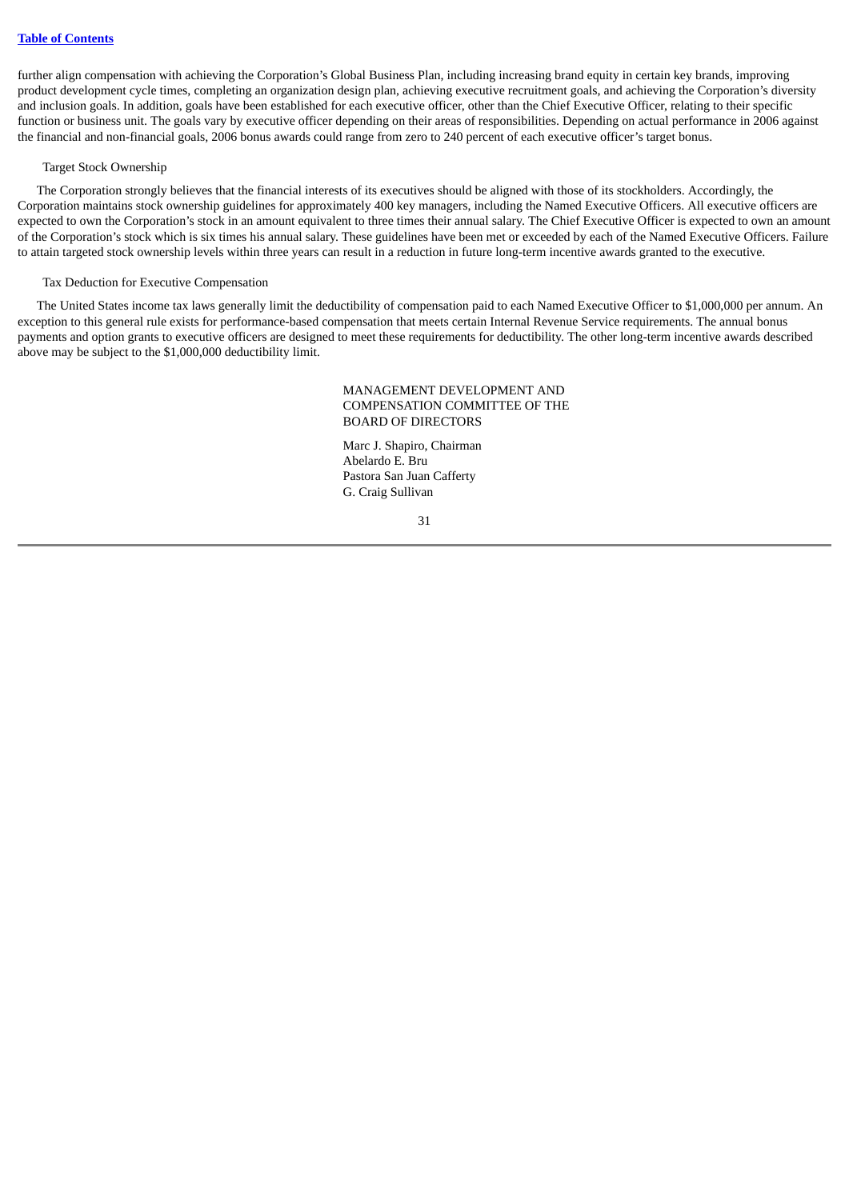further align compensation with achieving the Corporation's Global Business Plan, including increasing brand equity in certain key brands, improving product development cycle times, completing an organization design plan, achieving executive recruitment goals, and achieving the Corporation's diversity and inclusion goals. In addition, goals have been established for each executive officer, other than the Chief Executive Officer, relating to their specific function or business unit. The goals vary by executive officer depending on their areas of responsibilities. Depending on actual performance in 2006 against the financial and non-financial goals, 2006 bonus awards could range from zero to 240 percent of each executive officer's target bonus.

Target Stock Ownership

The Corporation strongly believes that the financial interests of its executives should be aligned with those of its stockholders. Accordingly, the Corporation maintains stock ownership guidelines for approximately 400 key managers, including the Named Executive Officers. All executive officers are expected to own the Corporation's stock in an amount equivalent to three times their annual salary. The Chief Executive Officer is expected to own an amount of the Corporation's stock which is six times his annual salary. These guidelines have been met or exceeded by each of the Named Executive Officers. Failure to attain targeted stock ownership levels within three years can result in a reduction in future long-term incentive awards granted to the executive.

Tax Deduction for Executive Compensation

The United States income tax laws generally limit the deductibility of compensation paid to each Named Executive Officer to $1,000,000 per annum. An exception to this general rule exists for performance-based compensation that meets certain Internal Revenue Service requirements. The annual bonus payments and option grants to executive officers are designed to meet these requirements for deductibility. The other long-term incentive awards described above may be subject to the $1,000,000 deductibility limit.

MANAGEMENT DEVELOPMENT AND
COMPENSATION COMMITTEE OF THE
BOARD OF DIRECTORS

Marc J. Shapiro, Chairman
Abelardo E. Bru
Pastora San Juan Cafferty
G. Craig Sullivan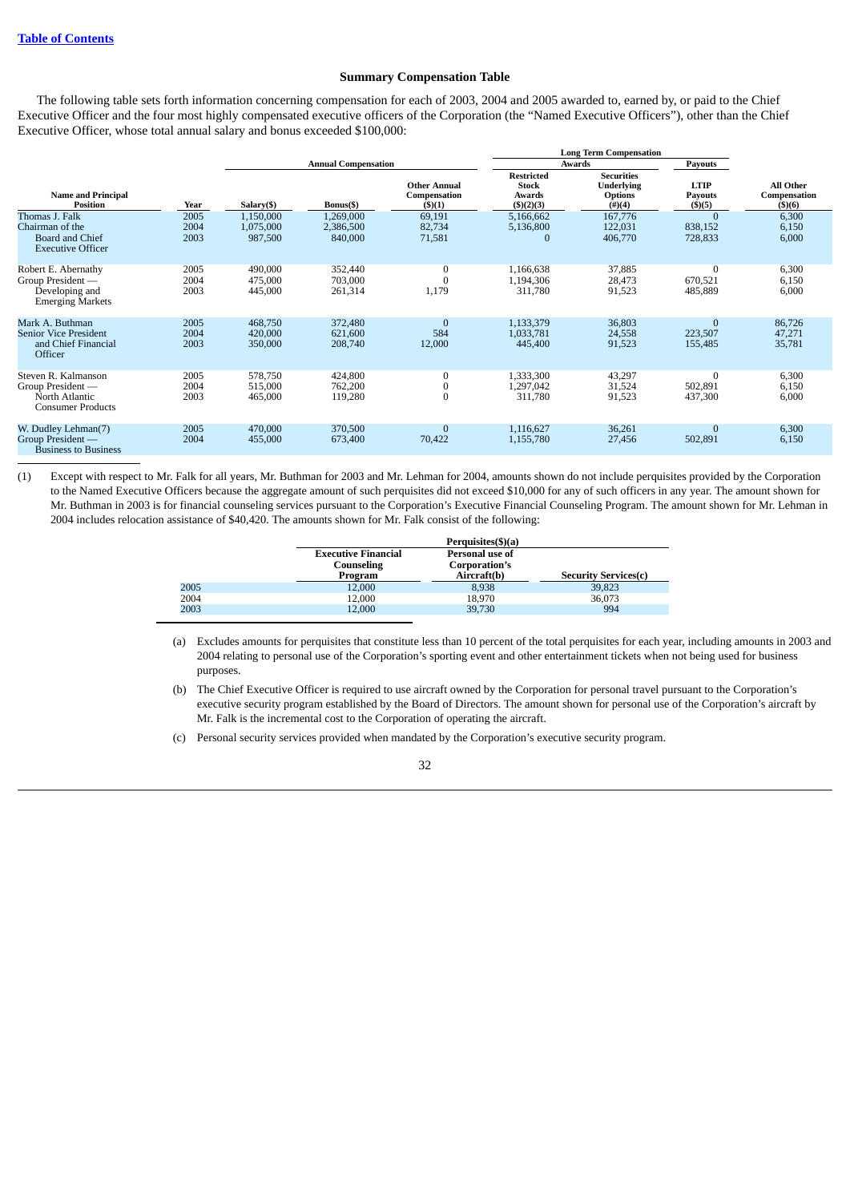## Summary Compensation Table

The following table sets forth information concerning compensation for each of 2003, 2004 and 2005 awarded to, earned by, or paid to the Chief Executive Officer and the four most highly compensated executive officers of the Corporation (the "Named Executive Officers"), other than the Chief Executive Officer, whose total annual salary and bonus exceeded $100,000:

| | | Annual Compensation | | | Long Term Compensation | | | |
|---|---|---|---|---|---|---|---|---|
| | | | | | Awards | | Payouts | |
| Name and Principal Position | Year | Salary($) | Bonus($) | Other Annual Compensation ($)(1) | Restricted Stock Awards ($)(2)(3) | Securities Underlying Options (#)(4) | LTIP Payouts ($)(5) | All Other Compensation ($)(6) |
| Thomas J. Falk Chairman of the Board and Chief Executive Officer | 2005 | 1,150,000 | 1,269,000 | 69,191 | 5,166,662 | 167,776 | 0 | 6,300 |
| | 2004 | 1,075,000 | 2,386,500 | 82,734 | 5,136,800 | 122,031 | 838,152 | 6,150 |
| | 2003 | 987,500 | 840,000 | 71,581 | 0 | 406,770 | 728,833 | 6,000 |
| Robert E. Abernathy Group President — Developing and Emerging Markets | 2005 | 490,000 | 352,440 | 0 | 1,166,638 | 37,885 | 0 | 6,300 |
| | 2004 | 475,000 | 703,000 | 0 | 1,194,306 | 28,473 | 670,521 | 6,150 |
| | 2003 | 445,000 | 261,314 | 1,179 | 311,780 | 91,523 | 485,889 | 6,000 |
| Mark A. Buthman Senior Vice President and Chief Financial Officer | 2005 | 468,750 | 372,480 | 0 | 1,133,379 | 36,803 | 0 | 86,726 |
| | 2004 | 420,000 | 621,600 | 584 | 1,033,781 | 24,558 | 223,507 | 47,271 |
| | 2003 | 350,000 | 208,740 | 12,000 | 445,400 | 91,523 | 155,485 | 35,781 |
| Steven R. Kalmanson Group President — North Atlantic Consumer Products | 2005 | 578,750 | 424,800 | 0 | 1,333,300 | 43,297 | 0 | 6,300 |
| | 2004 | 515,000 | 762,200 | 0 | 1,297,042 | 31,524 | 502,891 | 6,150 |
| | 2003 | 465,000 | 119,280 | 0 | 311,780 | 91,523 | 437,300 | 6,000 |
| W. Dudley Lehman(7) Group President — Business to Business | 2005 | 470,000 | 370,500 | 0 | 1,116,627 | 36,261 | 0 | 6,300 |
| | 2004 | 455,000 | 673,400 | 70,422 | 1,155,780 | 27,456 | 502,891 | 6,150 |

(1) Except with respect to Mr. Falk for all years, Mr. Buthman for 2003 and Mr. Lehman for 2004, amounts shown do not include perquisites provided by the Corporation to the Named Executive Officers because the aggregate amount of such perquisites did not exceed $10,000 for any of such officers in any year. The amount shown for Mr. Buthman in 2003 is for financial counseling services pursuant to the Corporation's Executive Financial Counseling Program. The amount shown for Mr. Lehman in 2004 includes relocation assistance of $40,420. The amounts shown for Mr. Falk consist of the following:

| | Perquisites($)(a) | | |
|---|---|---|---|
| | Executive Financial Counseling Program | Personal use of Corporation's Aircraft(b) | Security Services(c) |
| 2005 | 12,000 | 8,938 | 39,823 |
| 2004 | 12,000 | 18,970 | 36,073 |
| 2003 | 12,000 | 39,730 | 994 |

(a) Excludes amounts for perquisites that constitute less than 10 percent of the total perquisites for each year, including amounts in 2003 and 2004 relating to personal use of the Corporation's sporting event and other entertainment tickets when not being used for business purposes.

(b) The Chief Executive Officer is required to use aircraft owned by the Corporation for personal travel pursuant to the Corporation's executive security program established by the Board of Directors. The amount shown for personal use of the Corporation's aircraft by Mr. Falk is the incremental cost to the Corporation of operating the aircraft.

(c) Personal security services provided when mandated by the Corporation's executive security program.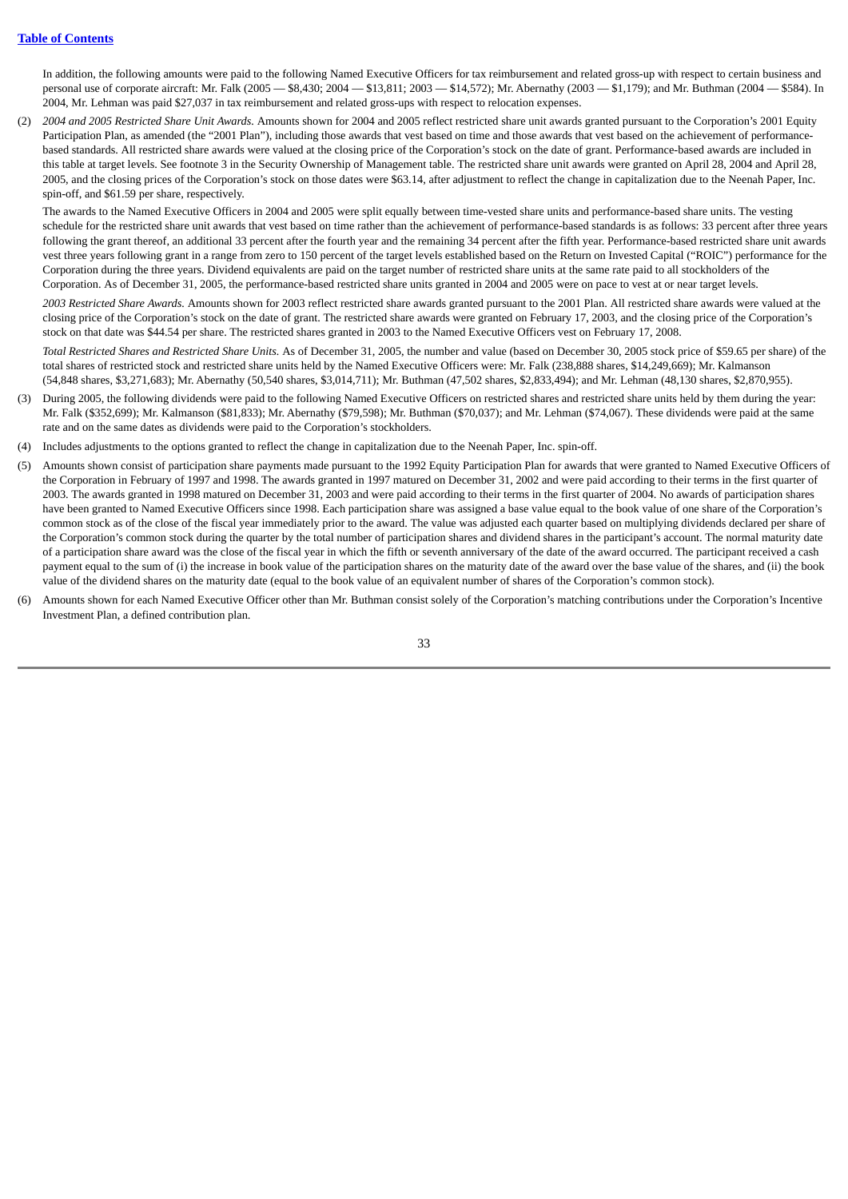In addition, the following amounts were paid to the following Named Executive Officers for tax reimbursement and related gross-up with respect to certain business and personal use of corporate aircraft: Mr. Falk (2005 — $8,430; 2004 — $13,811; 2003 — $14,572); Mr. Abernathy (2003 — $1,179); and Mr. Buthman (2004 — $584). In 2004, Mr. Lehman was paid $27,037 in tax reimbursement and related gross-ups with respect to relocation expenses.

(2) *2004 and 2005 Restricted Share Unit Awards.* Amounts shown for 2004 and 2005 reflect restricted share unit awards granted pursuant to the Corporation's 2001 Equity Participation Plan, as amended (the "2001 Plan"), including those awards that vest based on time and those awards that vest based on the achievement of performance-based standards. All restricted share awards were valued at the closing price of the Corporation's stock on the date of grant. Performance-based awards are included in this table at target levels. See footnote 3 in the Security Ownership of Management table. The restricted share unit awards were granted on April 28, 2004 and April 28, 2005, and the closing prices of the Corporation's stock on those dates were $63.14, after adjustment to reflect the change in capitalization due to the Neenah Paper, Inc. spin-off, and $61.59 per share, respectively.

The awards to the Named Executive Officers in 2004 and 2005 were split equally between time-vested share units and performance-based share units. The vesting schedule for the restricted share unit awards that vest based on time rather than the achievement of performance-based standards is as follows: 33 percent after three years following the grant thereof, an additional 33 percent after the fourth year and the remaining 34 percent after the fifth year. Performance-based restricted share unit awards vest three years following grant in a range from zero to 150 percent of the target levels established based on the Return on Invested Capital ("ROIC") performance for the Corporation during the three years. Dividend equivalents are paid on the target number of restricted share units at the same rate paid to all stockholders of the Corporation. As of December 31, 2005, the performance-based restricted share units granted in 2004 and 2005 were on pace to vest at or near target levels.

*2003 Restricted Share Awards.* Amounts shown for 2003 reflect restricted share awards granted pursuant to the 2001 Plan. All restricted share awards were valued at the closing price of the Corporation's stock on the date of grant. The restricted share awards were granted on February 17, 2003, and the closing price of the Corporation's stock on that date was $44.54 per share. The restricted shares granted in 2003 to the Named Executive Officers vest on February 17, 2008.

*Total Restricted Shares and Restricted Share Units.* As of December 31, 2005, the number and value (based on December 30, 2005 stock price of $59.65 per share) of the total shares of restricted stock and restricted share units held by the Named Executive Officers were: Mr. Falk (238,888 shares, $14,249,669); Mr. Kalmanson (54,848 shares, $3,271,683); Mr. Abernathy (50,540 shares, $3,014,711); Mr. Buthman (47,502 shares, $2,833,494); and Mr. Lehman (48,130 shares, $2,870,955).

(3) During 2005, the following dividends were paid to the following Named Executive Officers on restricted shares and restricted share units held by them during the year: Mr. Falk ($352,699); Mr. Kalmanson ($81,833); Mr. Abernathy ($79,598); Mr. Buthman ($70,037); and Mr. Lehman ($74,067). These dividends were paid at the same rate and on the same dates as dividends were paid to the Corporation's stockholders.

(4) Includes adjustments to the options granted to reflect the change in capitalization due to the Neenah Paper, Inc. spin-off.

(5) Amounts shown consist of participation share payments made pursuant to the 1992 Equity Participation Plan for awards that were granted to Named Executive Officers of the Corporation in February of 1997 and 1998. The awards granted in 1997 matured on December 31, 2002 and were paid according to their terms in the first quarter of 2003. The awards granted in 1998 matured on December 31, 2003 and were paid according to their terms in the first quarter of 2004. No awards of participation shares have been granted to Named Executive Officers since 1998. Each participation share was assigned a base value equal to the book value of one share of the Corporation's common stock as of the close of the fiscal year immediately prior to the award. The value was adjusted each quarter based on multiplying dividends declared per share of the Corporation's common stock during the quarter by the total number of participation shares and dividend shares in the participant's account. The normal maturity date of a participation share award was the close of the fiscal year in which the fifth or seventh anniversary of the date of the award occurred. The participant received a cash payment equal to the sum of (i) the increase in book value of the participation shares on the maturity date of the award over the base value of the shares, and (ii) the book value of the dividend shares on the maturity date (equal to the book value of an equivalent number of shares of the Corporation's common stock).

(6) Amounts shown for each Named Executive Officer other than Mr. Buthman consist solely of the Corporation's matching contributions under the Corporation's Incentive Investment Plan, a defined contribution plan.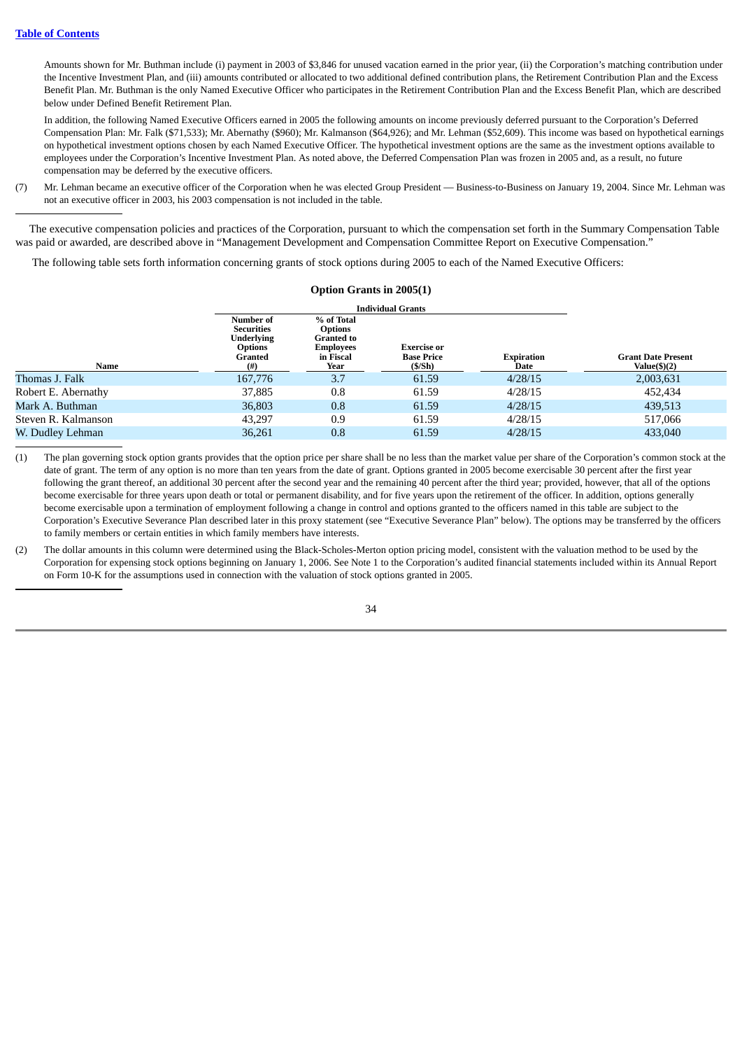Amounts shown for Mr. Buthman include (i) payment in 2003 of $3,846 for unused vacation earned in the prior year, (ii) the Corporation's matching contribution under the Incentive Investment Plan, and (iii) amounts contributed or allocated to two additional defined contribution plans, the Retirement Contribution Plan and the Excess Benefit Plan. Mr. Buthman is the only Named Executive Officer who participates in the Retirement Contribution Plan and the Excess Benefit Plan, which are described below under Defined Benefit Retirement Plan.

In addition, the following Named Executive Officers earned in 2005 the following amounts on income previously deferred pursuant to the Corporation's Deferred Compensation Plan: Mr. Falk ($71,533); Mr. Abernathy ($960); Mr. Kalmanson ($64,926); and Mr. Lehman ($52,609). This income was based on hypothetical earnings on hypothetical investment options chosen by each Named Executive Officer. The hypothetical investment options are the same as the investment options available to employees under the Corporation's Incentive Investment Plan. As noted above, the Deferred Compensation Plan was frozen in 2005 and, as a result, no future compensation may be deferred by the executive officers.

(7) Mr. Lehman became an executive officer of the Corporation when he was elected Group President — Business-to-Business on January 19, 2004. Since Mr. Lehman was not an executive officer in 2003, his 2003 compensation is not included in the table.

The executive compensation policies and practices of the Corporation, pursuant to which the compensation set forth in the Summary Compensation Table was paid or awarded, are described above in "Management Development and Compensation Committee Report on Executive Compensation."

The following table sets forth information concerning grants of stock options during 2005 to each of the Named Executive Officers:

**Option Grants in 2005(1)**

| | Individual Grants | | | | |
|---|---|---|---|---|---|
| Name | Number of Securities Underlying Options Granted (#) | % of Total Options Granted to Employees in Fiscal Year | Exercise or Base Price ($/Sh) | Expiration Date | Grant Date Present Value($)(2) |
| Thomas J. Falk | 167,776 | 3.7 | 61.59 | 4/28/15 | 2,003,631 |
| Robert E. Abernathy | 37,885 | 0.8 | 61.59 | 4/28/15 | 452,434 |
| Mark A. Buthman | 36,803 | 0.8 | 61.59 | 4/28/15 | 439,513 |
| Steven R. Kalmanson | 43,297 | 0.9 | 61.59 | 4/28/15 | 517,066 |
| W. Dudley Lehman | 36,261 | 0.8 | 61.59 | 4/28/15 | 433,040 |

(1) The plan governing stock option grants provides that the option price per share shall be no less than the market value per share of the Corporation's common stock at the date of grant. The term of any option is no more than ten years from the date of grant. Options granted in 2005 become exercisable 30 percent after the first year following the grant thereof, an additional 30 percent after the second year and the remaining 40 percent after the third year; provided, however, that all of the options become exercisable for three years upon death or total or permanent disability, and for five years upon the retirement of the officer. In addition, options generally become exercisable upon a termination of employment following a change in control and options granted to the officers named in this table are subject to the Corporation's Executive Severance Plan described later in this proxy statement (see "Executive Severance Plan" below). The options may be transferred by the officers to family members or certain entities in which family members have interests.

(2) The dollar amounts in this column were determined using the Black-Scholes-Merton option pricing model, consistent with the valuation method to be used by the Corporation for expensing stock options beginning on January 1, 2006. See Note 1 to the Corporation's audited financial statements included within its Annual Report on Form 10-K for the assumptions used in connection with the valuation of stock options granted in 2005.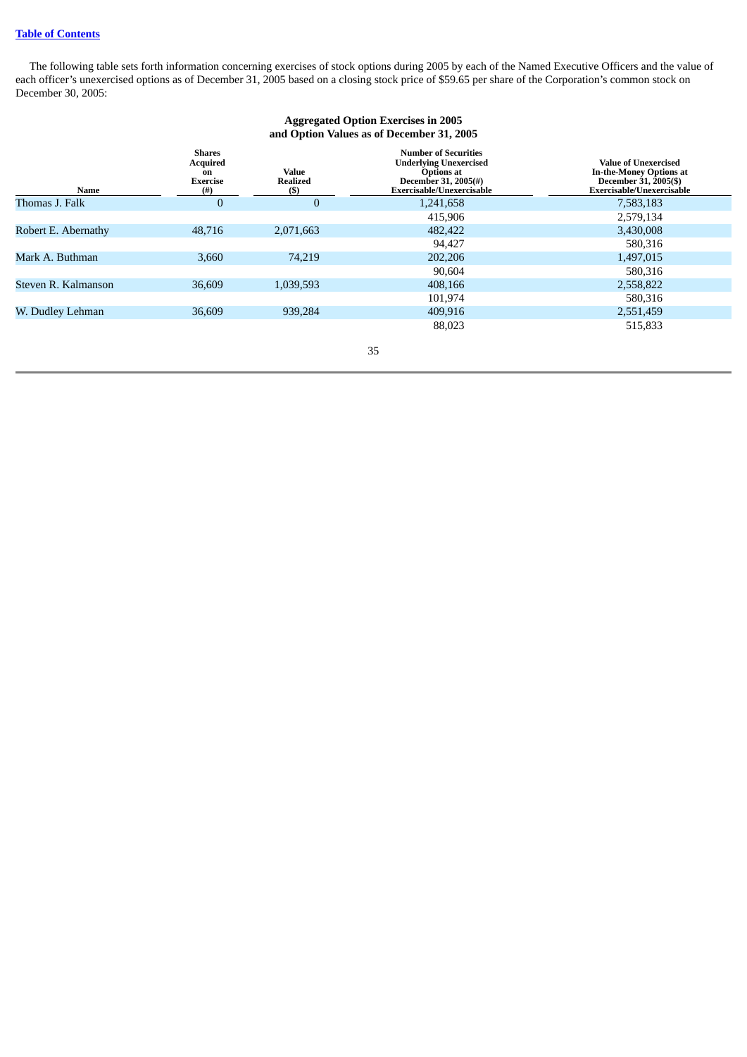The following table sets forth information concerning exercises of stock options during 2005 by each of the Named Executive Officers and the value of each officer's unexercised options as of December 31, 2005 based on a closing stock price of $59.65 per share of the Corporation's common stock on December 30, 2005:

**Aggregated Option Exercises in 2005 and Option Values as of December 31, 2005**

| Name | Shares Acquired on Exercise (#) | Value Realized ($) | Number of Securities Underlying Unexercised Options at December 31, 2005(#) Exercisable/Unexercisable | Value of Unexercised In-the-Money Options at December 31, 2005($) Exercisable/Unexercisable |
|---|---|---|---|---|
| Thomas J. Falk | 0 | 0 | 1,241,658 | 7,583,183 |
| | | | 415,906 | 2,579,134 |
| Robert E. Abernathy | 48,716 | 2,071,663 | 482,422 | 3,430,008 |
| | | | 94,427 | 580,316 |
| Mark A. Buthman | 3,660 | 74,219 | 202,206 | 1,497,015 |
| | | | 90,604 | 580,316 |
| Steven R. Kalmanson | 36,609 | 1,039,593 | 408,166 | 2,558,822 |
| | | | 101,974 | 580,316 |
| W. Dudley Lehman | 36,609 | 939,284 | 409,916 | 2,551,459 |
| | | | 88,023 | 515,833 |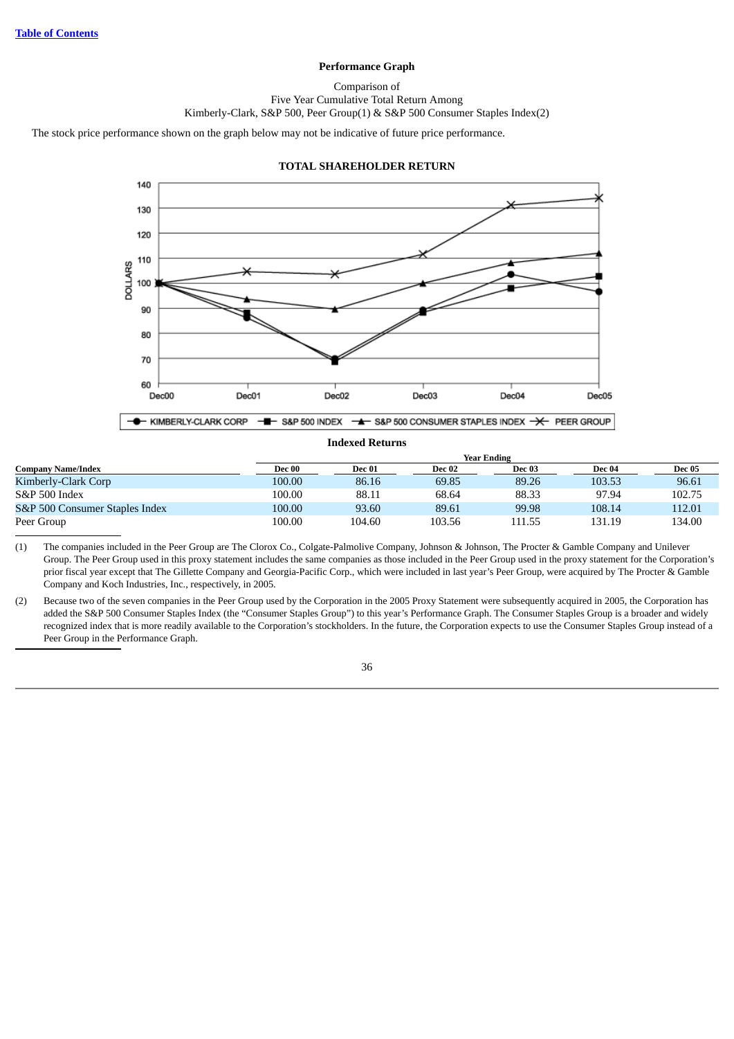[Table of Contents](#)

**Performance Graph**

Comparison of
Five Year Cumulative Total Return Among
Kimberly-Clark, S&P 500, Peer Group(1) & S&P 500 Consumer Staples Index(2)

The stock price performance shown on the graph below may not be indicative of future price performance.

**TOTAL SHAREHOLDER RETURN**

**Indexed Returns**

| Company Name/Index | Year Ending Dec 00 | Dec 01 | Dec 02 | Dec 03 | Dec 04 | Dec 05 |
|---|---|---|---|---|---|---|
| Kimberly-Clark Corp | 100.00 | 86.16 | 69.85 | 89.26 | 103.53 | 96.61 |
| S&P 500 Index | 100.00 | 88.11 | 68.64 | 88.33 | 97.94 | 102.75 |
| S&P 500 Consumer Staples Index | 100.00 | 93.60 | 89.61 | 99.98 | 108.14 | 112.01 |
| Peer Group | 100.00 | 104.60 | 103.56 | 111.55 | 131.19 | 134.00 |

(1) The companies included in the Peer Group are The Clorox Co., Colgate-Palmolive Company, Johnson & Johnson, The Procter & Gamble Company and Unilever Group. The Peer Group used in this proxy statement includes the same companies as those included in the Peer Group used in the proxy statement for the Corporation's prior fiscal year except that The Gillette Company and Georgia-Pacific Corp., which were included in last year's Peer Group, were acquired by The Procter & Gamble Company and Koch Industries, Inc., respectively, in 2005.

(2) Because two of the seven companies in the Peer Group used by the Corporation in the 2005 Proxy Statement were subsequently acquired in 2005, the Corporation has added the S&P 500 Consumer Staples Index (the "Consumer Staples Group") to this year's Performance Graph. The Consumer Staples Group is a broader and widely recognized index that is more readily available to the Corporation's stockholders. In the future, the Corporation expects to use the Consumer Staples Group instead of a Peer Group in the Performance Graph.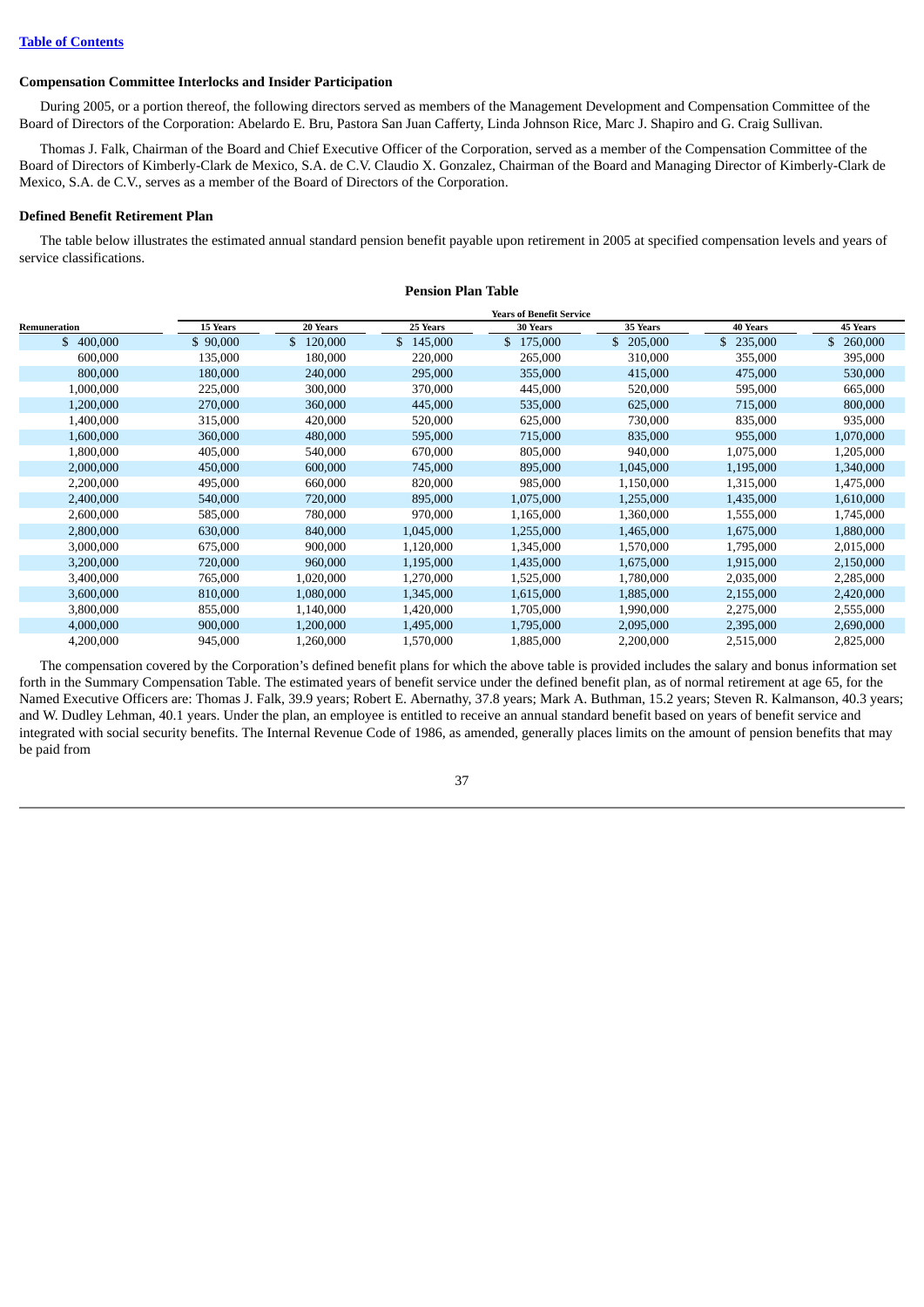[Table of Contents](#)

### Compensation Committee Interlocks and Insider Participation

During 2005, or a portion thereof, the following directors served as members of the Management Development and Compensation Committee of the Board of Directors of the Corporation: Abelardo E. Bru, Pastora San Juan Cafferty, Linda Johnson Rice, Marc J. Shapiro and G. Craig Sullivan.

Thomas J. Falk, Chairman of the Board and Chief Executive Officer of the Corporation, served as a member of the Compensation Committee of the Board of Directors of Kimberly-Clark de Mexico, S.A. de C.V. Claudio X. Gonzalez, Chairman of the Board and Managing Director of Kimberly-Clark de Mexico, S.A. de C.V., serves as a member of the Board of Directors of the Corporation.

### Defined Benefit Retirement Plan

The table below illustrates the estimated annual standard pension benefit payable upon retirement in 2005 at specified compensation levels and years of service classifications.

**Pension Plan Table**

| | Years of Benefit Service | | | | | | |
|---|---|---|---|---|---|---|---|
| Remuneration | 15 Years | 20 Years | 25 Years | 30 Years | 35 Years | 40 Years | 45 Years |
| $ 400,000 | $ 90,000 | $ 120,000 | $ 145,000 | $ 175,000 | $ 205,000 | $ 235,000 | $ 260,000 |
| 600,000 | 135,000 | 180,000 | 220,000 | 265,000 | 310,000 | 355,000 | 395,000 |
| 800,000 | 180,000 | 240,000 | 295,000 | 355,000 | 415,000 | 475,000 | 530,000 |
| 1,000,000 | 225,000 | 300,000 | 370,000 | 445,000 | 520,000 | 595,000 | 665,000 |
| 1,200,000 | 270,000 | 360,000 | 445,000 | 535,000 | 625,000 | 715,000 | 800,000 |
| 1,400,000 | 315,000 | 420,000 | 520,000 | 625,000 | 730,000 | 835,000 | 935,000 |
| 1,600,000 | 360,000 | 480,000 | 595,000 | 715,000 | 835,000 | 955,000 | 1,070,000 |
| 1,800,000 | 405,000 | 540,000 | 670,000 | 805,000 | 940,000 | 1,075,000 | 1,205,000 |
| 2,000,000 | 450,000 | 600,000 | 745,000 | 895,000 | 1,045,000 | 1,195,000 | 1,340,000 |
| 2,200,000 | 495,000 | 660,000 | 820,000 | 985,000 | 1,150,000 | 1,315,000 | 1,475,000 |
| 2,400,000 | 540,000 | 720,000 | 895,000 | 1,075,000 | 1,255,000 | 1,435,000 | 1,610,000 |
| 2,600,000 | 585,000 | 780,000 | 970,000 | 1,165,000 | 1,360,000 | 1,555,000 | 1,745,000 |
| 2,800,000 | 630,000 | 840,000 | 1,045,000 | 1,255,000 | 1,465,000 | 1,675,000 | 1,880,000 |
| 3,000,000 | 675,000 | 900,000 | 1,120,000 | 1,345,000 | 1,570,000 | 1,795,000 | 2,015,000 |
| 3,200,000 | 720,000 | 960,000 | 1,195,000 | 1,435,000 | 1,675,000 | 1,915,000 | 2,150,000 |
| 3,400,000 | 765,000 | 1,020,000 | 1,270,000 | 1,525,000 | 1,780,000 | 2,035,000 | 2,285,000 |
| 3,600,000 | 810,000 | 1,080,000 | 1,345,000 | 1,615,000 | 1,885,000 | 2,155,000 | 2,420,000 |
| 3,800,000 | 855,000 | 1,140,000 | 1,420,000 | 1,705,000 | 1,990,000 | 2,275,000 | 2,555,000 |
| 4,000,000 | 900,000 | 1,200,000 | 1,495,000 | 1,795,000 | 2,095,000 | 2,395,000 | 2,690,000 |
| 4,200,000 | 945,000 | 1,260,000 | 1,570,000 | 1,885,000 | 2,200,000 | 2,515,000 | 2,825,000 |

The compensation covered by the Corporation's defined benefit plans for which the above table is provided includes the salary and bonus information set forth in the Summary Compensation Table. The estimated years of benefit service under the defined benefit plan, as of normal retirement at age 65, for the Named Executive Officers are: Thomas J. Falk, 39.9 years; Robert E. Abernathy, 37.8 years; Mark A. Buthman, 15.2 years; Steven R. Kalmanson, 40.3 years; and W. Dudley Lehman, 40.1 years. Under the plan, an employee is entitled to receive an annual standard benefit based on years of benefit service and integrated with social security benefits. The Internal Revenue Code of 1986, as amended, generally places limits on the amount of pension benefits that may be paid from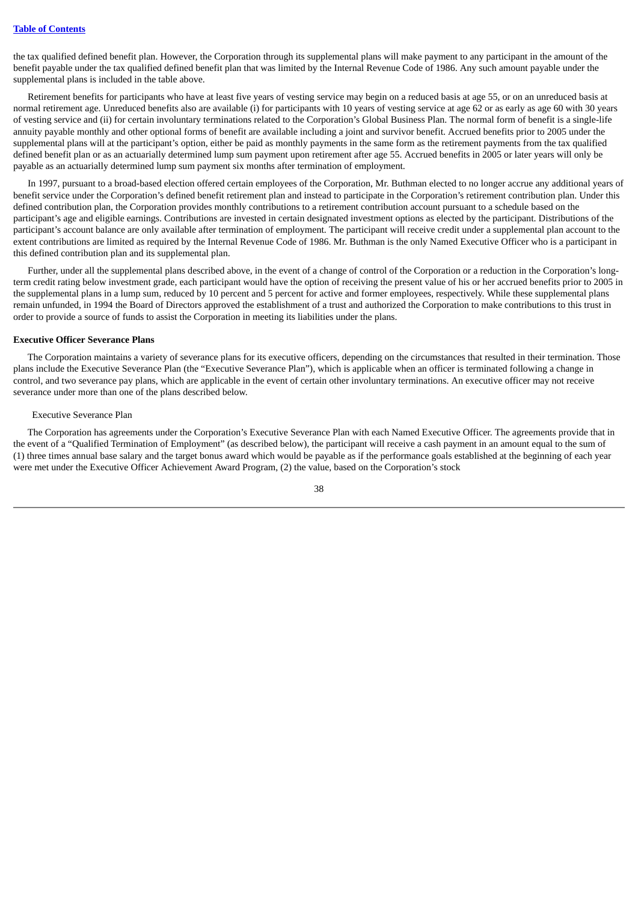the tax qualified defined benefit plan. However, the Corporation through its supplemental plans will make payment to any participant in the amount of the benefit payable under the tax qualified defined benefit plan that was limited by the Internal Revenue Code of 1986. Any such amount payable under the supplemental plans is included in the table above.

Retirement benefits for participants who have at least five years of vesting service may begin on a reduced basis at age 55, or on an unreduced basis at normal retirement age. Unreduced benefits also are available (i) for participants with 10 years of vesting service at age 62 or as early as age 60 with 30 years of vesting service and (ii) for certain involuntary terminations related to the Corporation's Global Business Plan. The normal form of benefit is a single-life annuity payable monthly and other optional forms of benefit are available including a joint and survivor benefit. Accrued benefits prior to 2005 under the supplemental plans will at the participant's option, either be paid as monthly payments in the same form as the retirement payments from the tax qualified defined benefit plan or as an actuarially determined lump sum payment upon retirement after age 55. Accrued benefits in 2005 or later years will only be payable as an actuarially determined lump sum payment six months after termination of employment.

In 1997, pursuant to a broad-based election offered certain employees of the Corporation, Mr. Buthman elected to no longer accrue any additional years of benefit service under the Corporation's defined benefit retirement plan and instead to participate in the Corporation's retirement contribution plan. Under this defined contribution plan, the Corporation provides monthly contributions to a retirement contribution account pursuant to a schedule based on the participant's age and eligible earnings. Contributions are invested in certain designated investment options as elected by the participant. Distributions of the participant's account balance are only available after termination of employment. The participant will receive credit under a supplemental plan account to the extent contributions are limited as required by the Internal Revenue Code of 1986. Mr. Buthman is the only Named Executive Officer who is a participant in this defined contribution plan and its supplemental plan.

Further, under all the supplemental plans described above, in the event of a change of control of the Corporation or a reduction in the Corporation's long-term credit rating below investment grade, each participant would have the option of receiving the present value of his or her accrued benefits prior to 2005 in the supplemental plans in a lump sum, reduced by 10 percent and 5 percent for active and former employees, respectively. While these supplemental plans remain unfunded, in 1994 the Board of Directors approved the establishment of a trust and authorized the Corporation to make contributions to this trust in order to provide a source of funds to assist the Corporation in meeting its liabilities under the plans.

**Executive Officer Severance Plans**

The Corporation maintains a variety of severance plans for its executive officers, depending on the circumstances that resulted in their termination. Those plans include the Executive Severance Plan (the "Executive Severance Plan"), which is applicable when an officer is terminated following a change in control, and two severance pay plans, which are applicable in the event of certain other involuntary terminations. An executive officer may not receive severance under more than one of the plans described below.

Executive Severance Plan

The Corporation has agreements under the Corporation's Executive Severance Plan with each Named Executive Officer. The agreements provide that in the event of a "Qualified Termination of Employment" (as described below), the participant will receive a cash payment in an amount equal to the sum of (1) three times annual base salary and the target bonus award which would be payable as if the performance goals established at the beginning of each year were met under the Executive Officer Achievement Award Program, (2) the value, based on the Corporation's stock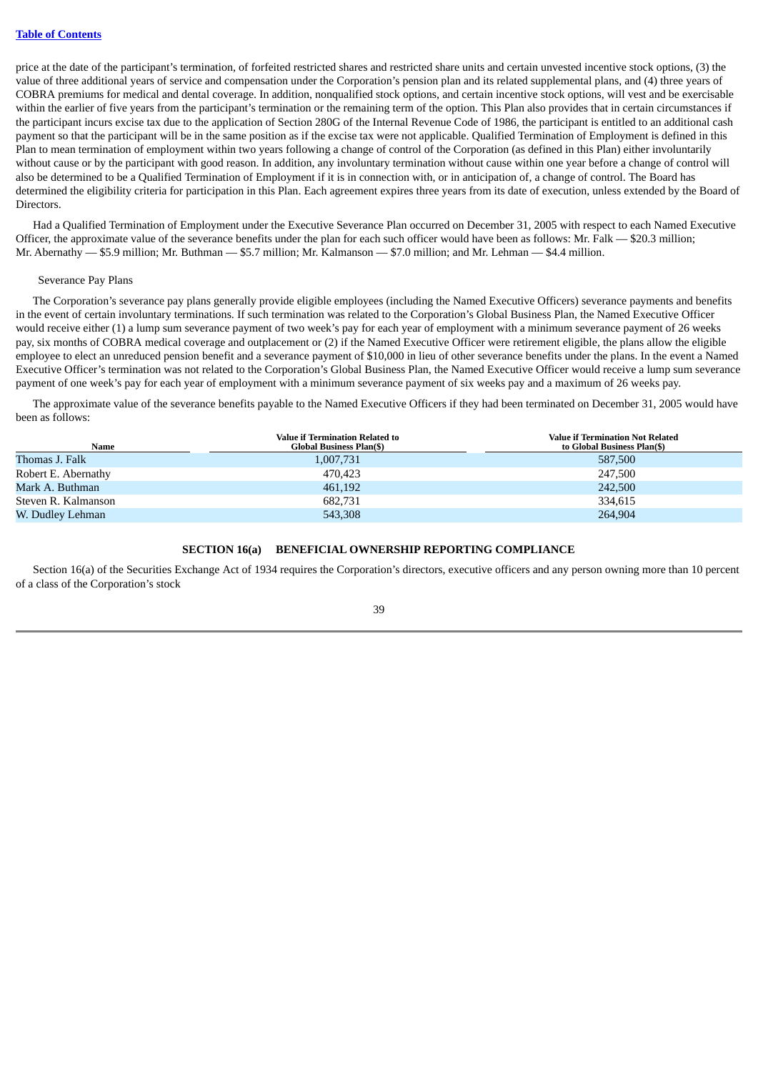price at the date of the participant's termination, of forfeited restricted shares and restricted share units and certain unvested incentive stock options, (3) the value of three additional years of service and compensation under the Corporation's pension plan and its related supplemental plans, and (4) three years of COBRA premiums for medical and dental coverage. In addition, nonqualified stock options, and certain incentive stock options, will vest and be exercisable within the earlier of five years from the participant's termination or the remaining term of the option. This Plan also provides that in certain circumstances if the participant incurs excise tax due to the application of Section 280G of the Internal Revenue Code of 1986, the participant is entitled to an additional cash payment so that the participant will be in the same position as if the excise tax were not applicable. Qualified Termination of Employment is defined in this Plan to mean termination of employment within two years following a change of control of the Corporation (as defined in this Plan) either involuntarily without cause or by the participant with good reason. In addition, any involuntary termination without cause within one year before a change of control will also be determined to be a Qualified Termination of Employment if it is in connection with, or in anticipation of, a change of control. The Board has determined the eligibility criteria for participation in this Plan. Each agreement expires three years from its date of execution, unless extended by the Board of Directors.

Had a Qualified Termination of Employment under the Executive Severance Plan occurred on December 31, 2005 with respect to each Named Executive Officer, the approximate value of the severance benefits under the plan for each such officer would have been as follows: Mr. Falk — $20.3 million; Mr. Abernathy — $5.9 million; Mr. Buthman — $5.7 million; Mr. Kalmanson — $7.0 million; and Mr. Lehman — $4.4 million.

Severance Pay Plans

The Corporation's severance pay plans generally provide eligible employees (including the Named Executive Officers) severance payments and benefits in the event of certain involuntary terminations. If such termination was related to the Corporation's Global Business Plan, the Named Executive Officer would receive either (1) a lump sum severance payment of two week's pay for each year of employment with a minimum severance payment of 26 weeks pay, six months of COBRA medical coverage and outplacement or (2) if the Named Executive Officer were retirement eligible, the plans allow the eligible employee to elect an unreduced pension benefit and a severance payment of $10,000 in lieu of other severance benefits under the plans. In the event a Named Executive Officer's termination was not related to the Corporation's Global Business Plan, the Named Executive Officer would receive a lump sum severance payment of one week's pay for each year of employment with a minimum severance payment of six weeks pay and a maximum of 26 weeks pay.

The approximate value of the severance benefits payable to the Named Executive Officers if they had been terminated on December 31, 2005 would have been as follows:

| Name | Value if Termination Related to Global Business Plan($) | Value if Termination Not Related to Global Business Plan($) |
|---|---|---|
| Thomas J. Falk | 1,007,731 | 587,500 |
| Robert E. Abernathy | 470,423 | 247,500 |
| Mark A. Buthman | 461,192 | 242,500 |
| Steven R. Kalmanson | 682,731 | 334,615 |
| W. Dudley Lehman | 543,308 | 264,904 |

## SECTION 16(a) BENEFICIAL OWNERSHIP REPORTING COMPLIANCE

Section 16(a) of the Securities Exchange Act of 1934 requires the Corporation's directors, executive officers and any person owning more than 10 percent of a class of the Corporation's stock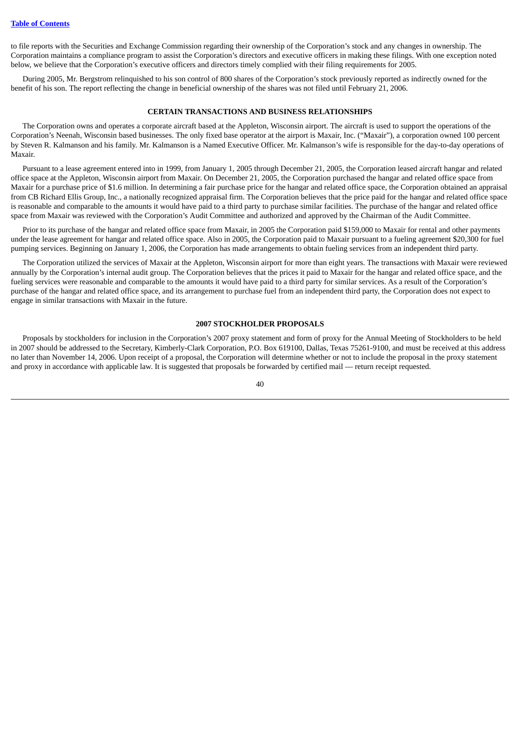to file reports with the Securities and Exchange Commission regarding their ownership of the Corporation's stock and any changes in ownership. The Corporation maintains a compliance program to assist the Corporation's directors and executive officers in making these filings. With one exception noted below, we believe that the Corporation's executive officers and directors timely complied with their filing requirements for 2005.

During 2005, Mr. Bergstrom relinquished to his son control of 800 shares of the Corporation's stock previously reported as indirectly owned for the benefit of his son. The report reflecting the change in beneficial ownership of the shares was not filed until February 21, 2006.

## CERTAIN TRANSACTIONS AND BUSINESS RELATIONSHIPS

The Corporation owns and operates a corporate aircraft based at the Appleton, Wisconsin airport. The aircraft is used to support the operations of the Corporation's Neenah, Wisconsin based businesses. The only fixed base operator at the airport is Maxair, Inc. ("Maxair"), a corporation owned 100 percent by Steven R. Kalmanson and his family. Mr. Kalmanson is a Named Executive Officer. Mr. Kalmanson's wife is responsible for the day-to-day operations of Maxair.

Pursuant to a lease agreement entered into in 1999, from January 1, 2005 through December 21, 2005, the Corporation leased aircraft hangar and related office space at the Appleton, Wisconsin airport from Maxair. On December 21, 2005, the Corporation purchased the hangar and related office space from Maxair for a purchase price of $1.6 million. In determining a fair purchase price for the hangar and related office space, the Corporation obtained an appraisal from CB Richard Ellis Group, Inc., a nationally recognized appraisal firm. The Corporation believes that the price paid for the hangar and related office space is reasonable and comparable to the amounts it would have paid to a third party to purchase similar facilities. The purchase of the hangar and related office space from Maxair was reviewed with the Corporation's Audit Committee and authorized and approved by the Chairman of the Audit Committee.

Prior to its purchase of the hangar and related office space from Maxair, in 2005 the Corporation paid $159,000 to Maxair for rental and other payments under the lease agreement for hangar and related office space. Also in 2005, the Corporation paid to Maxair pursuant to a fueling agreement $20,300 for fuel pumping services. Beginning on January 1, 2006, the Corporation has made arrangements to obtain fueling services from an independent third party.

The Corporation utilized the services of Maxair at the Appleton, Wisconsin airport for more than eight years. The transactions with Maxair were reviewed annually by the Corporation's internal audit group. The Corporation believes that the prices it paid to Maxair for the hangar and related office space, and the fueling services were reasonable and comparable to the amounts it would have paid to a third party for similar services. As a result of the Corporation's purchase of the hangar and related office space, and its arrangement to purchase fuel from an independent third party, the Corporation does not expect to engage in similar transactions with Maxair in the future.

## 2007 STOCKHOLDER PROPOSALS

Proposals by stockholders for inclusion in the Corporation's 2007 proxy statement and form of proxy for the Annual Meeting of Stockholders to be held in 2007 should be addressed to the Secretary, Kimberly-Clark Corporation, P.O. Box 619100, Dallas, Texas 75261-9100, and must be received at this address no later than November 14, 2006. Upon receipt of a proposal, the Corporation will determine whether or not to include the proposal in the proxy statement and proxy in accordance with applicable law. It is suggested that proposals be forwarded by certified mail — return receipt requested.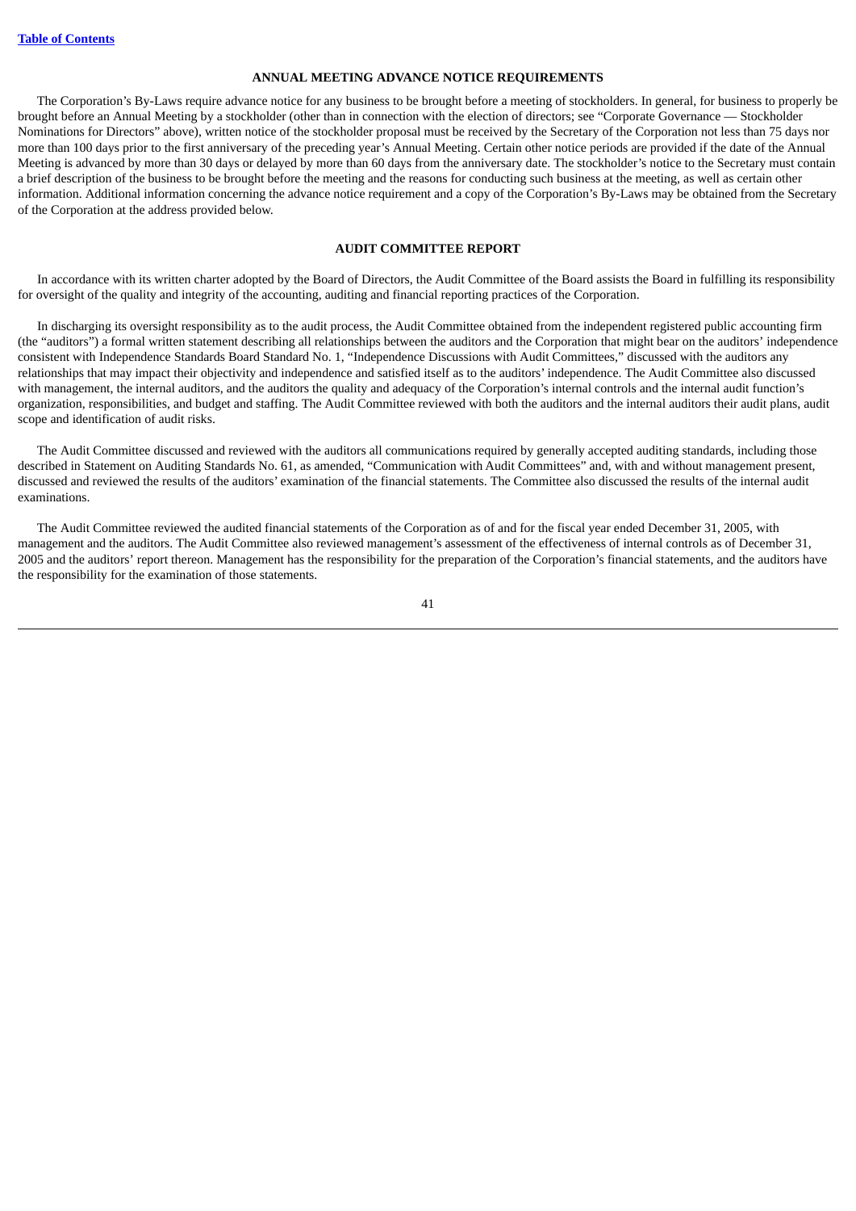## ANNUAL MEETING ADVANCE NOTICE REQUIREMENTS

The Corporation's By-Laws require advance notice for any business to be brought before a meeting of stockholders. In general, for business to properly be brought before an Annual Meeting by a stockholder (other than in connection with the election of directors; see "Corporate Governance — Stockholder Nominations for Directors" above), written notice of the stockholder proposal must be received by the Secretary of the Corporation not less than 75 days nor more than 100 days prior to the first anniversary of the preceding year's Annual Meeting. Certain other notice periods are provided if the date of the Annual Meeting is advanced by more than 30 days or delayed by more than 60 days from the anniversary date. The stockholder's notice to the Secretary must contain a brief description of the business to be brought before the meeting and the reasons for conducting such business at the meeting, as well as certain other information. Additional information concerning the advance notice requirement and a copy of the Corporation's By-Laws may be obtained from the Secretary of the Corporation at the address provided below.

## AUDIT COMMITTEE REPORT

In accordance with its written charter adopted by the Board of Directors, the Audit Committee of the Board assists the Board in fulfilling its responsibility for oversight of the quality and integrity of the accounting, auditing and financial reporting practices of the Corporation.

In discharging its oversight responsibility as to the audit process, the Audit Committee obtained from the independent registered public accounting firm (the "auditors") a formal written statement describing all relationships between the auditors and the Corporation that might bear on the auditors' independence consistent with Independence Standards Board Standard No. 1, "Independence Discussions with Audit Committees," discussed with the auditors any relationships that may impact their objectivity and independence and satisfied itself as to the auditors' independence. The Audit Committee also discussed with management, the internal auditors, and the auditors the quality and adequacy of the Corporation's internal controls and the internal audit function's organization, responsibilities, and budget and staffing. The Audit Committee reviewed with both the auditors and the internal auditors their audit plans, audit scope and identification of audit risks.

The Audit Committee discussed and reviewed with the auditors all communications required by generally accepted auditing standards, including those described in Statement on Auditing Standards No. 61, as amended, "Communication with Audit Committees" and, with and without management present, discussed and reviewed the results of the auditors' examination of the financial statements. The Committee also discussed the results of the internal audit examinations.

The Audit Committee reviewed the audited financial statements of the Corporation as of and for the fiscal year ended December 31, 2005, with management and the auditors. The Audit Committee also reviewed management's assessment of the effectiveness of internal controls as of December 31, 2005 and the auditors' report thereon. Management has the responsibility for the preparation of the Corporation's financial statements, and the auditors have the responsibility for the examination of those statements.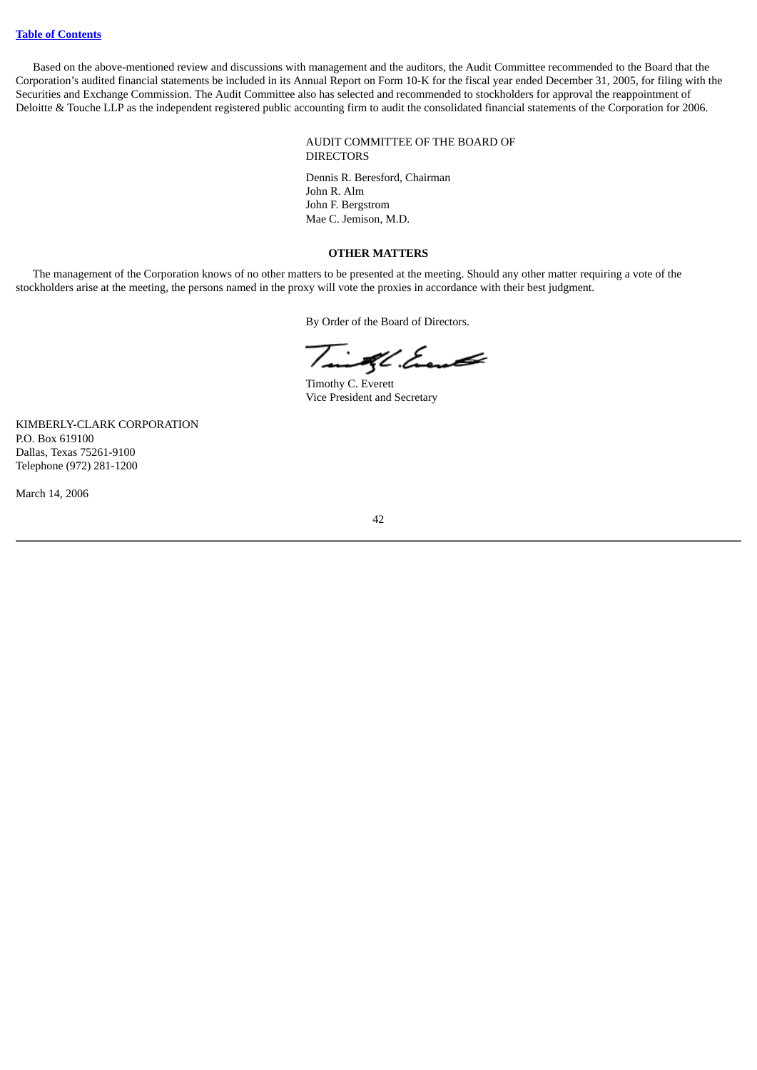Based on the above-mentioned review and discussions with management and the auditors, the Audit Committee recommended to the Board that the Corporation's audited financial statements be included in its Annual Report on Form 10-K for the fiscal year ended December 31, 2005, for filing with the Securities and Exchange Commission. The Audit Committee also has selected and recommended to stockholders for approval the reappointment of Deloitte & Touche LLP as the independent registered public accounting firm to audit the consolidated financial statements of the Corporation for 2006.

AUDIT COMMITTEE OF THE BOARD OF DIRECTORS

Dennis R. Beresford, Chairman
John R. Alm
John F. Bergstrom
Mae C. Jemison, M.D.

**OTHER MATTERS**

The management of the Corporation knows of no other matters to be presented at the meeting. Should any other matter requiring a vote of the stockholders arise at the meeting, the persons named in the proxy will vote the proxies in accordance with their best judgment.

By Order of the Board of Directors.

Timothy C. Everett
Vice President and Secretary

KIMBERLY-CLARK CORPORATION
P.O. Box 619100
Dallas, Texas 75261-9100
Telephone (972) 281-1200

March 14, 2006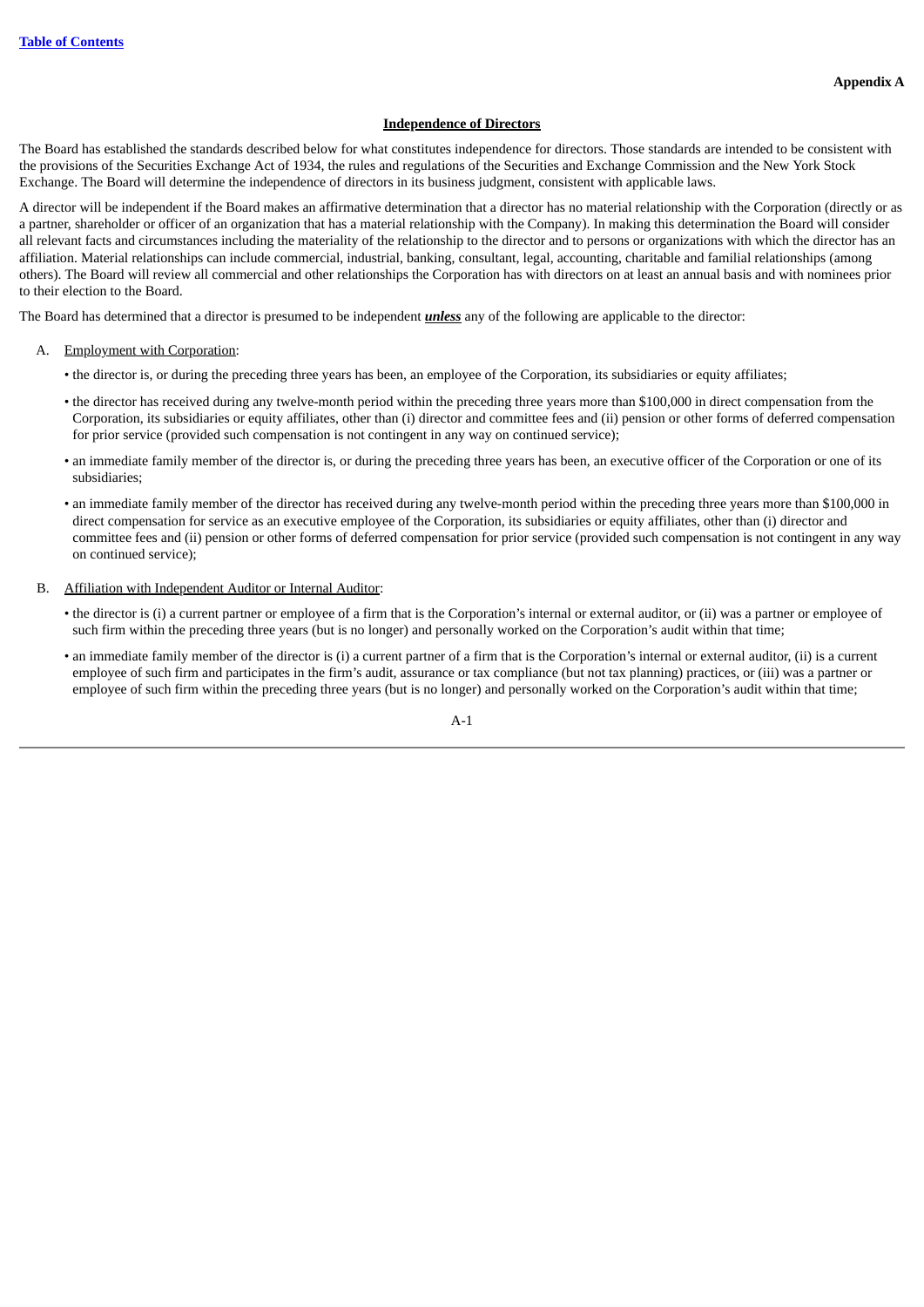**Appendix A**

## Independence of Directors

The Board has established the standards described below for what constitutes independence for directors. Those standards are intended to be consistent with the provisions of the Securities Exchange Act of 1934, the rules and regulations of the Securities and Exchange Commission and the New York Stock Exchange. The Board will determine the independence of directors in its business judgment, consistent with applicable laws.

A director will be independent if the Board makes an affirmative determination that a director has no material relationship with the Corporation (directly or as a partner, shareholder or officer of an organization that has a material relationship with the Company). In making this determination the Board will consider all relevant facts and circumstances including the materiality of the relationship to the director and to persons or organizations with which the director has an affiliation. Material relationships can include commercial, industrial, banking, consultant, legal, accounting, charitable and familial relationships (among others). The Board will review all commercial and other relationships the Corporation has with directors on at least an annual basis and with nominees prior to their election to the Board.

The Board has determined that a director is presumed to be independent ***unless*** any of the following are applicable to the director:

A. Employment with Corporation:

- the director is, or during the preceding three years has been, an employee of the Corporation, its subsidiaries or equity affiliates;
- the director has received during any twelve-month period within the preceding three years more than $100,000 in direct compensation from the Corporation, its subsidiaries or equity affiliates, other than (i) director and committee fees and (ii) pension or other forms of deferred compensation for prior service (provided such compensation is not contingent in any way on continued service);
- an immediate family member of the director is, or during the preceding three years has been, an executive officer of the Corporation or one of its subsidiaries;
- an immediate family member of the director has received during any twelve-month period within the preceding three years more than $100,000 in direct compensation for service as an executive employee of the Corporation, its subsidiaries or equity affiliates, other than (i) director and committee fees and (ii) pension or other forms of deferred compensation for prior service (provided such compensation is not contingent in any way on continued service);

B. Affiliation with Independent Auditor or Internal Auditor:

- the director is (i) a current partner or employee of a firm that is the Corporation's internal or external auditor, or (ii) was a partner or employee of such firm within the preceding three years (but is no longer) and personally worked on the Corporation's audit within that time;
- an immediate family member of the director is (i) a current partner of a firm that is the Corporation's internal or external auditor, (ii) is a current employee of such firm and participates in the firm's audit, assurance or tax compliance (but not tax planning) practices, or (iii) was a partner or employee of such firm within the preceding three years (but is no longer) and personally worked on the Corporation's audit within that time;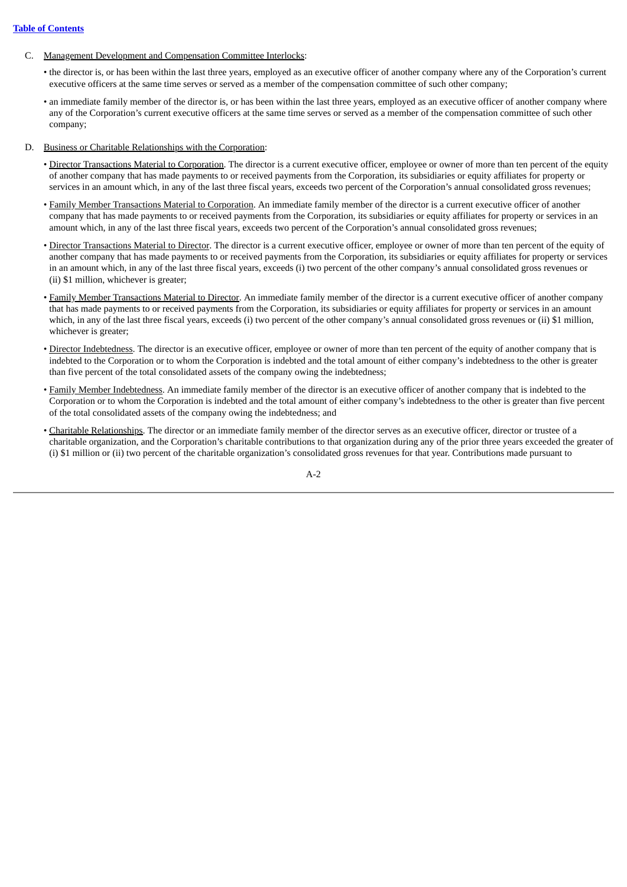C. Management Development and Compensation Committee Interlocks:

- the director is, or has been within the last three years, employed as an executive officer of another company where any of the Corporation's current executive officers at the same time serves or served as a member of the compensation committee of such other company;
- an immediate family member of the director is, or has been within the last three years, employed as an executive officer of another company where any of the Corporation's current executive officers at the same time serves or served as a member of the compensation committee of such other company;

D. Business or Charitable Relationships with the Corporation:

- Director Transactions Material to Corporation. The director is a current executive officer, employee or owner of more than ten percent of the equity of another company that has made payments to or received payments from the Corporation, its subsidiaries or equity affiliates for property or services in an amount which, in any of the last three fiscal years, exceeds two percent of the Corporation's annual consolidated gross revenues;
- Family Member Transactions Material to Corporation. An immediate family member of the director is a current executive officer of another company that has made payments to or received payments from the Corporation, its subsidiaries or equity affiliates for property or services in an amount which, in any of the last three fiscal years, exceeds two percent of the Corporation's annual consolidated gross revenues;
- Director Transactions Material to Director. The director is a current executive officer, employee or owner of more than ten percent of the equity of another company that has made payments to or received payments from the Corporation, its subsidiaries or equity affiliates for property or services in an amount which, in any of the last three fiscal years, exceeds (i) two percent of the other company's annual consolidated gross revenues or (ii) $1 million, whichever is greater;
- Family Member Transactions Material to Director. An immediate family member of the director is a current executive officer of another company that has made payments to or received payments from the Corporation, its subsidiaries or equity affiliates for property or services in an amount which, in any of the last three fiscal years, exceeds (i) two percent of the other company's annual consolidated gross revenues or (ii) $1 million, whichever is greater;
- Director Indebtedness. The director is an executive officer, employee or owner of more than ten percent of the equity of another company that is indebted to the Corporation or to whom the Corporation is indebted and the total amount of either company's indebtedness to the other is greater than five percent of the total consolidated assets of the company owing the indebtedness;
- Family Member Indebtedness. An immediate family member of the director is an executive officer of another company that is indebted to the Corporation or to whom the Corporation is indebted and the total amount of either company's indebtedness to the other is greater than five percent of the total consolidated assets of the company owing the indebtedness; and
- Charitable Relationships. The director or an immediate family member of the director serves as an executive officer, director or trustee of a charitable organization, and the Corporation's charitable contributions to that organization during any of the prior three years exceeded the greater of (i) $1 million or (ii) two percent of the charitable organization's consolidated gross revenues for that year. Contributions made pursuant to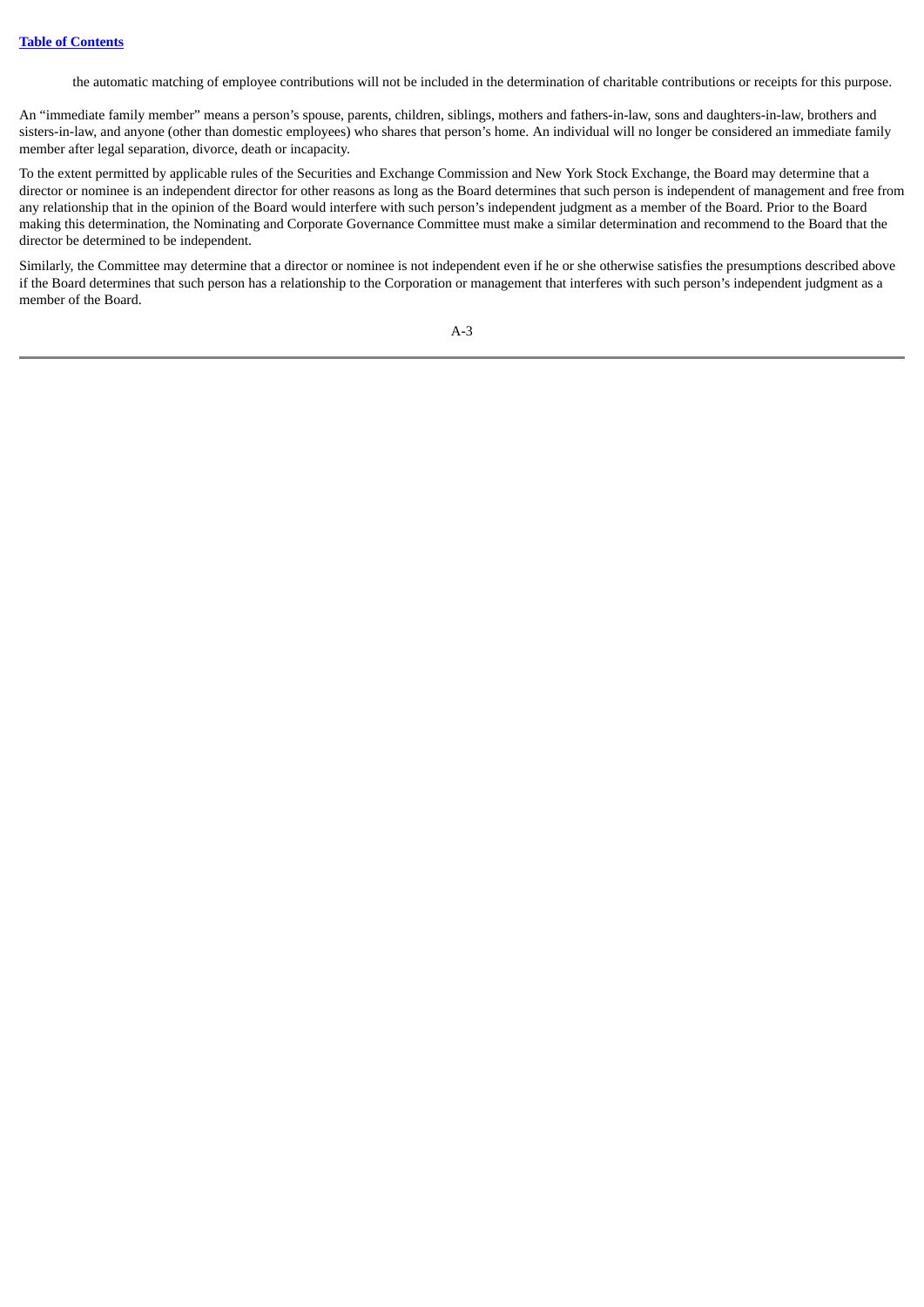the automatic matching of employee contributions will not be included in the determination of charitable contributions or receipts for this purpose.

An “immediate family member” means a person’s spouse, parents, children, siblings, mothers and fathers-in-law, sons and daughters-in-law, brothers and sisters-in-law, and anyone (other than domestic employees) who shares that person’s home. An individual will no longer be considered an immediate family member after legal separation, divorce, death or incapacity.

To the extent permitted by applicable rules of the Securities and Exchange Commission and New York Stock Exchange, the Board may determine that a director or nominee is an independent director for other reasons as long as the Board determines that such person is independent of management and free from any relationship that in the opinion of the Board would interfere with such person’s independent judgment as a member of the Board. Prior to the Board making this determination, the Nominating and Corporate Governance Committee must make a similar determination and recommend to the Board that the director be determined to be independent.

Similarly, the Committee may determine that a director or nominee is not independent even if he or she otherwise satisfies the presumptions described above if the Board determines that such person has a relationship to the Corporation or management that interferes with such person’s independent judgment as a member of the Board.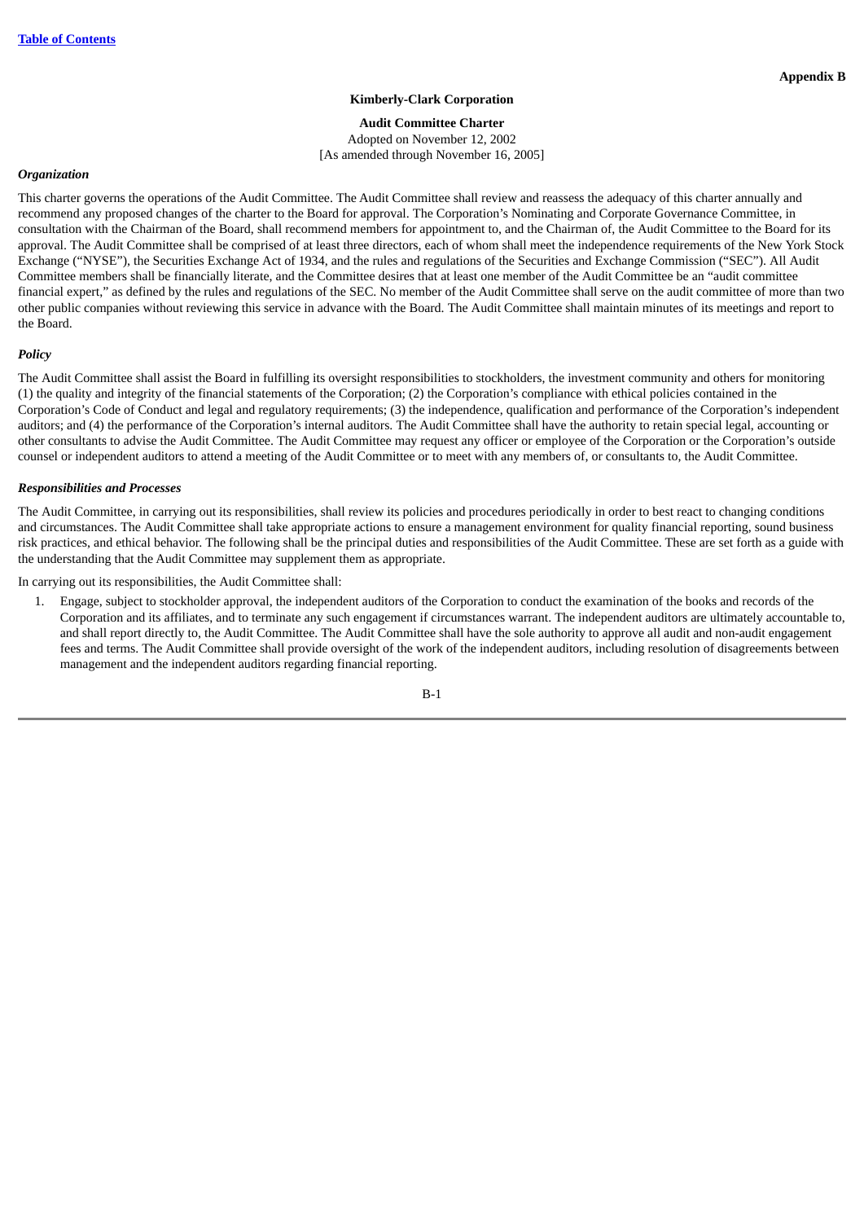**Appendix B**

**Kimberly-Clark Corporation**

**Audit Committee Charter**
Adopted on November 12, 2002
[As amended through November 16, 2005]

***Organization***

This charter governs the operations of the Audit Committee. The Audit Committee shall review and reassess the adequacy of this charter annually and recommend any proposed changes of the charter to the Board for approval. The Corporation's Nominating and Corporate Governance Committee, in consultation with the Chairman of the Board, shall recommend members for appointment to, and the Chairman of, the Audit Committee to the Board for its approval. The Audit Committee shall be comprised of at least three directors, each of whom shall meet the independence requirements of the New York Stock Exchange ("NYSE"), the Securities Exchange Act of 1934, and the rules and regulations of the Securities and Exchange Commission ("SEC"). All Audit Committee members shall be financially literate, and the Committee desires that at least one member of the Audit Committee be an "audit committee financial expert," as defined by the rules and regulations of the SEC. No member of the Audit Committee shall serve on the audit committee of more than two other public companies without reviewing this service in advance with the Board. The Audit Committee shall maintain minutes of its meetings and report to the Board.

***Policy***

The Audit Committee shall assist the Board in fulfilling its oversight responsibilities to stockholders, the investment community and others for monitoring (1) the quality and integrity of the financial statements of the Corporation; (2) the Corporation's compliance with ethical policies contained in the Corporation's Code of Conduct and legal and regulatory requirements; (3) the independence, qualification and performance of the Corporation's independent auditors; and (4) the performance of the Corporation's internal auditors. The Audit Committee shall have the authority to retain special legal, accounting or other consultants to advise the Audit Committee. The Audit Committee may request any officer or employee of the Corporation or the Corporation's outside counsel or independent auditors to attend a meeting of the Audit Committee or to meet with any members of, or consultants to, the Audit Committee.

***Responsibilities and Processes***

The Audit Committee, in carrying out its responsibilities, shall review its policies and procedures periodically in order to best react to changing conditions and circumstances. The Audit Committee shall take appropriate actions to ensure a management environment for quality financial reporting, sound business risk practices, and ethical behavior. The following shall be the principal duties and responsibilities of the Audit Committee. These are set forth as a guide with the understanding that the Audit Committee may supplement them as appropriate.

In carrying out its responsibilities, the Audit Committee shall:

1. Engage, subject to stockholder approval, the independent auditors of the Corporation to conduct the examination of the books and records of the Corporation and its affiliates, and to terminate any such engagement if circumstances warrant. The independent auditors are ultimately accountable to, and shall report directly to, the Audit Committee. The Audit Committee shall have the sole authority to approve all audit and non-audit engagement fees and terms. The Audit Committee shall provide oversight of the work of the independent auditors, including resolution of disagreements between management and the independent auditors regarding financial reporting.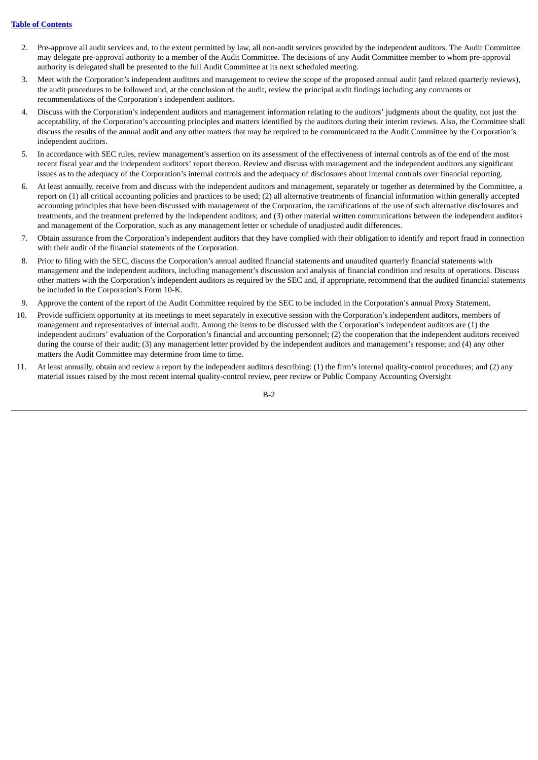2. Pre-approve all audit services and, to the extent permitted by law, all non-audit services provided by the independent auditors. The Audit Committee may delegate pre-approval authority to a member of the Audit Committee. The decisions of any Audit Committee member to whom pre-approval authority is delegated shall be presented to the full Audit Committee at its next scheduled meeting.
3. Meet with the Corporation's independent auditors and management to review the scope of the proposed annual audit (and related quarterly reviews), the audit procedures to be followed and, at the conclusion of the audit, review the principal audit findings including any comments or recommendations of the Corporation's independent auditors.
4. Discuss with the Corporation's independent auditors and management information relating to the auditors' judgments about the quality, not just the acceptability, of the Corporation's accounting principles and matters identified by the auditors during their interim reviews. Also, the Committee shall discuss the results of the annual audit and any other matters that may be required to be communicated to the Audit Committee by the Corporation's independent auditors.
5. In accordance with SEC rules, review management's assertion on its assessment of the effectiveness of internal controls as of the end of the most recent fiscal year and the independent auditors' report thereon. Review and discuss with management and the independent auditors any significant issues as to the adequacy of the Corporation's internal controls and the adequacy of disclosures about internal controls over financial reporting.
6. At least annually, receive from and discuss with the independent auditors and management, separately or together as determined by the Committee, a report on (1) all critical accounting policies and practices to be used; (2) all alternative treatments of financial information within generally accepted accounting principles that have been discussed with management of the Corporation, the ramifications of the use of such alternative disclosures and treatments, and the treatment preferred by the independent auditors; and (3) other material written communications between the independent auditors and management of the Corporation, such as any management letter or schedule of unadjusted audit differences.
7. Obtain assurance from the Corporation's independent auditors that they have complied with their obligation to identify and report fraud in connection with their audit of the financial statements of the Corporation.
8. Prior to filing with the SEC, discuss the Corporation's annual audited financial statements and unaudited quarterly financial statements with management and the independent auditors, including management's discussion and analysis of financial condition and results of operations. Discuss other matters with the Corporation's independent auditors as required by the SEC and, if appropriate, recommend that the audited financial statements be included in the Corporation's Form 10-K.
9. Approve the content of the report of the Audit Committee required by the SEC to be included in the Corporation's annual Proxy Statement.
10. Provide sufficient opportunity at its meetings to meet separately in executive session with the Corporation's independent auditors, members of management and representatives of internal audit. Among the items to be discussed with the Corporation's independent auditors are (1) the independent auditors' evaluation of the Corporation's financial and accounting personnel; (2) the cooperation that the independent auditors received during the course of their audit; (3) any management letter provided by the independent auditors and management's response; and (4) any other matters the Audit Committee may determine from time to time.
11. At least annually, obtain and review a report by the independent auditors describing: (1) the firm's internal quality-control procedures; and (2) any material issues raised by the most recent internal quality-control review, peer review or Public Company Accounting Oversight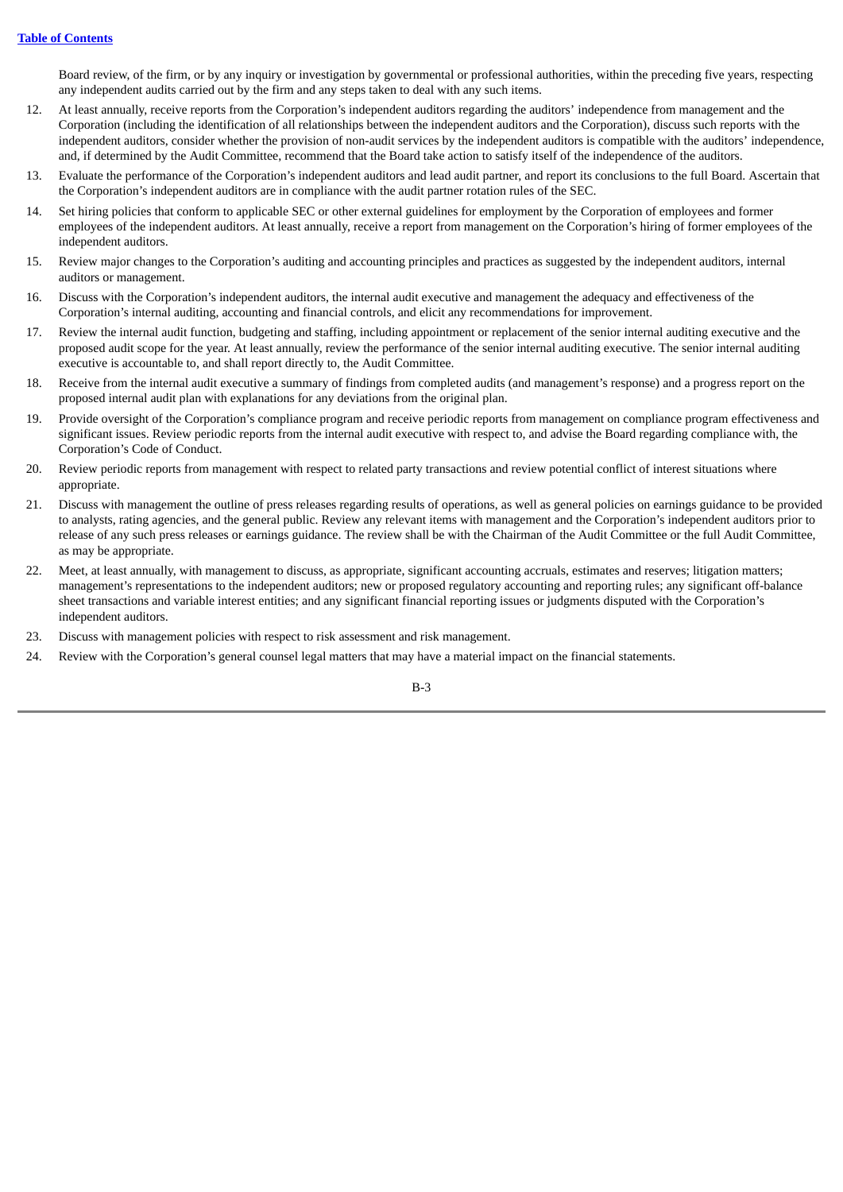Board review, of the firm, or by any inquiry or investigation by governmental or professional authorities, within the preceding five years, respecting any independent audits carried out by the firm and any steps taken to deal with any such items.

12. At least annually, receive reports from the Corporation's independent auditors regarding the auditors' independence from management and the Corporation (including the identification of all relationships between the independent auditors and the Corporation), discuss such reports with the independent auditors, consider whether the provision of non-audit services by the independent auditors is compatible with the auditors' independence, and, if determined by the Audit Committee, recommend that the Board take action to satisfy itself of the independence of the auditors.
13. Evaluate the performance of the Corporation's independent auditors and lead audit partner, and report its conclusions to the full Board. Ascertain that the Corporation's independent auditors are in compliance with the audit partner rotation rules of the SEC.
14. Set hiring policies that conform to applicable SEC or other external guidelines for employment by the Corporation of employees and former employees of the independent auditors. At least annually, receive a report from management on the Corporation's hiring of former employees of the independent auditors.
15. Review major changes to the Corporation's auditing and accounting principles and practices as suggested by the independent auditors, internal auditors or management.
16. Discuss with the Corporation's independent auditors, the internal audit executive and management the adequacy and effectiveness of the Corporation's internal auditing, accounting and financial controls, and elicit any recommendations for improvement.
17. Review the internal audit function, budgeting and staffing, including appointment or replacement of the senior internal auditing executive and the proposed audit scope for the year. At least annually, review the performance of the senior internal auditing executive. The senior internal auditing executive is accountable to, and shall report directly to, the Audit Committee.
18. Receive from the internal audit executive a summary of findings from completed audits (and management's response) and a progress report on the proposed internal audit plan with explanations for any deviations from the original plan.
19. Provide oversight of the Corporation's compliance program and receive periodic reports from management on compliance program effectiveness and significant issues. Review periodic reports from the internal audit executive with respect to, and advise the Board regarding compliance with, the Corporation's Code of Conduct.
20. Review periodic reports from management with respect to related party transactions and review potential conflict of interest situations where appropriate.
21. Discuss with management the outline of press releases regarding results of operations, as well as general policies on earnings guidance to be provided to analysts, rating agencies, and the general public. Review any relevant items with management and the Corporation's independent auditors prior to release of any such press releases or earnings guidance. The review shall be with the Chairman of the Audit Committee or the full Audit Committee, as may be appropriate.
22. Meet, at least annually, with management to discuss, as appropriate, significant accounting accruals, estimates and reserves; litigation matters; management's representations to the independent auditors; new or proposed regulatory accounting and reporting rules; any significant off-balance sheet transactions and variable interest entities; and any significant financial reporting issues or judgments disputed with the Corporation's independent auditors.
23. Discuss with management policies with respect to risk assessment and risk management.
24. Review with the Corporation's general counsel legal matters that may have a material impact on the financial statements.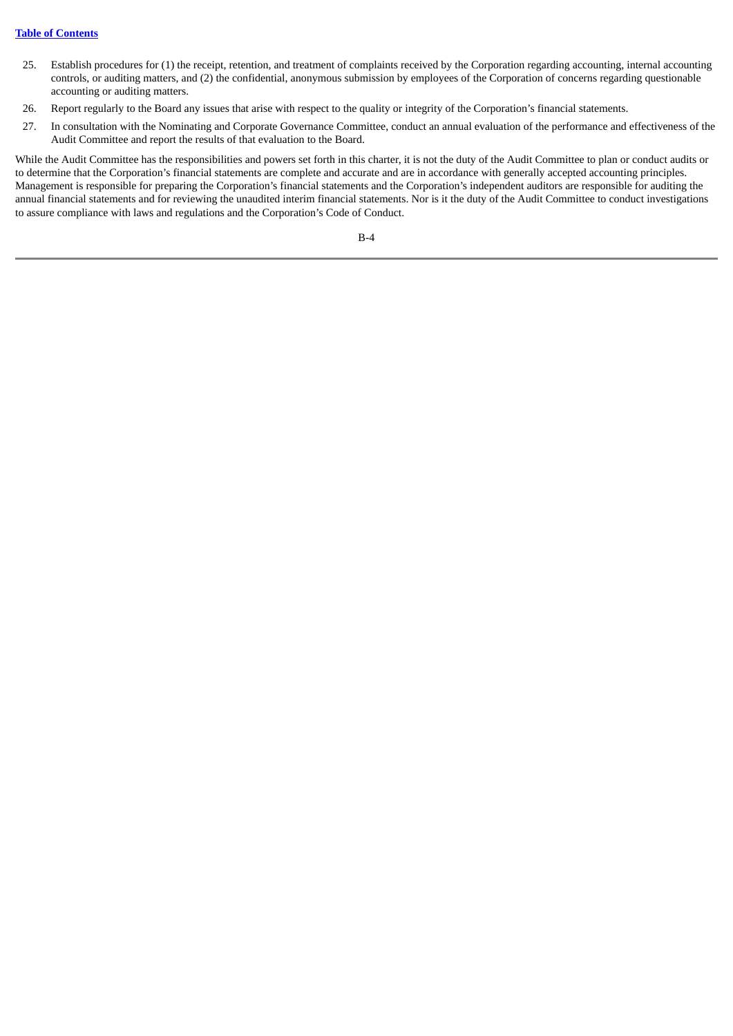25. Establish procedures for (1) the receipt, retention, and treatment of complaints received by the Corporation regarding accounting, internal accounting controls, or auditing matters, and (2) the confidential, anonymous submission by employees of the Corporation of concerns regarding questionable accounting or auditing matters.
26. Report regularly to the Board any issues that arise with respect to the quality or integrity of the Corporation's financial statements.
27. In consultation with the Nominating and Corporate Governance Committee, conduct an annual evaluation of the performance and effectiveness of the Audit Committee and report the results of that evaluation to the Board.

While the Audit Committee has the responsibilities and powers set forth in this charter, it is not the duty of the Audit Committee to plan or conduct audits or to determine that the Corporation's financial statements are complete and accurate and are in accordance with generally accepted accounting principles. Management is responsible for preparing the Corporation's financial statements and the Corporation's independent auditors are responsible for auditing the annual financial statements and for reviewing the unaudited interim financial statements. Nor is it the duty of the Audit Committee to conduct investigations to assure compliance with laws and regulations and the Corporation's Code of Conduct.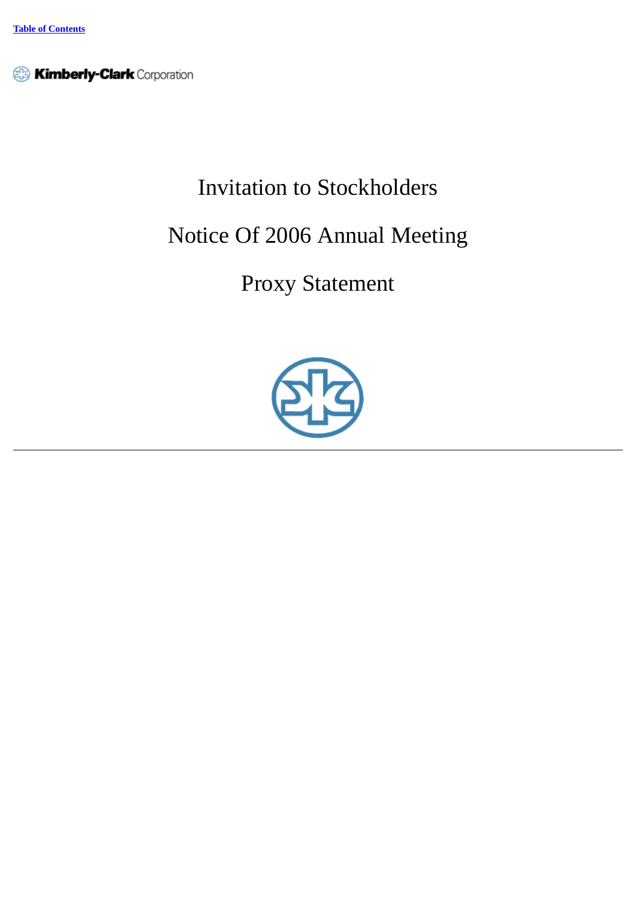Table of Contents

Kimberly-Clark Corporation

# Invitation to Stockholders

# Notice Of 2006 Annual Meeting

# Proxy Statement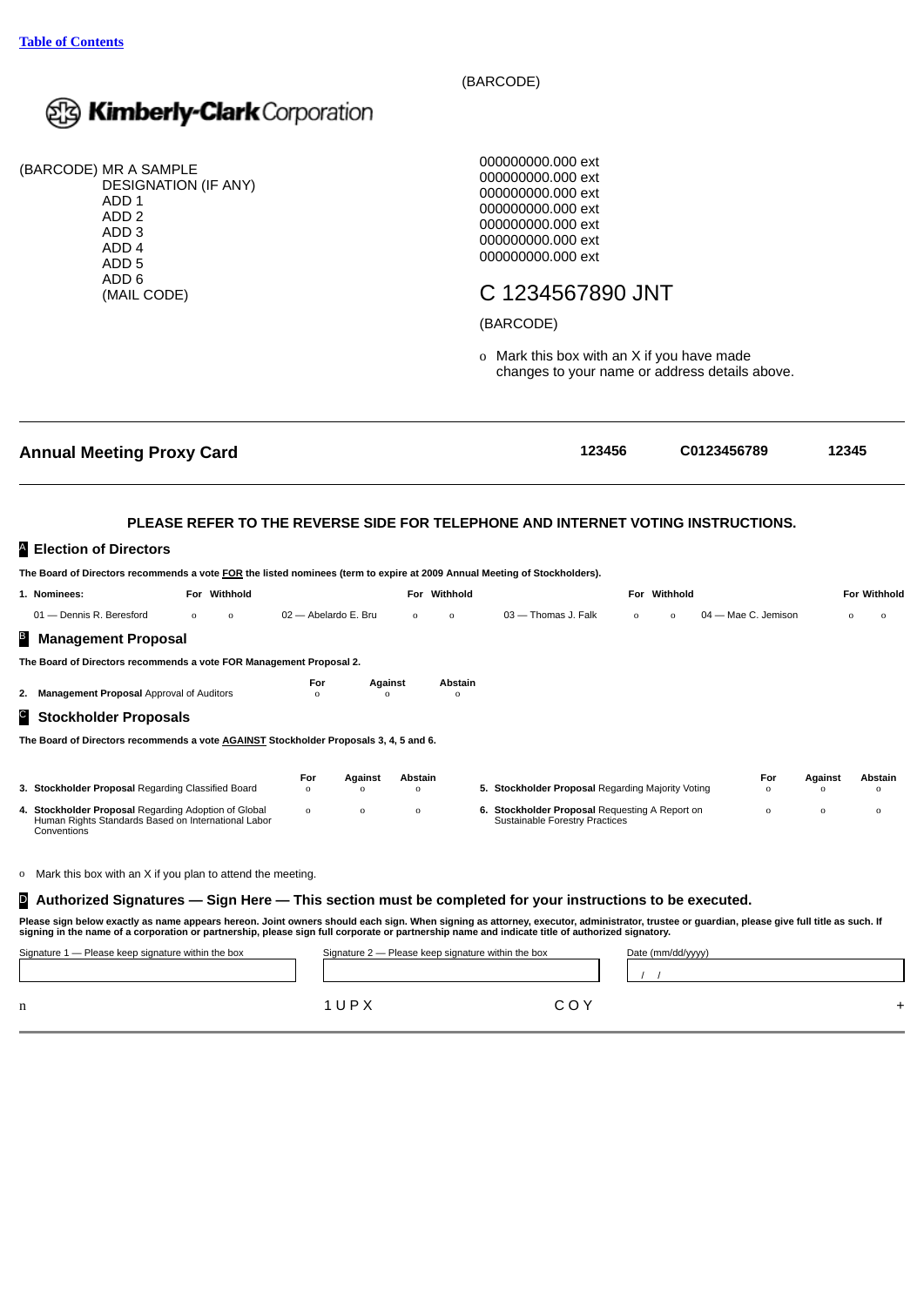[Table of Contents](#)

(BARCODE)

**Kimberly-Clark** Corporation

(BARCODE) MR A SAMPLE
DESIGNATION (IF ANY)
ADD 1
ADD 2
ADD 3
ADD 4
ADD 5
ADD 6
(MAIL CODE)

000000000.000 ext
000000000.000 ext
000000000.000 ext
000000000.000 ext
000000000.000 ext
000000000.000 ext
000000000.000 ext

C 1234567890 JNT

(BARCODE)

o Mark this box with an X if you have made changes to your name or address details above.

## Annual Meeting Proxy Card

123456 C0123456789 12345

**PLEASE REFER TO THE REVERSE SIDE FOR TELEPHONE AND INTERNET VOTING INSTRUCTIONS.**

### A Election of Directors

**The Board of Directors recommends a vote FOR the listed nominees (term to expire at 2009 Annual Meeting of Stockholders).**

**1. Nominees:**

| Nominee | For | Withhold |
|---|---|---|
| 01 — Dennis R. Beresford | o | o |
| 02 — Abelardo E. Bru | o | o |
| 03 — Thomas J. Falk | o | o |
| 04 — Mae C. Jemison | o | o |

### B Management Proposal

**The Board of Directors recommends a vote FOR Management Proposal 2.**

| | For | Against | Abstain |
|---|---|---|---|
| **2. Management Proposal** Approval of Auditors | o | o | o |

### C Stockholder Proposals

**The Board of Directors recommends a vote AGAINST Stockholder Proposals 3, 4, 5 and 6.**

| | For | Against | Abstain |
|---|---|---|---|
| **3. Stockholder Proposal** Regarding Classified Board | o | o | o |
| **4. Stockholder Proposal** Regarding Adoption of Global Human Rights Standards Based on International Labor Conventions | o | o | o |
| **5. Stockholder Proposal** Regarding Majority Voting | o | o | o |
| **6. Stockholder Proposal** Requesting A Report on Sustainable Forestry Practices | o | o | o |

o Mark this box with an X if you plan to attend the meeting.

### D Authorized Signatures — Sign Here — This section must be completed for your instructions to be executed.

**Please sign below exactly as name appears hereon. Joint owners should each sign. When signing as attorney, executor, administrator, trustee or guardian, please give full title as such. If signing in the name of a corporation or partnership, please sign full corporate or partnership name and indicate title of authorized signatory.**

| Signature 1 — Please keep signature within the box | Signature 2 — Please keep signature within the box | Date (mm/dd/yyyy) |
|---|---|---|
| | | / / |

n 1 U P X C O Y +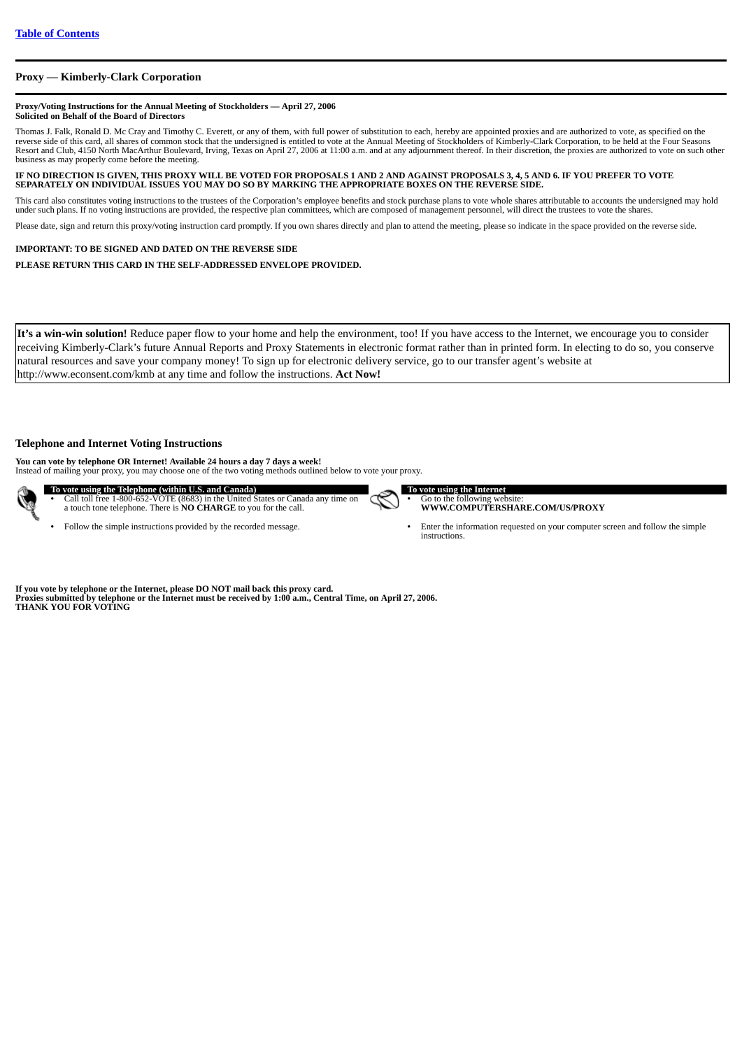Table of Contents

## Proxy — Kimberly-Clark Corporation

**Proxy/Voting Instructions for the Annual Meeting of Stockholders — April 27, 2006**
**Solicited on Behalf of the Board of Directors**

Thomas J. Falk, Ronald D. Mc Cray and Timothy C. Everett, or any of them, with full power of substitution to each, hereby are appointed proxies and are authorized to vote, as specified on the reverse side of this card, all shares of common stock that the undersigned is entitled to vote at the Annual Meeting of Stockholders of Kimberly-Clark Corporation, to be held at the Four Seasons Resort and Club, 4150 North MacArthur Boulevard, Irving, Texas on April 27, 2006 at 11:00 a.m. and at any adjournment thereof. In their discretion, the proxies are authorized to vote on such other business as may properly come before the meeting.

**IF NO DIRECTION IS GIVEN, THIS PROXY WILL BE VOTED FOR PROPOSALS 1 AND 2 AND AGAINST PROPOSALS 3, 4, 5 AND 6. IF YOU PREFER TO VOTE SEPARATELY ON INDIVIDUAL ISSUES YOU MAY DO SO BY MARKING THE APPROPRIATE BOXES ON THE REVERSE SIDE.**

This card also constitutes voting instructions to the trustees of the Corporation's employee benefits and stock purchase plans to vote whole shares attributable to accounts the undersigned may hold under such plans. If no voting instructions are provided, the respective plan committees, which are composed of management personnel, will direct the trustees to vote the shares.

Please date, sign and return this proxy/voting instruction card promptly. If you own shares directly and plan to attend the meeting, please so indicate in the space provided on the reverse side.

**IMPORTANT: TO BE SIGNED AND DATED ON THE REVERSE SIDE**

**PLEASE RETURN THIS CARD IN THE SELF-ADDRESSED ENVELOPE PROVIDED.**

**It's a win-win solution!** Reduce paper flow to your home and help the environment, too! If you have access to the Internet, we encourage you to consider receiving Kimberly-Clark's future Annual Reports and Proxy Statements in electronic format rather than in printed form. In electing to do so, you conserve natural resources and save your company money! To sign up for electronic delivery service, go to our transfer agent's website at http://www.econsent.com/kmb at any time and follow the instructions. **Act Now!**

## Telephone and Internet Voting Instructions

**You can vote by telephone OR Internet! Available 24 hours a day 7 days a week!**
Instead of mailing your proxy, you may choose one of the two voting methods outlined below to vote your proxy.

**To vote using the Telephone (within U.S. and Canada)**

- Call toll free 1-800-652-VOTE (8683) in the United States or Canada any time on a touch tone telephone. There is **NO CHARGE** to you for the call.
- Follow the simple instructions provided by the recorded message.

**To vote using the Internet**

- Go to the following website: **WWW.COMPUTERSHARE.COM/US/PROXY**
- Enter the information requested on your computer screen and follow the simple instructions.

**If you vote by telephone or the Internet, please DO NOT mail back this proxy card.**
**Proxies submitted by telephone or the Internet must be received by 1:00 a.m., Central Time, on April 27, 2006.**
**THANK YOU FOR VOTING**